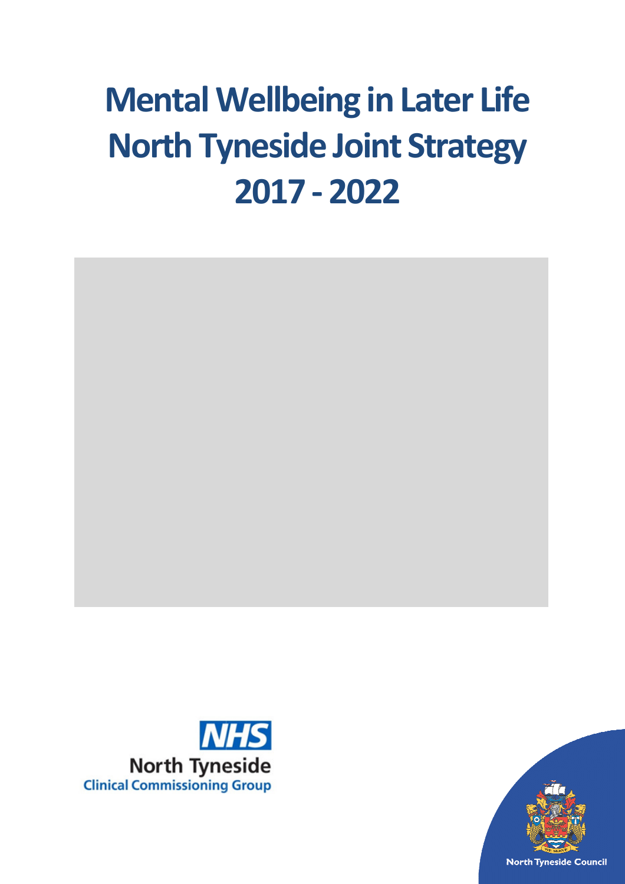# Mental Wellbeing in Later Life
# North Tyneside Joint Strategy
# 2017 - 2022

NHS
North Tyneside
Clinical Commissioning Group

North Tyneside Council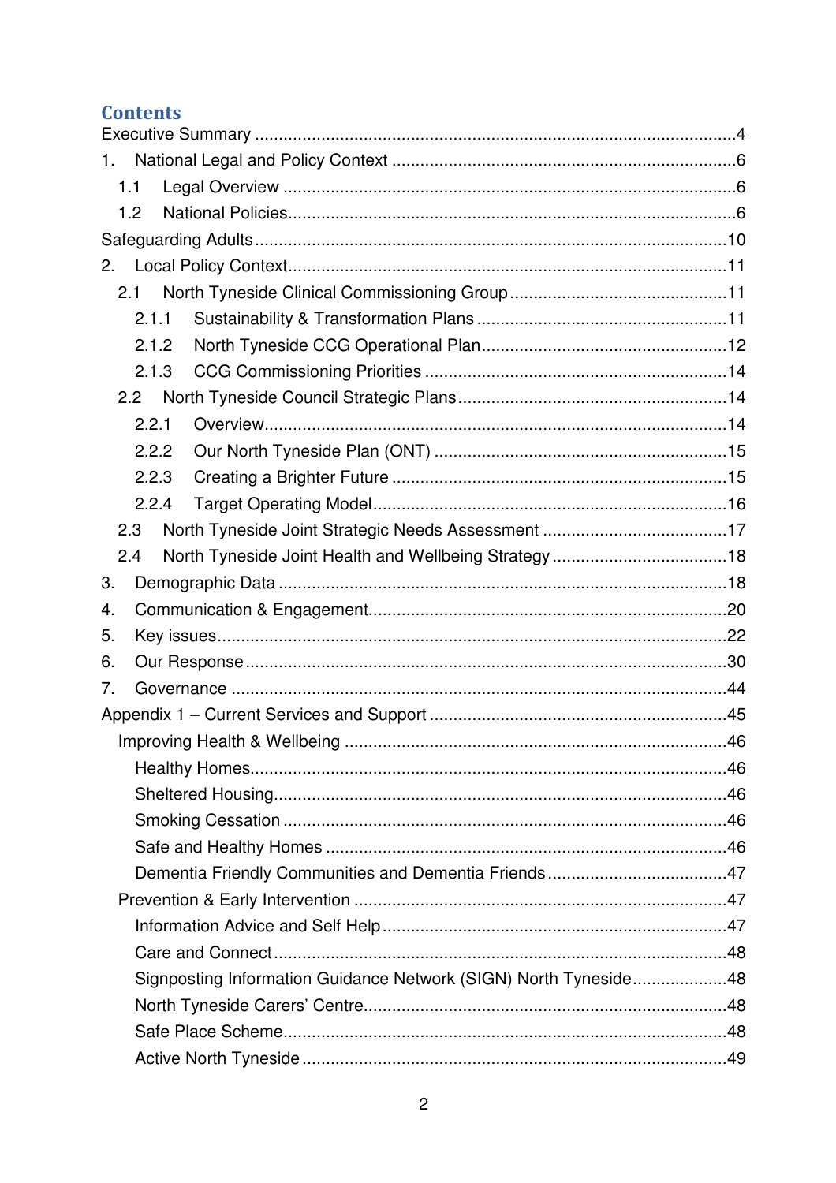# Contents

Executive Summary ....................................................................................................4

1. National Legal and Policy Context ........................................................................6
   - 1.1 Legal Overview ..............................................................................................6
   - 1.2 National Policies.............................................................................................6

Safeguarding Adults ..................................................................................................10

2. Local Policy Context...........................................................................................11
   - 2.1 North Tyneside Clinical Commissioning Group ..............................................11
     - 2.1.1 Sustainability & Transformation Plans ....................................................11
     - 2.1.2 North Tyneside CCG Operational Plan....................................................12
     - 2.1.3 CCG Commissioning Priorities ................................................................14
   - 2.2 North Tyneside Council Strategic Plans .........................................................14
     - 2.2.1 Overview.................................................................................................14
     - 2.2.2 Our North Tyneside Plan (ONT) .............................................................15
     - 2.2.3 Creating a Brighter Future ......................................................................15
     - 2.2.4 Target Operating Model..........................................................................16
   - 2.3 North Tyneside Joint Strategic Needs Assessment .......................................17
   - 2.4 North Tyneside Joint Health and Wellbeing Strategy .....................................18
3. Demographic Data .............................................................................................18
4. Communication & Engagement...........................................................................20
5. Key issues..........................................................................................................22
6. Our Response ....................................................................................................30
7. Governance .......................................................................................................44

Appendix 1 – Current Services and Support ..............................................................45

- Improving Health & Wellbeing ................................................................................46
  - Healthy Homes....................................................................................................46
  - Sheltered Housing...............................................................................................46
  - Smoking Cessation .............................................................................................46
  - Safe and Healthy Homes ....................................................................................46
  - Dementia Friendly Communities and Dementia Friends ......................................47
- Prevention & Early Intervention ..............................................................................47
  - Information Advice and Self Help ........................................................................47
  - Care and Connect ...............................................................................................48
  - Signposting Information Guidance Network (SIGN) North Tyneside ....................48
  - North Tyneside Carers' Centre ............................................................................48
  - Safe Place Scheme .............................................................................................48
  - Active North Tyneside .........................................................................................49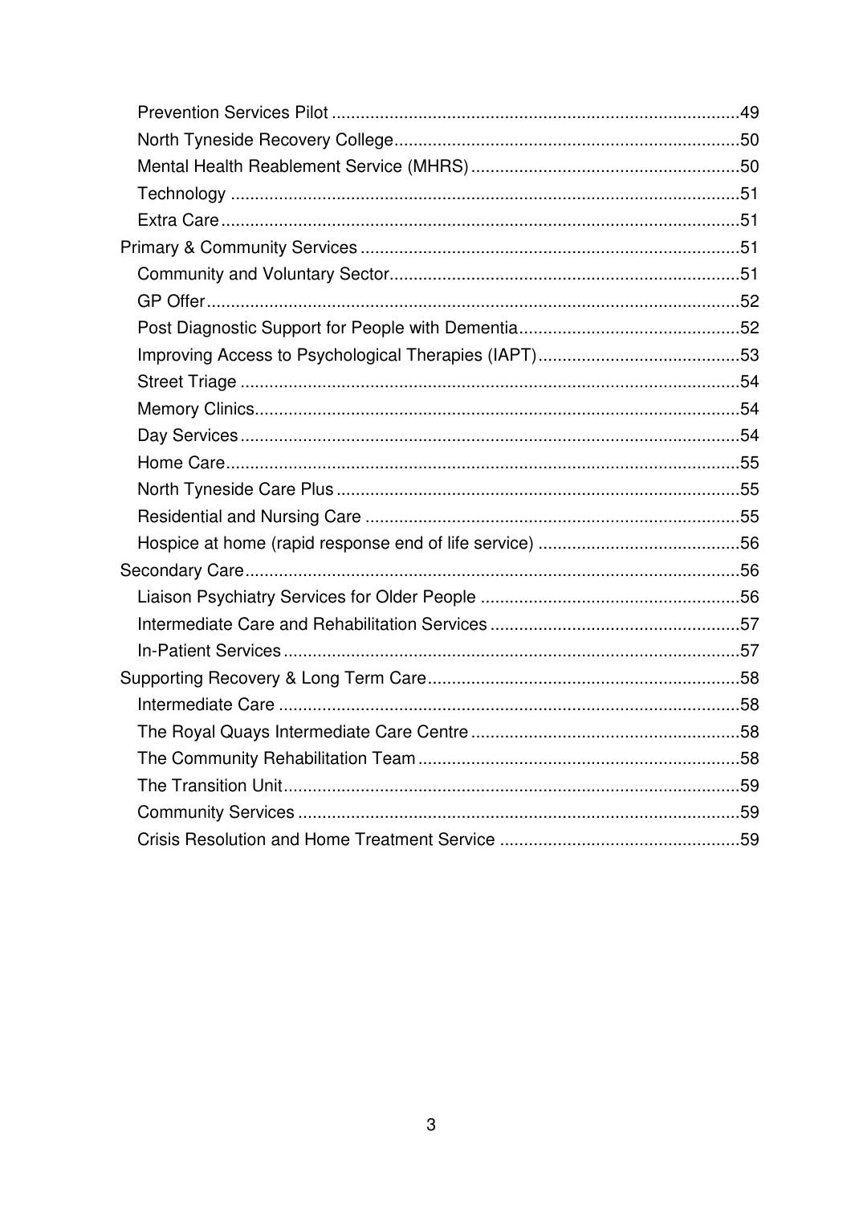- Prevention Services Pilot ....................................................................................49
- North Tyneside Recovery College........................................................................50
- Mental Health Reablement Service (MHRS).......................................................50
- Technology .........................................................................................................51
- Extra Care...........................................................................................................51

Primary & Community Services ..............................................................................51

- Community and Voluntary Sector.........................................................................51
- GP Offer...............................................................................................................52
- Post Diagnostic Support for People with Dementia..............................................52
- Improving Access to Psychological Therapies (IAPT)..........................................53
- Street Triage .......................................................................................................54
- Memory Clinics.....................................................................................................54
- Day Services.......................................................................................................54
- Home Care...........................................................................................................55
- North Tyneside Care Plus ....................................................................................55
- Residential and Nursing Care ..............................................................................55
- Hospice at home (rapid response end of life service) ..........................................56

Secondary Care......................................................................................................56

- Liaison Psychiatry Services for Older People ......................................................56
- Intermediate Care and Rehabilitation Services ....................................................57
- In-Patient Services ..............................................................................................57

Supporting Recovery & Long Term Care.................................................................58

- Intermediate Care ................................................................................................58
- The Royal Quays Intermediate Care Centre ........................................................58
- The Community Rehabilitation Team ...................................................................58
- The Transition Unit...............................................................................................59
- Community Services ............................................................................................59
- Crisis Resolution and Home Treatment Service ..................................................59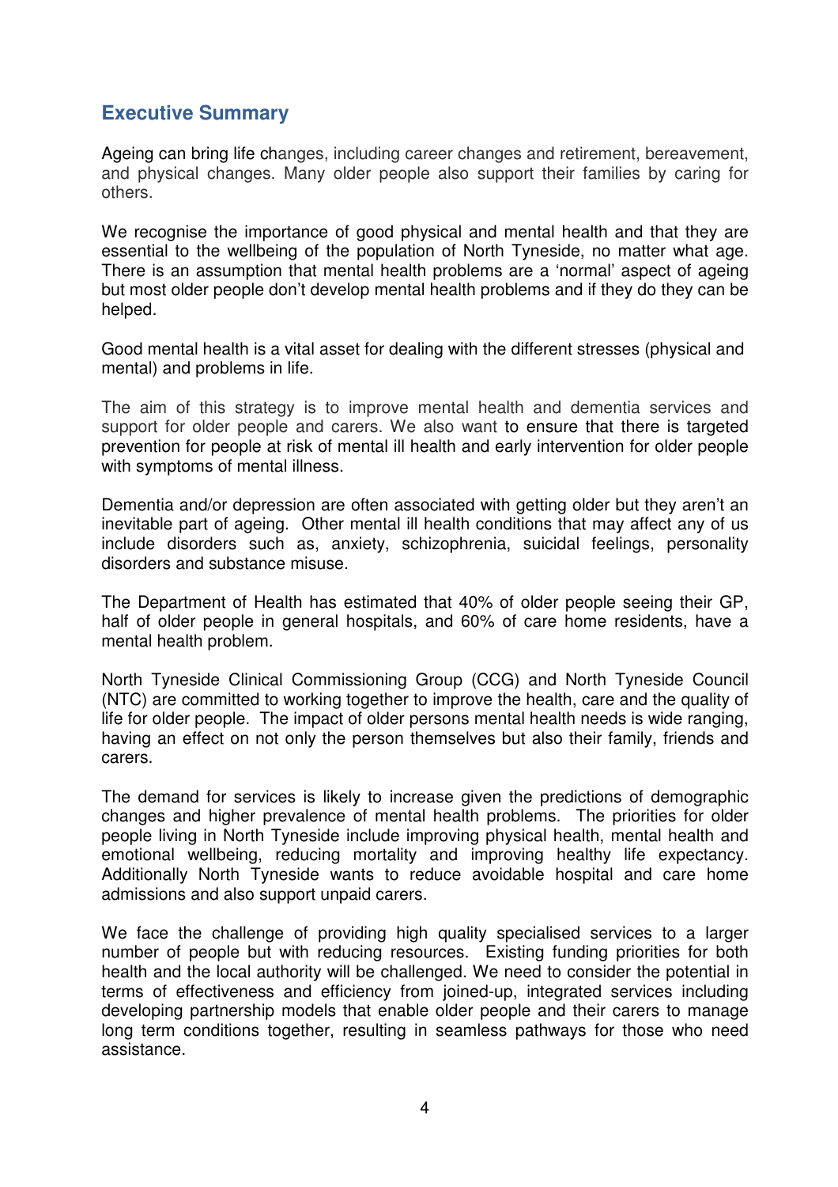## Executive Summary

Ageing can bring life changes, including career changes and retirement, bereavement, and physical changes. Many older people also support their families by caring for others.

We recognise the importance of good physical and mental health and that they are essential to the wellbeing of the population of North Tyneside, no matter what age. There is an assumption that mental health problems are a 'normal' aspect of ageing but most older people don't develop mental health problems and if they do they can be helped.

Good mental health is a vital asset for dealing with the different stresses (physical and mental) and problems in life.

The aim of this strategy is to improve mental health and dementia services and support for older people and carers. We also want to ensure that there is targeted prevention for people at risk of mental ill health and early intervention for older people with symptoms of mental illness.

Dementia and/or depression are often associated with getting older but they aren't an inevitable part of ageing. Other mental ill health conditions that may affect any of us include disorders such as, anxiety, schizophrenia, suicidal feelings, personality disorders and substance misuse.

The Department of Health has estimated that 40% of older people seeing their GP, half of older people in general hospitals, and 60% of care home residents, have a mental health problem.

North Tyneside Clinical Commissioning Group (CCG) and North Tyneside Council (NTC) are committed to working together to improve the health, care and the quality of life for older people. The impact of older persons mental health needs is wide ranging, having an effect on not only the person themselves but also their family, friends and carers.

The demand for services is likely to increase given the predictions of demographic changes and higher prevalence of mental health problems. The priorities for older people living in North Tyneside include improving physical health, mental health and emotional wellbeing, reducing mortality and improving healthy life expectancy. Additionally North Tyneside wants to reduce avoidable hospital and care home admissions and also support unpaid carers.

We face the challenge of providing high quality specialised services to a larger number of people but with reducing resources. Existing funding priorities for both health and the local authority will be challenged. We need to consider the potential in terms of effectiveness and efficiency from joined-up, integrated services including developing partnership models that enable older people and their carers to manage long term conditions together, resulting in seamless pathways for those who need assistance.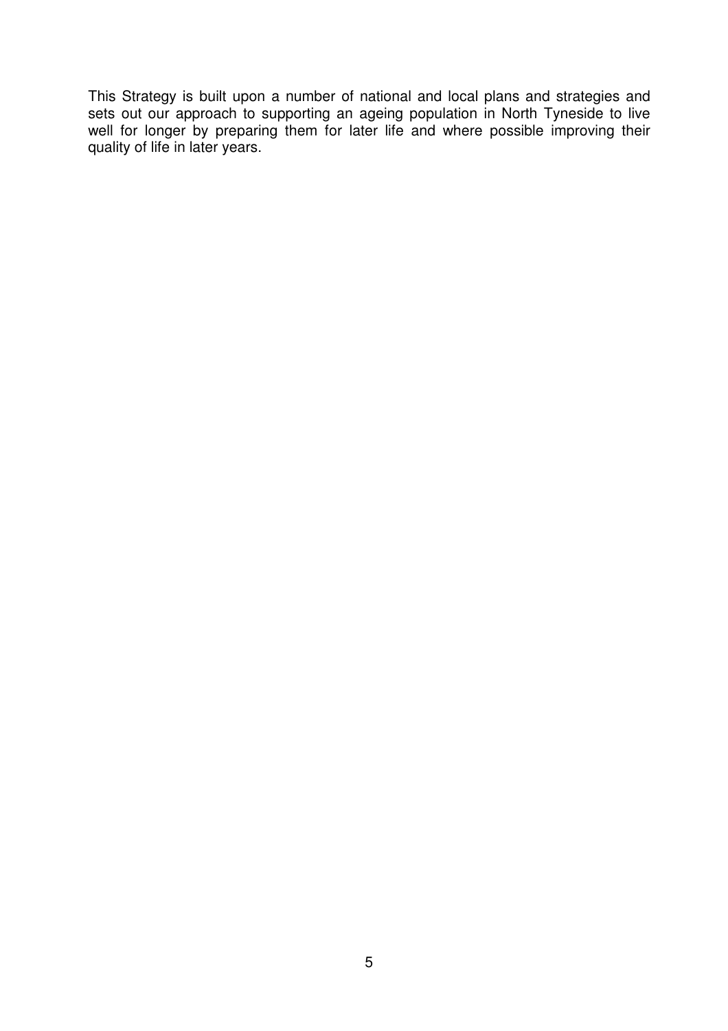This Strategy is built upon a number of national and local plans and strategies and sets out our approach to supporting an ageing population in North Tyneside to live well for longer by preparing them for later life and where possible improving their quality of life in later years.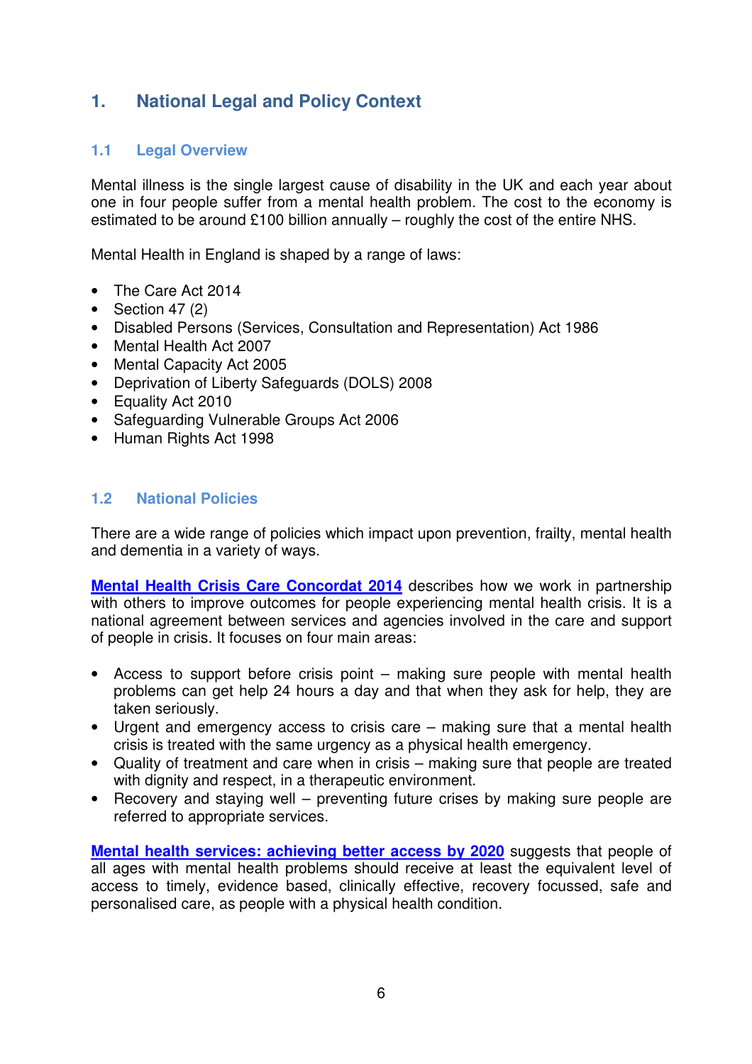# 1. National Legal and Policy Context

## 1.1 Legal Overview

Mental illness is the single largest cause of disability in the UK and each year about one in four people suffer from a mental health problem. The cost to the economy is estimated to be around £100 billion annually – roughly the cost of the entire NHS.

Mental Health in England is shaped by a range of laws:

- The Care Act 2014
- Section 47 (2)
- Disabled Persons (Services, Consultation and Representation) Act 1986
- Mental Health Act 2007
- Mental Capacity Act 2005
- Deprivation of Liberty Safeguards (DOLS) 2008
- Equality Act 2010
- Safeguarding Vulnerable Groups Act 2006
- Human Rights Act 1998

## 1.2 National Policies

There are a wide range of policies which impact upon prevention, frailty, mental health and dementia in a variety of ways.

**Mental Health Crisis Care Concordat 2014** describes how we work in partnership with others to improve outcomes for people experiencing mental health crisis. It is a national agreement between services and agencies involved in the care and support of people in crisis. It focuses on four main areas:

- Access to support before crisis point – making sure people with mental health problems can get help 24 hours a day and that when they ask for help, they are taken seriously.
- Urgent and emergency access to crisis care – making sure that a mental health crisis is treated with the same urgency as a physical health emergency.
- Quality of treatment and care when in crisis – making sure that people are treated with dignity and respect, in a therapeutic environment.
- Recovery and staying well – preventing future crises by making sure people are referred to appropriate services.

**Mental health services: achieving better access by 2020** suggests that people of all ages with mental health problems should receive at least the equivalent level of access to timely, evidence based, clinically effective, recovery focussed, safe and personalised care, as people with a physical health condition.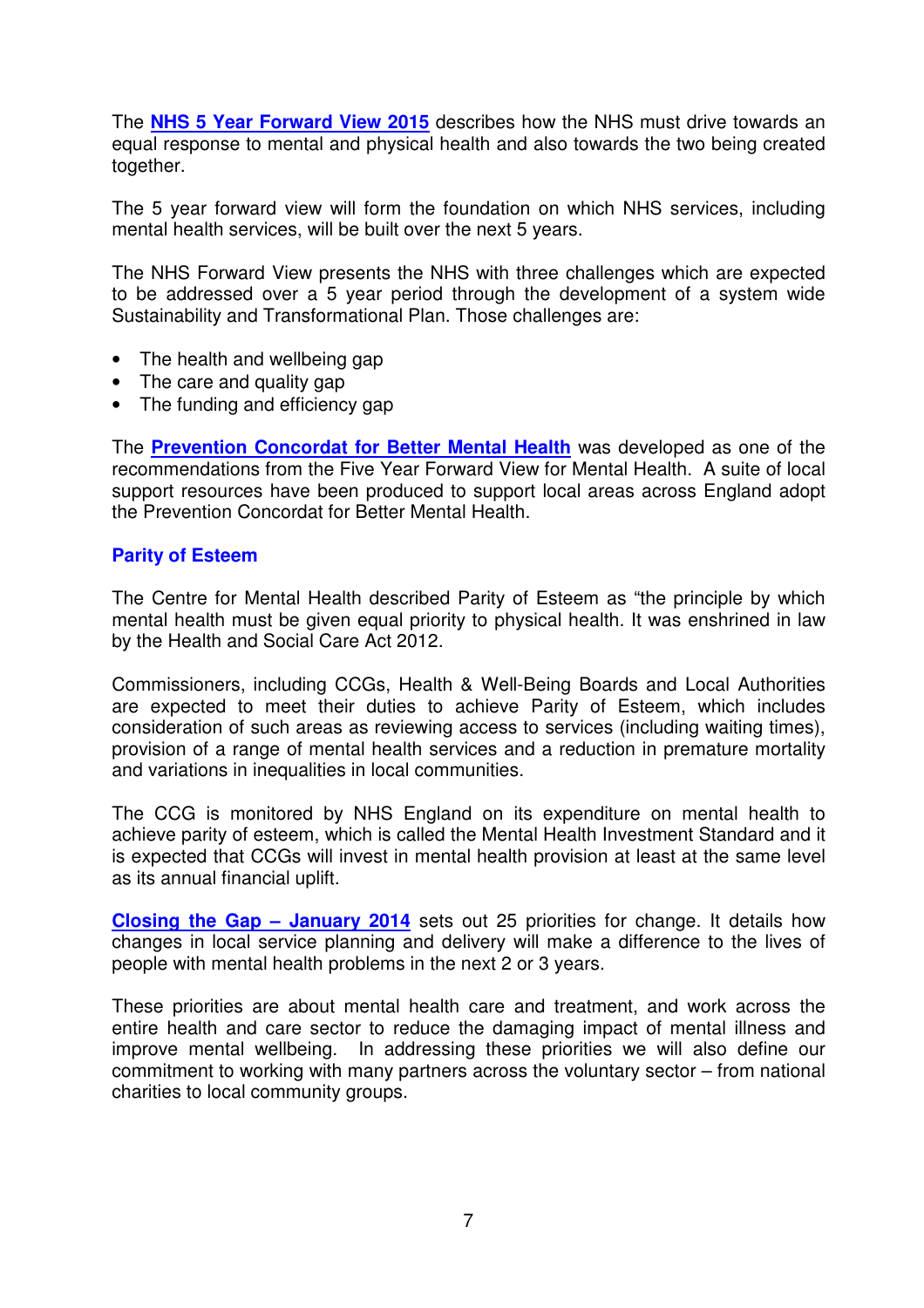The **NHS 5 Year Forward View 2015** describes how the NHS must drive towards an equal response to mental and physical health and also towards the two being created together.

The 5 year forward view will form the foundation on which NHS services, including mental health services, will be built over the next 5 years.

The NHS Forward View presents the NHS with three challenges which are expected to be addressed over a 5 year period through the development of a system wide Sustainability and Transformational Plan. Those challenges are:

- The health and wellbeing gap
- The care and quality gap
- The funding and efficiency gap

The **Prevention Concordat for Better Mental Health** was developed as one of the recommendations from the Five Year Forward View for Mental Health. A suite of local support resources have been produced to support local areas across England adopt the Prevention Concordat for Better Mental Health.

### Parity of Esteem

The Centre for Mental Health described Parity of Esteem as "the principle by which mental health must be given equal priority to physical health. It was enshrined in law by the Health and Social Care Act 2012.

Commissioners, including CCGs, Health & Well-Being Boards and Local Authorities are expected to meet their duties to achieve Parity of Esteem, which includes consideration of such areas as reviewing access to services (including waiting times), provision of a range of mental health services and a reduction in premature mortality and variations in inequalities in local communities.

The CCG is monitored by NHS England on its expenditure on mental health to achieve parity of esteem, which is called the Mental Health Investment Standard and it is expected that CCGs will invest in mental health provision at least at the same level as its annual financial uplift.

**Closing the Gap – January 2014** sets out 25 priorities for change. It details how changes in local service planning and delivery will make a difference to the lives of people with mental health problems in the next 2 or 3 years.

These priorities are about mental health care and treatment, and work across the entire health and care sector to reduce the damaging impact of mental illness and improve mental wellbeing. In addressing these priorities we will also define our commitment to working with many partners across the voluntary sector – from national charities to local community groups.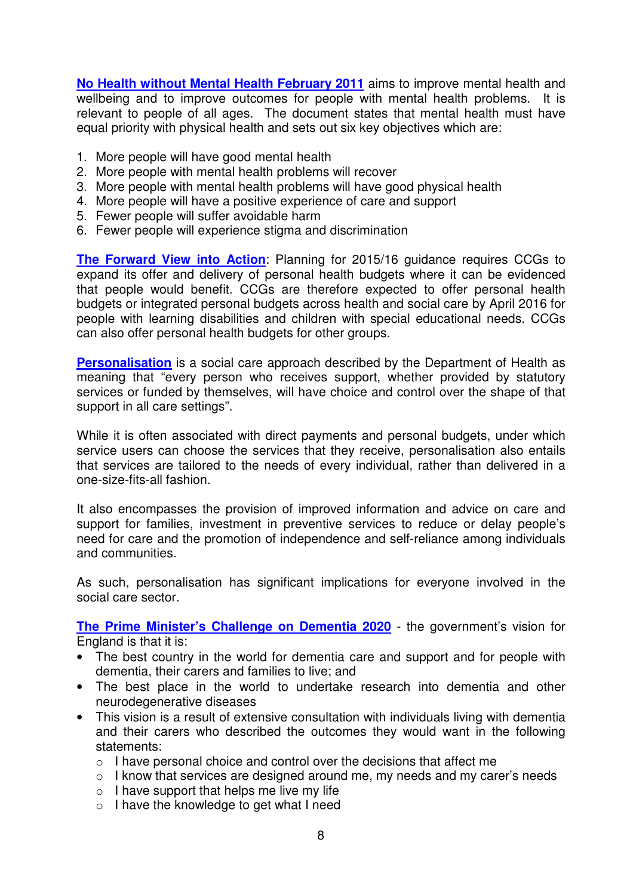**No Health without Mental Health February 2011** aims to improve mental health and wellbeing and to improve outcomes for people with mental health problems. It is relevant to people of all ages. The document states that mental health must have equal priority with physical health and sets out six key objectives which are:

1. More people will have good mental health
2. More people with mental health problems will recover
3. More people with mental health problems will have good physical health
4. More people will have a positive experience of care and support
5. Fewer people will suffer avoidable harm
6. Fewer people will experience stigma and discrimination

**The Forward View into Action**: Planning for 2015/16 guidance requires CCGs to expand its offer and delivery of personal health budgets where it can be evidenced that people would benefit. CCGs are therefore expected to offer personal health budgets or integrated personal budgets across health and social care by April 2016 for people with learning disabilities and children with special educational needs. CCGs can also offer personal health budgets for other groups.

**Personalisation** is a social care approach described by the Department of Health as meaning that "every person who receives support, whether provided by statutory services or funded by themselves, will have choice and control over the shape of that support in all care settings".

While it is often associated with direct payments and personal budgets, under which service users can choose the services that they receive, personalisation also entails that services are tailored to the needs of every individual, rather than delivered in a one-size-fits-all fashion.

It also encompasses the provision of improved information and advice on care and support for families, investment in preventive services to reduce or delay people's need for care and the promotion of independence and self-reliance among individuals and communities.

As such, personalisation has significant implications for everyone involved in the social care sector.

**The Prime Minister's Challenge on Dementia 2020** - the government's vision for England is that it is:

- The best country in the world for dementia care and support and for people with dementia, their carers and families to live; and
- The best place in the world to undertake research into dementia and other neurodegenerative diseases
- This vision is a result of extensive consultation with individuals living with dementia and their carers who described the outcomes they would want in the following statements:
  - I have personal choice and control over the decisions that affect me
  - I know that services are designed around me, my needs and my carer's needs
  - I have support that helps me live my life
  - I have the knowledge to get what I need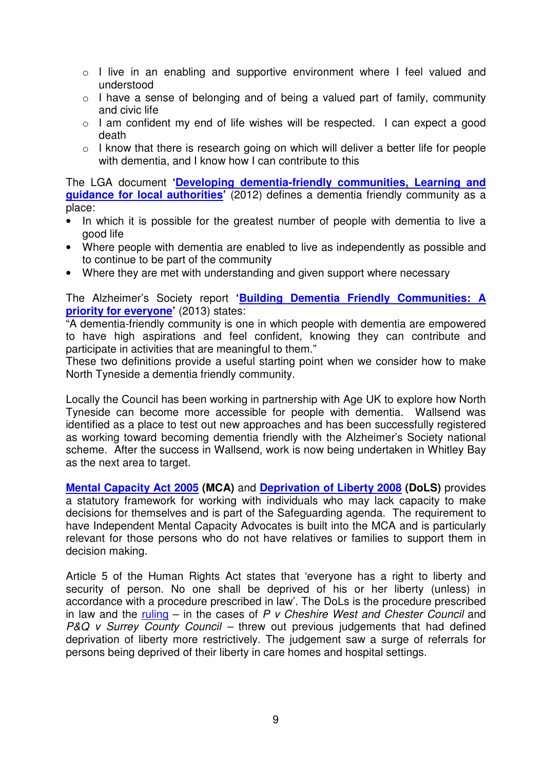- I live in an enabling and supportive environment where I feel valued and understood
- I have a sense of belonging and of being a valued part of family, community and civic life
- I am confident my end of life wishes will be respected. I can expect a good death
- I know that there is research going on which will deliver a better life for people with dementia, and I know how I can contribute to this

The LGA document '**Developing dementia-friendly communities, Learning and guidance for local authorities**' (2012) defines a dementia friendly community as a place:

- In which it is possible for the greatest number of people with dementia to live a good life
- Where people with dementia are enabled to live as independently as possible and to continue to be part of the community
- Where they are met with understanding and given support where necessary

The Alzheimer's Society report '**Building Dementia Friendly Communities: A priority for everyone**' (2013) states:

"A dementia-friendly community is one in which people with dementia are empowered to have high aspirations and feel confident, knowing they can contribute and participate in activities that are meaningful to them."

These two definitions provide a useful starting point when we consider how to make North Tyneside a dementia friendly community.

Locally the Council has been working in partnership with Age UK to explore how North Tyneside can become more accessible for people with dementia. Wallsend was identified as a place to test out new approaches and has been successfully registered as working toward becoming dementia friendly with the Alzheimer's Society national scheme. After the success in Wallsend, work is now being undertaken in Whitley Bay as the next area to target.

**Mental Capacity Act 2005** **(MCA)** and **Deprivation of Liberty 2008** **(DoLS)** provides a statutory framework for working with individuals who may lack capacity to make decisions for themselves and is part of the Safeguarding agenda. The requirement to have Independent Mental Capacity Advocates is built into the MCA and is particularly relevant for those persons who do not have relatives or families to support them in decision making.

Article 5 of the Human Rights Act states that 'everyone has a right to liberty and security of person. No one shall be deprived of his or her liberty (unless) in accordance with a procedure prescribed in law'. The DoLs is the procedure prescribed in law and the ruling – in the cases of *P v Cheshire West and Chester Council* and *P&Q v Surrey County Council* – threw out previous judgements that had defined deprivation of liberty more restrictively. The judgement saw a surge of referrals for persons being deprived of their liberty in care homes and hospital settings.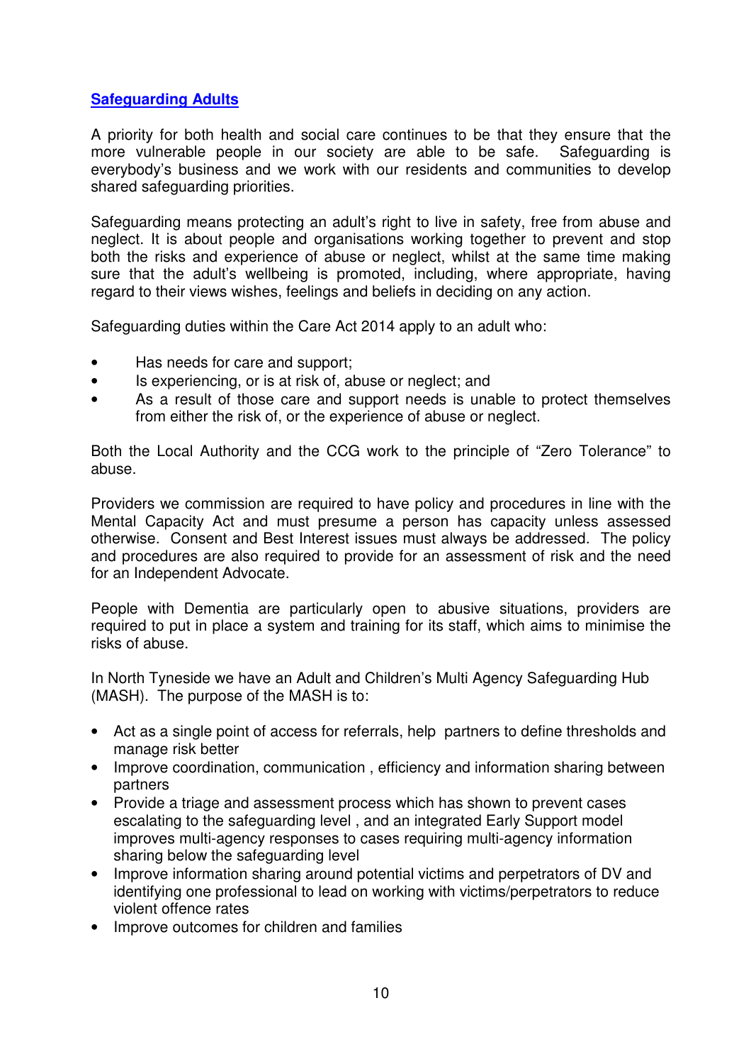## Safeguarding Adults

A priority for both health and social care continues to be that they ensure that the more vulnerable people in our society are able to be safe. Safeguarding is everybody's business and we work with our residents and communities to develop shared safeguarding priorities.

Safeguarding means protecting an adult's right to live in safety, free from abuse and neglect. It is about people and organisations working together to prevent and stop both the risks and experience of abuse or neglect, whilst at the same time making sure that the adult's wellbeing is promoted, including, where appropriate, having regard to their views wishes, feelings and beliefs in deciding on any action.

Safeguarding duties within the Care Act 2014 apply to an adult who:

- Has needs for care and support;
- Is experiencing, or is at risk of, abuse or neglect; and
- As a result of those care and support needs is unable to protect themselves from either the risk of, or the experience of abuse or neglect.

Both the Local Authority and the CCG work to the principle of "Zero Tolerance" to abuse.

Providers we commission are required to have policy and procedures in line with the Mental Capacity Act and must presume a person has capacity unless assessed otherwise. Consent and Best Interest issues must always be addressed. The policy and procedures are also required to provide for an assessment of risk and the need for an Independent Advocate.

People with Dementia are particularly open to abusive situations, providers are required to put in place a system and training for its staff, which aims to minimise the risks of abuse.

In North Tyneside we have an Adult and Children's Multi Agency Safeguarding Hub (MASH). The purpose of the MASH is to:

- Act as a single point of access for referrals, help partners to define thresholds and manage risk better
- Improve coordination, communication , efficiency and information sharing between partners
- Provide a triage and assessment process which has shown to prevent cases escalating to the safeguarding level , and an integrated Early Support model improves multi-agency responses to cases requiring multi-agency information sharing below the safeguarding level
- Improve information sharing around potential victims and perpetrators of DV and identifying one professional to lead on working with victims/perpetrators to reduce violent offence rates
- Improve outcomes for children and families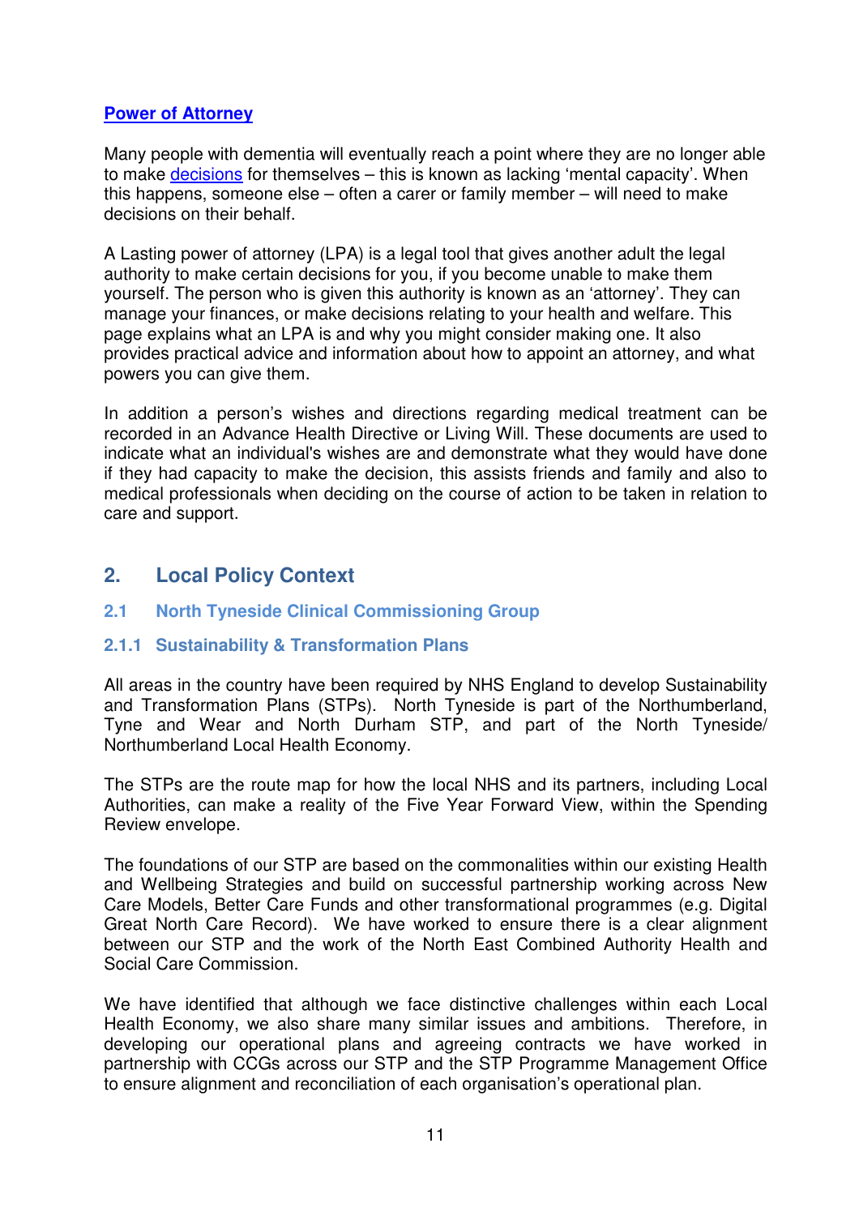**Power of Attorney**

Many people with dementia will eventually reach a point where they are no longer able to make decisions for themselves – this is known as lacking 'mental capacity'. When this happens, someone else – often a carer or family member – will need to make decisions on their behalf.

A Lasting power of attorney (LPA) is a legal tool that gives another adult the legal authority to make certain decisions for you, if you become unable to make them yourself. The person who is given this authority is known as an 'attorney'. They can manage your finances, or make decisions relating to your health and welfare. This page explains what an LPA is and why you might consider making one. It also provides practical advice and information about how to appoint an attorney, and what powers you can give them.

In addition a person's wishes and directions regarding medical treatment can be recorded in an Advance Health Directive or Living Will. These documents are used to indicate what an individual's wishes are and demonstrate what they would have done if they had capacity to make the decision, this assists friends and family and also to medical professionals when deciding on the course of action to be taken in relation to care and support.

## 2. Local Policy Context

### 2.1 North Tyneside Clinical Commissioning Group

#### 2.1.1 Sustainability & Transformation Plans

All areas in the country have been required by NHS England to develop Sustainability and Transformation Plans (STPs). North Tyneside is part of the Northumberland, Tyne and Wear and North Durham STP, and part of the North Tyneside/ Northumberland Local Health Economy.

The STPs are the route map for how the local NHS and its partners, including Local Authorities, can make a reality of the Five Year Forward View, within the Spending Review envelope.

The foundations of our STP are based on the commonalities within our existing Health and Wellbeing Strategies and build on successful partnership working across New Care Models, Better Care Funds and other transformational programmes (e.g. Digital Great North Care Record). We have worked to ensure there is a clear alignment between our STP and the work of the North East Combined Authority Health and Social Care Commission.

We have identified that although we face distinctive challenges within each Local Health Economy, we also share many similar issues and ambitions. Therefore, in developing our operational plans and agreeing contracts we have worked in partnership with CCGs across our STP and the STP Programme Management Office to ensure alignment and reconciliation of each organisation's operational plan.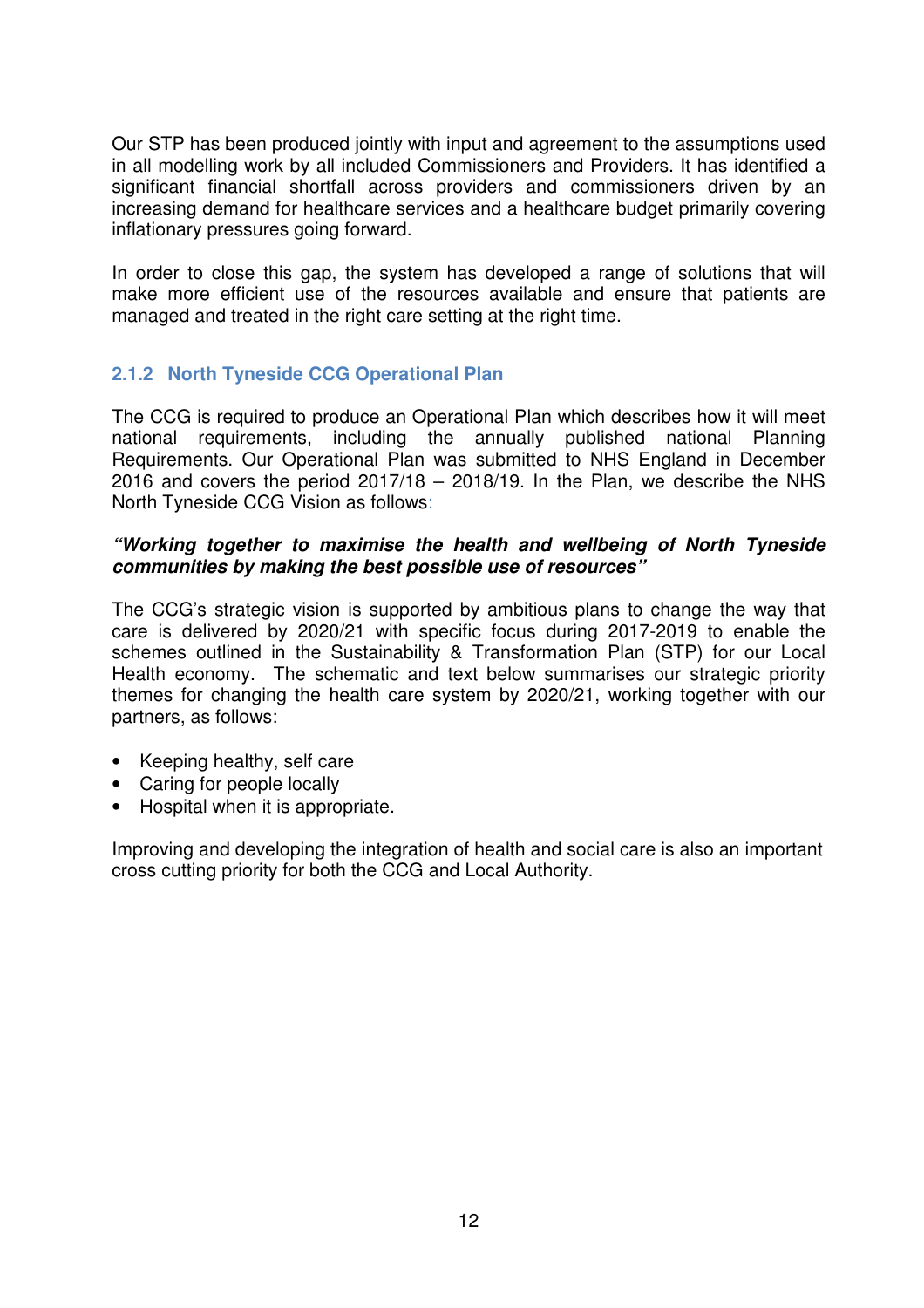Our STP has been produced jointly with input and agreement to the assumptions used in all modelling work by all included Commissioners and Providers. It has identified a significant financial shortfall across providers and commissioners driven by an increasing demand for healthcare services and a healthcare budget primarily covering inflationary pressures going forward.

In order to close this gap, the system has developed a range of solutions that will make more efficient use of the resources available and ensure that patients are managed and treated in the right care setting at the right time.

### 2.1.2 North Tyneside CCG Operational Plan

The CCG is required to produce an Operational Plan which describes how it will meet national requirements, including the annually published national Planning Requirements. Our Operational Plan was submitted to NHS England in December 2016 and covers the period 2017/18 – 2018/19. In the Plan, we describe the NHS North Tyneside CCG Vision as follows:

***"Working together to maximise the health and wellbeing of North Tyneside communities by making the best possible use of resources"***

The CCG's strategic vision is supported by ambitious plans to change the way that care is delivered by 2020/21 with specific focus during 2017-2019 to enable the schemes outlined in the Sustainability & Transformation Plan (STP) for our Local Health economy. The schematic and text below summarises our strategic priority themes for changing the health care system by 2020/21, working together with our partners, as follows:

- Keeping healthy, self care
- Caring for people locally
- Hospital when it is appropriate.

Improving and developing the integration of health and social care is also an important cross cutting priority for both the CCG and Local Authority.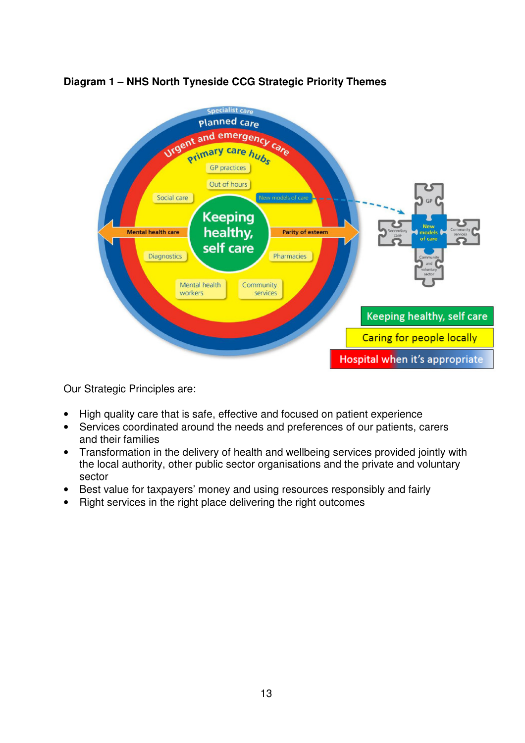**Diagram 1 – NHS North Tyneside CCG Strategic Priority Themes**

Our Strategic Principles are:

- High quality care that is safe, effective and focused on patient experience
- Services coordinated around the needs and preferences of our patients, carers and their families
- Transformation in the delivery of health and wellbeing services provided jointly with the local authority, other public sector organisations and the private and voluntary sector
- Best value for taxpayers' money and using resources responsibly and fairly
- Right services in the right place delivering the right outcomes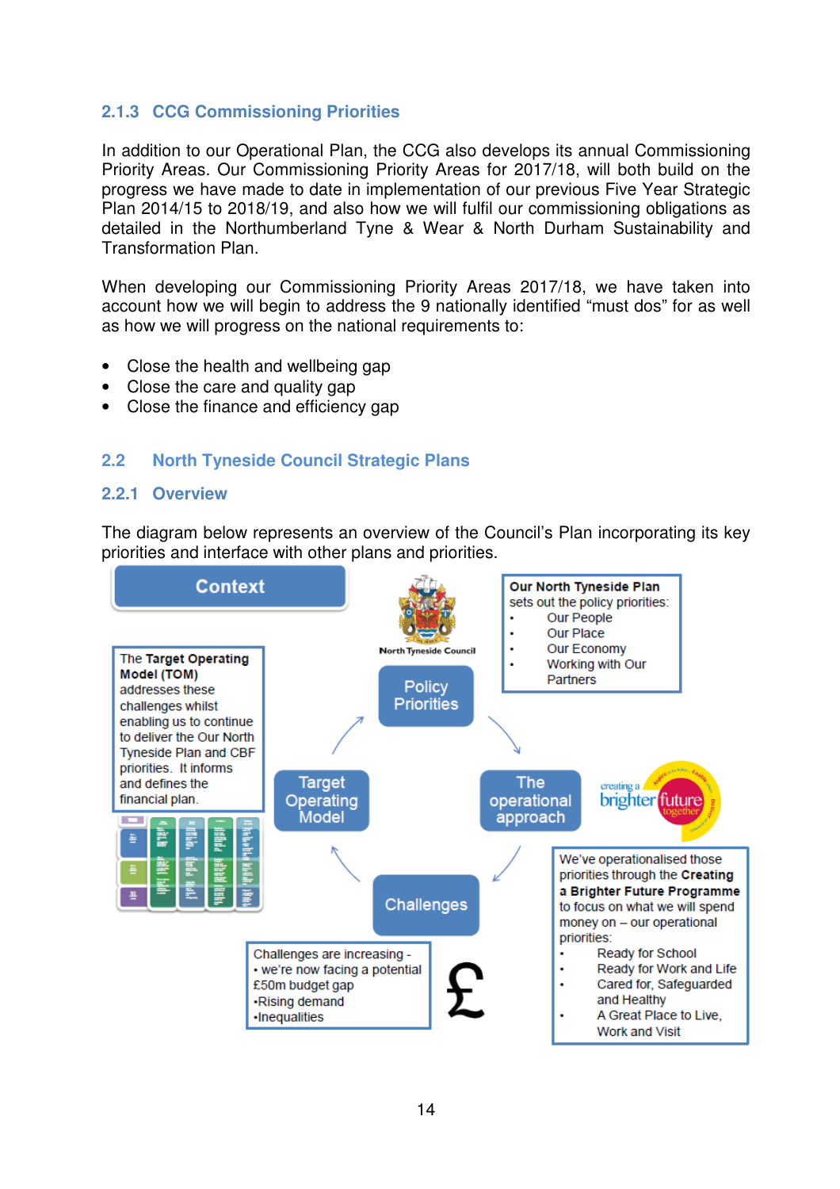### 2.1.3 CCG Commissioning Priorities

In addition to our Operational Plan, the CCG also develops its annual Commissioning Priority Areas. Our Commissioning Priority Areas for 2017/18, will both build on the progress we have made to date in implementation of our previous Five Year Strategic Plan 2014/15 to 2018/19, and also how we will fulfil our commissioning obligations as detailed in the Northumberland Tyne & Wear & North Durham Sustainability and Transformation Plan.

When developing our Commissioning Priority Areas 2017/18, we have taken into account how we will begin to address the 9 nationally identified "must dos" for as well as how we will progress on the national requirements to:

- Close the health and wellbeing gap
- Close the care and quality gap
- Close the finance and efficiency gap

## 2.2 North Tyneside Council Strategic Plans

### 2.2.1 Overview

The diagram below represents an overview of the Council's Plan incorporating its key priorities and interface with other plans and priorities.

**Context**

North Tyneside Council

**Our North Tyneside Plan** sets out the policy priorities:

- Our People
- Our Place
- Our Economy
- Working with Our Partners

Policy Priorities → The operational approach → Challenges → Target Operating Model → Policy Priorities

The **Target Operating Model (TOM)** addresses these challenges whilst enabling us to continue to deliver the Our North Tyneside Plan and CBF priorities. It informs and defines the financial plan.

creating a brighter future together

We've operationalised those priorities through the **Creating a Brighter Future Programme** to focus on what we will spend money on – our operational priorities:

- Ready for School
- Ready for Work and Life
- Cared for, Safeguarded and Healthy
- A Great Place to Live, Work and Visit

Challenges are increasing -
- we're now facing a potential £50m budget gap
- Rising demand
- Inequalities

£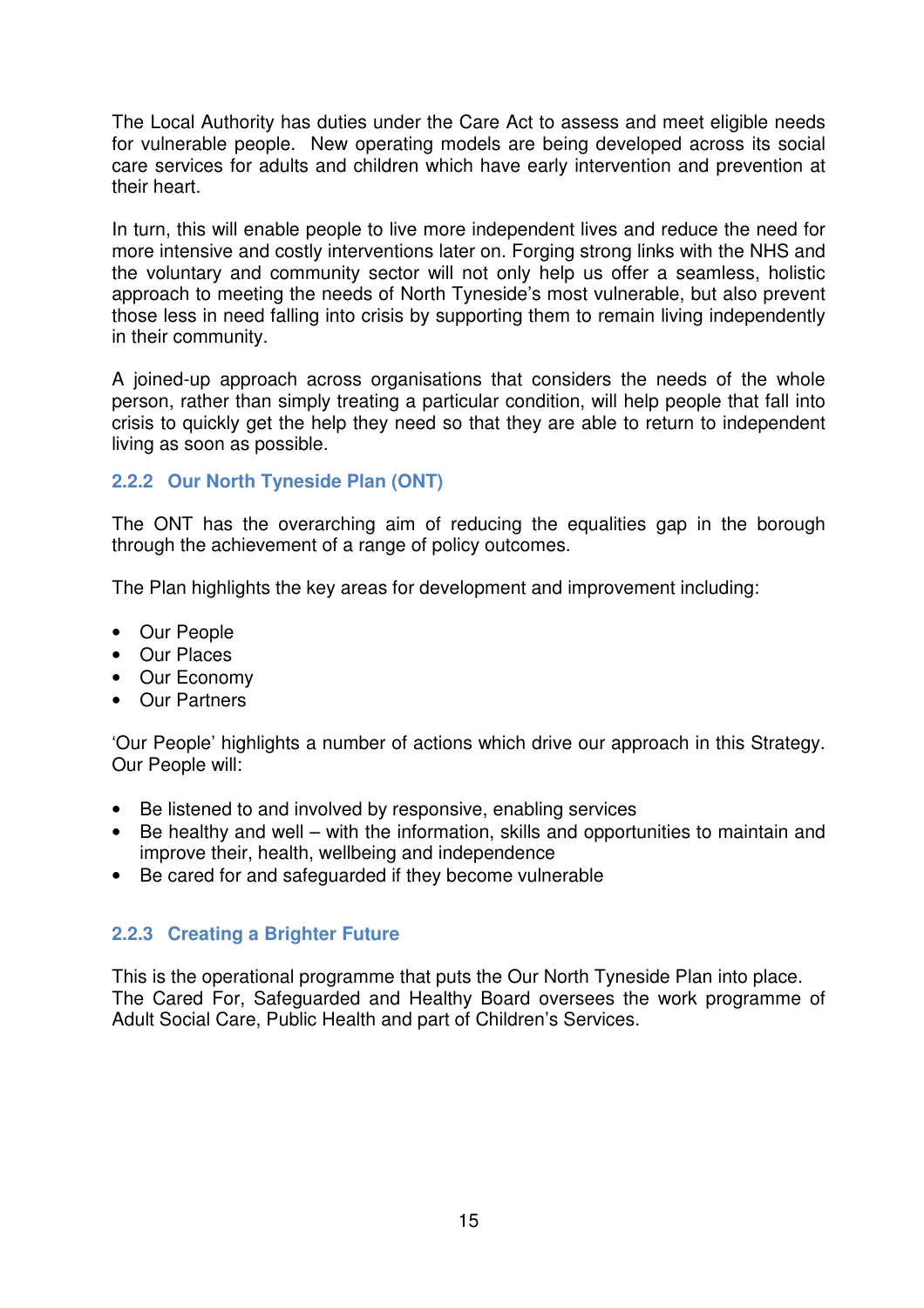The Local Authority has duties under the Care Act to assess and meet eligible needs for vulnerable people. New operating models are being developed across its social care services for adults and children which have early intervention and prevention at their heart.

In turn, this will enable people to live more independent lives and reduce the need for more intensive and costly interventions later on. Forging strong links with the NHS and the voluntary and community sector will not only help us offer a seamless, holistic approach to meeting the needs of North Tyneside's most vulnerable, but also prevent those less in need falling into crisis by supporting them to remain living independently in their community.

A joined-up approach across organisations that considers the needs of the whole person, rather than simply treating a particular condition, will help people that fall into crisis to quickly get the help they need so that they are able to return to independent living as soon as possible.

### 2.2.2 Our North Tyneside Plan (ONT)

The ONT has the overarching aim of reducing the equalities gap in the borough through the achievement of a range of policy outcomes.

The Plan highlights the key areas for development and improvement including:

- Our People
- Our Places
- Our Economy
- Our Partners

'Our People' highlights a number of actions which drive our approach in this Strategy. Our People will:

- Be listened to and involved by responsive, enabling services
- Be healthy and well – with the information, skills and opportunities to maintain and improve their, health, wellbeing and independence
- Be cared for and safeguarded if they become vulnerable

### 2.2.3 Creating a Brighter Future

This is the operational programme that puts the Our North Tyneside Plan into place. The Cared For, Safeguarded and Healthy Board oversees the work programme of Adult Social Care, Public Health and part of Children's Services.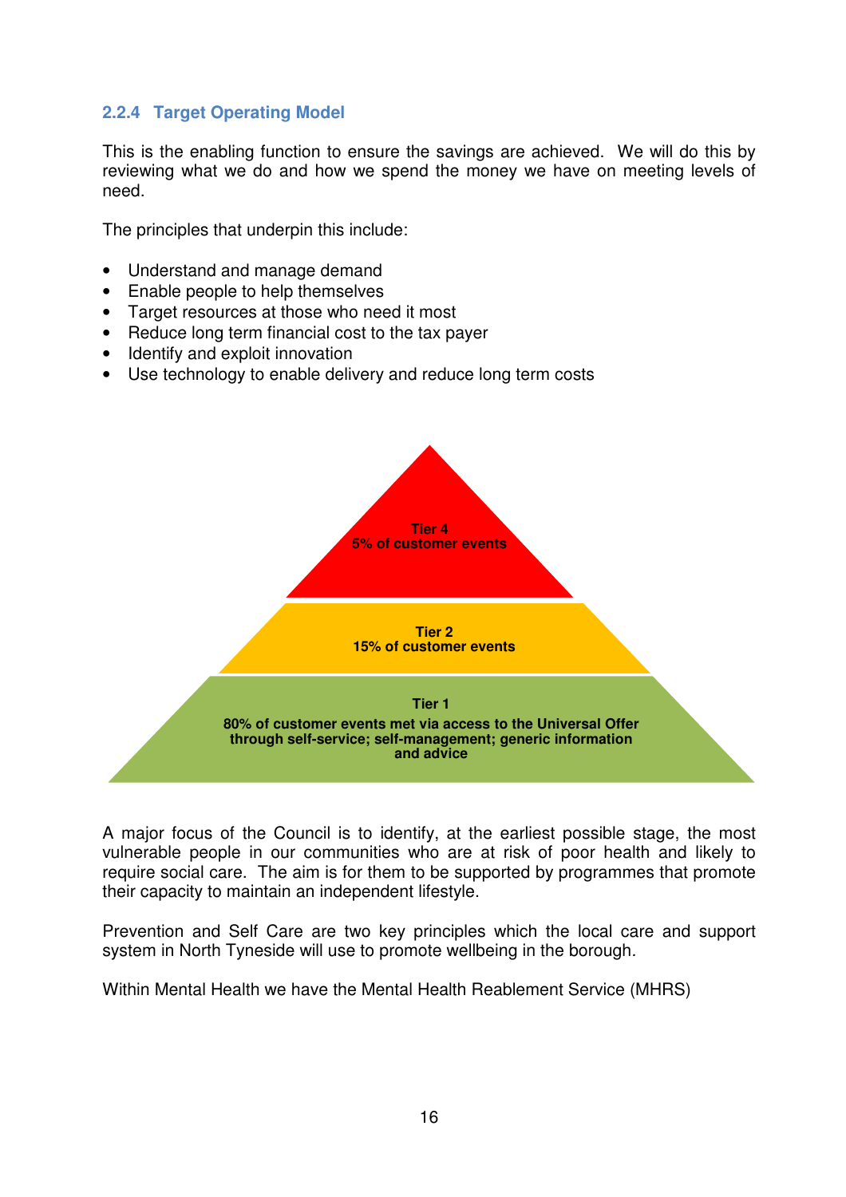### 2.2.4 Target Operating Model

This is the enabling function to ensure the savings are achieved. We will do this by reviewing what we do and how we spend the money we have on meeting levels of need.

The principles that underpin this include:

- Understand and manage demand
- Enable people to help themselves
- Target resources at those who need it most
- Reduce long term financial cost to the tax payer
- Identify and exploit innovation
- Use technology to enable delivery and reduce long term costs

**Tier 4**
**5% of customer events**

**Tier 2**
**15% of customer events**

**Tier 1**
**80% of customer events met via access to the Universal Offer through self-service; self-management; generic information and advice**

A major focus of the Council is to identify, at the earliest possible stage, the most vulnerable people in our communities who are at risk of poor health and likely to require social care. The aim is for them to be supported by programmes that promote their capacity to maintain an independent lifestyle.

Prevention and Self Care are two key principles which the local care and support system in North Tyneside will use to promote wellbeing in the borough.

Within Mental Health we have the Mental Health Reablement Service (MHRS)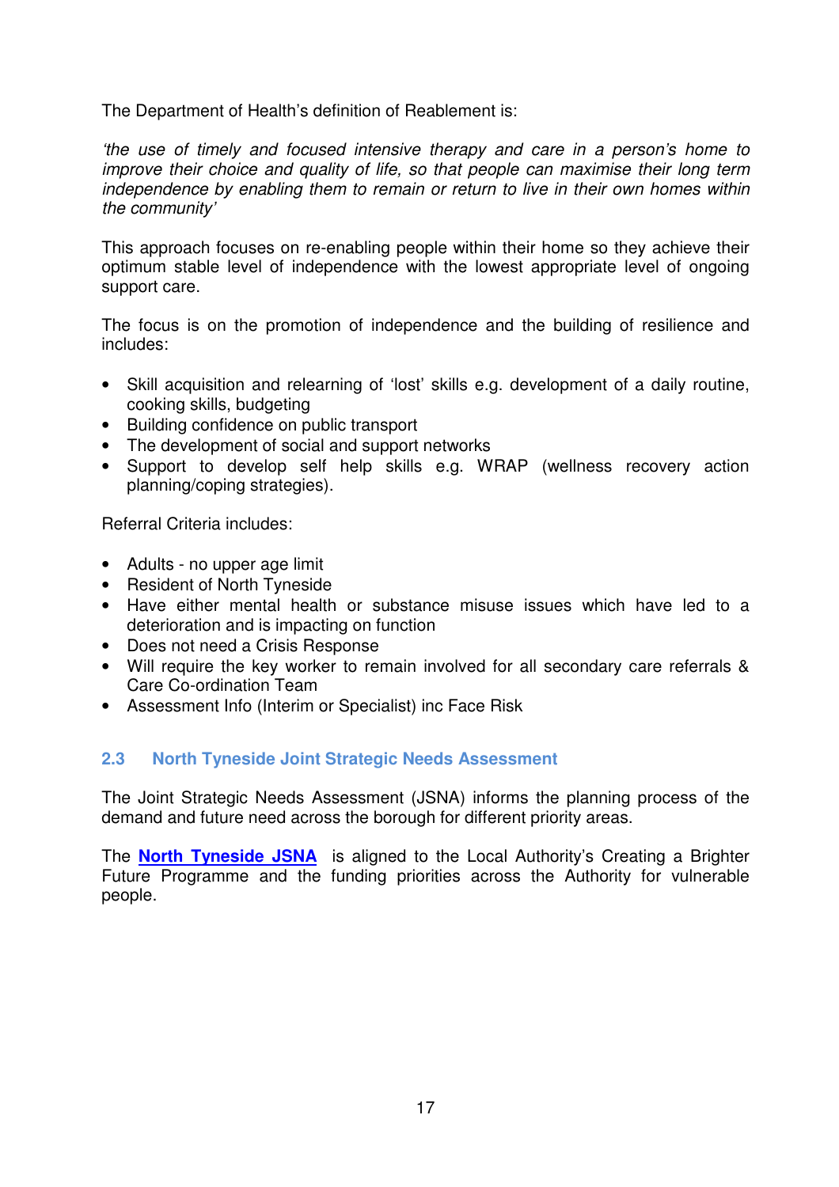The Department of Health's definition of Reablement is:

*'the use of timely and focused intensive therapy and care in a person's home to improve their choice and quality of life, so that people can maximise their long term independence by enabling them to remain or return to live in their own homes within the community'*

This approach focuses on re-enabling people within their home so they achieve their optimum stable level of independence with the lowest appropriate level of ongoing support care.

The focus is on the promotion of independence and the building of resilience and includes:

- Skill acquisition and relearning of 'lost' skills e.g. development of a daily routine, cooking skills, budgeting
- Building confidence on public transport
- The development of social and support networks
- Support to develop self help skills e.g. WRAP (wellness recovery action planning/coping strategies).

Referral Criteria includes:

- Adults - no upper age limit
- Resident of North Tyneside
- Have either mental health or substance misuse issues which have led to a deterioration and is impacting on function
- Does not need a Crisis Response
- Will require the key worker to remain involved for all secondary care referrals & Care Co-ordination Team
- Assessment Info (Interim or Specialist) inc Face Risk

## 2.3 North Tyneside Joint Strategic Needs Assessment

The Joint Strategic Needs Assessment (JSNA) informs the planning process of the demand and future need across the borough for different priority areas.

The **North Tyneside JSNA** is aligned to the Local Authority's Creating a Brighter Future Programme and the funding priorities across the Authority for vulnerable people.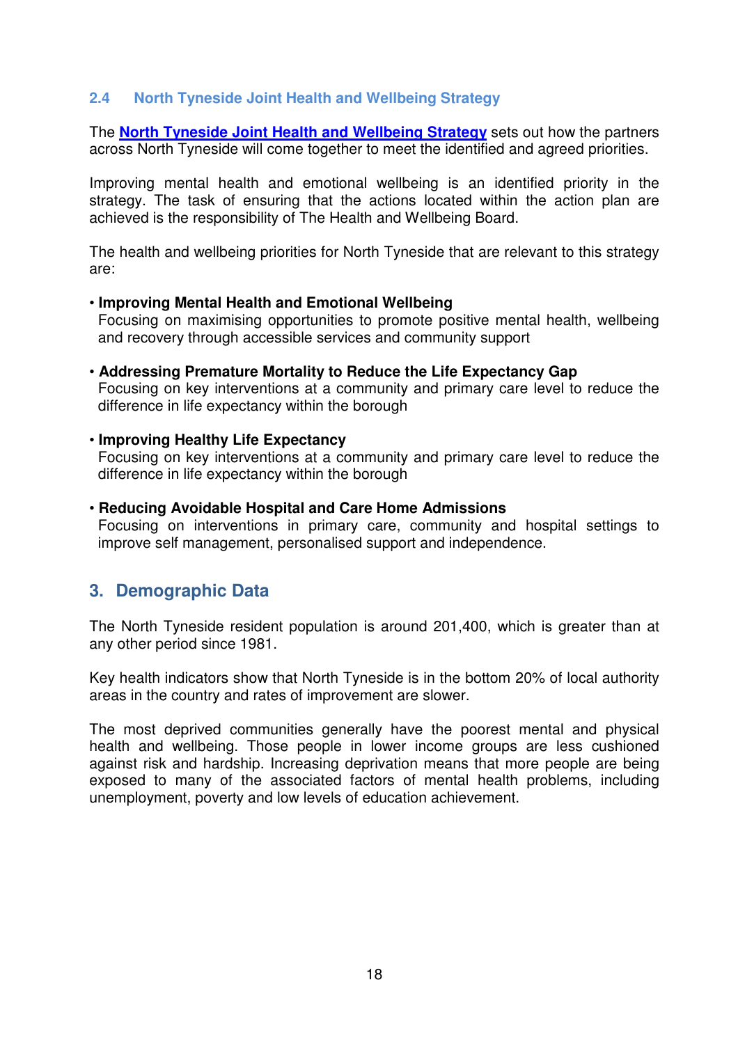### 2.4 North Tyneside Joint Health and Wellbeing Strategy

The **North Tyneside Joint Health and Wellbeing Strategy** sets out how the partners across North Tyneside will come together to meet the identified and agreed priorities.

Improving mental health and emotional wellbeing is an identified priority in the strategy. The task of ensuring that the actions located within the action plan are achieved is the responsibility of The Health and Wellbeing Board.

The health and wellbeing priorities for North Tyneside that are relevant to this strategy are:

- **Improving Mental Health and Emotional Wellbeing**
  Focusing on maximising opportunities to promote positive mental health, wellbeing and recovery through accessible services and community support

- **Addressing Premature Mortality to Reduce the Life Expectancy Gap**
  Focusing on key interventions at a community and primary care level to reduce the difference in life expectancy within the borough

- **Improving Healthy Life Expectancy**
  Focusing on key interventions at a community and primary care level to reduce the difference in life expectancy within the borough

- **Reducing Avoidable Hospital and Care Home Admissions**
  Focusing on interventions in primary care, community and hospital settings to improve self management, personalised support and independence.

## 3. Demographic Data

The North Tyneside resident population is around 201,400, which is greater than at any other period since 1981.

Key health indicators show that North Tyneside is in the bottom 20% of local authority areas in the country and rates of improvement are slower.

The most deprived communities generally have the poorest mental and physical health and wellbeing. Those people in lower income groups are less cushioned against risk and hardship. Increasing deprivation means that more people are being exposed to many of the associated factors of mental health problems, including unemployment, poverty and low levels of education achievement.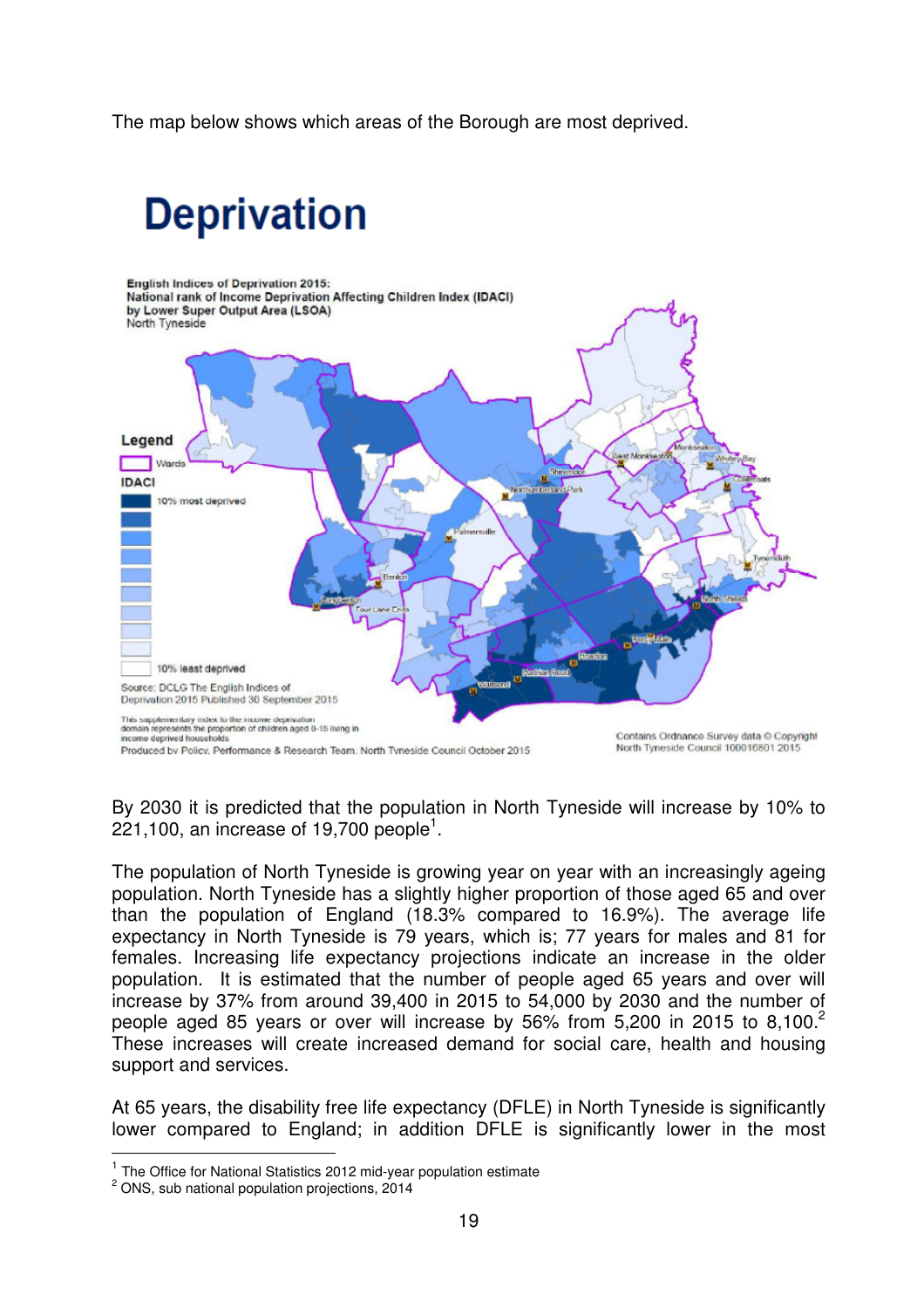The map below shows which areas of the Borough are most deprived.

# Deprivation

English Indices of Deprivation 2015:
National rank of Income Deprivation Affecting Children Index (IDACI)
by Lower Super Output Area (LSOA)
North Tyneside

Legend
Wards
IDACI
10% most deprived
10% least deprived

Source: DCLG The English Indices of Deprivation 2015 Published 30 September 2015

This supplementary index to the income deprivation domain represents the proportion of children aged 0-15 living in income deprived households

Produced by Policy, Performance & Research Team, North Tyneside Council October 2015

Contains Ordnance Survey data © Copyright North Tyneside Council 100016801 2015

By 2030 it is predicted that the population in North Tyneside will increase by 10% to 221,100, an increase of 19,700 people[1].

The population of North Tyneside is growing year on year with an increasingly ageing population. North Tyneside has a slightly higher proportion of those aged 65 and over than the population of England (18.3% compared to 16.9%). The average life expectancy in North Tyneside is 79 years, which is; 77 years for males and 81 for females. Increasing life expectancy projections indicate an increase in the older population. It is estimated that the number of people aged 65 years and over will increase by 37% from around 39,400 in 2015 to 54,000 by 2030 and the number of people aged 85 years or over will increase by 56% from 5,200 in 2015 to 8,100.[2] These increases will create increased demand for social care, health and housing support and services.

At 65 years, the disability free life expectancy (DFLE) in North Tyneside is significantly lower compared to England; in addition DFLE is significantly lower in the most

[1] The Office for National Statistics 2012 mid-year population estimate
[2] ONS, sub national population projections, 2014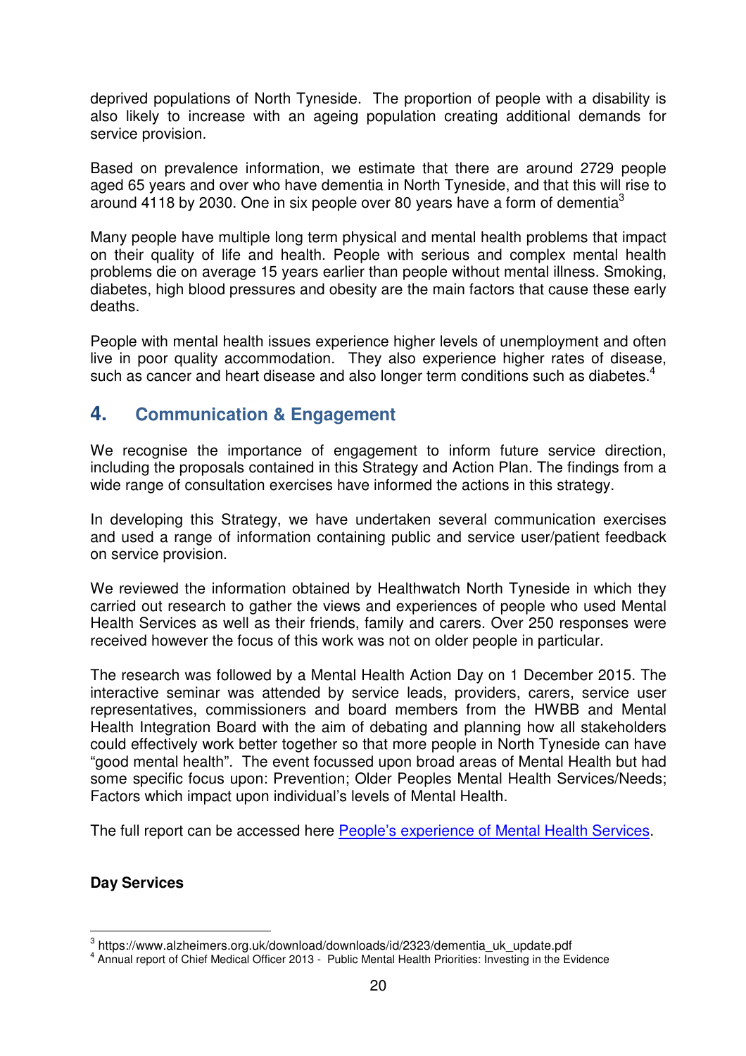deprived populations of North Tyneside. The proportion of people with a disability is also likely to increase with an ageing population creating additional demands for service provision.

Based on prevalence information, we estimate that there are around 2729 people aged 65 years and over who have dementia in North Tyneside, and that this will rise to around 4118 by 2030. One in six people over 80 years have a form of dementia[3]

Many people have multiple long term physical and mental health problems that impact on their quality of life and health. People with serious and complex mental health problems die on average 15 years earlier than people without mental illness. Smoking, diabetes, high blood pressures and obesity are the main factors that cause these early deaths.

People with mental health issues experience higher levels of unemployment and often live in poor quality accommodation. They also experience higher rates of disease, such as cancer and heart disease and also longer term conditions such as diabetes.[4]

## 4. Communication & Engagement

We recognise the importance of engagement to inform future service direction, including the proposals contained in this Strategy and Action Plan. The findings from a wide range of consultation exercises have informed the actions in this strategy.

In developing this Strategy, we have undertaken several communication exercises and used a range of information containing public and service user/patient feedback on service provision.

We reviewed the information obtained by Healthwatch North Tyneside in which they carried out research to gather the views and experiences of people who used Mental Health Services as well as their friends, family and carers. Over 250 responses were received however the focus of this work was not on older people in particular.

The research was followed by a Mental Health Action Day on 1 December 2015. The interactive seminar was attended by service leads, providers, carers, service user representatives, commissioners and board members from the HWBB and Mental Health Integration Board with the aim of debating and planning how all stakeholders could effectively work better together so that more people in North Tyneside can have "good mental health". The event focussed upon broad areas of Mental Health but had some specific focus upon: Prevention; Older Peoples Mental Health Services/Needs; Factors which impact upon individual's levels of Mental Health.

The full report can be accessed here People's experience of Mental Health Services.

**Day Services**

---

[3] https://www.alzheimers.org.uk/download/downloads/id/2323/dementia_uk_update.pdf

[4] Annual report of Chief Medical Officer 2013 - Public Mental Health Priorities: Investing in the Evidence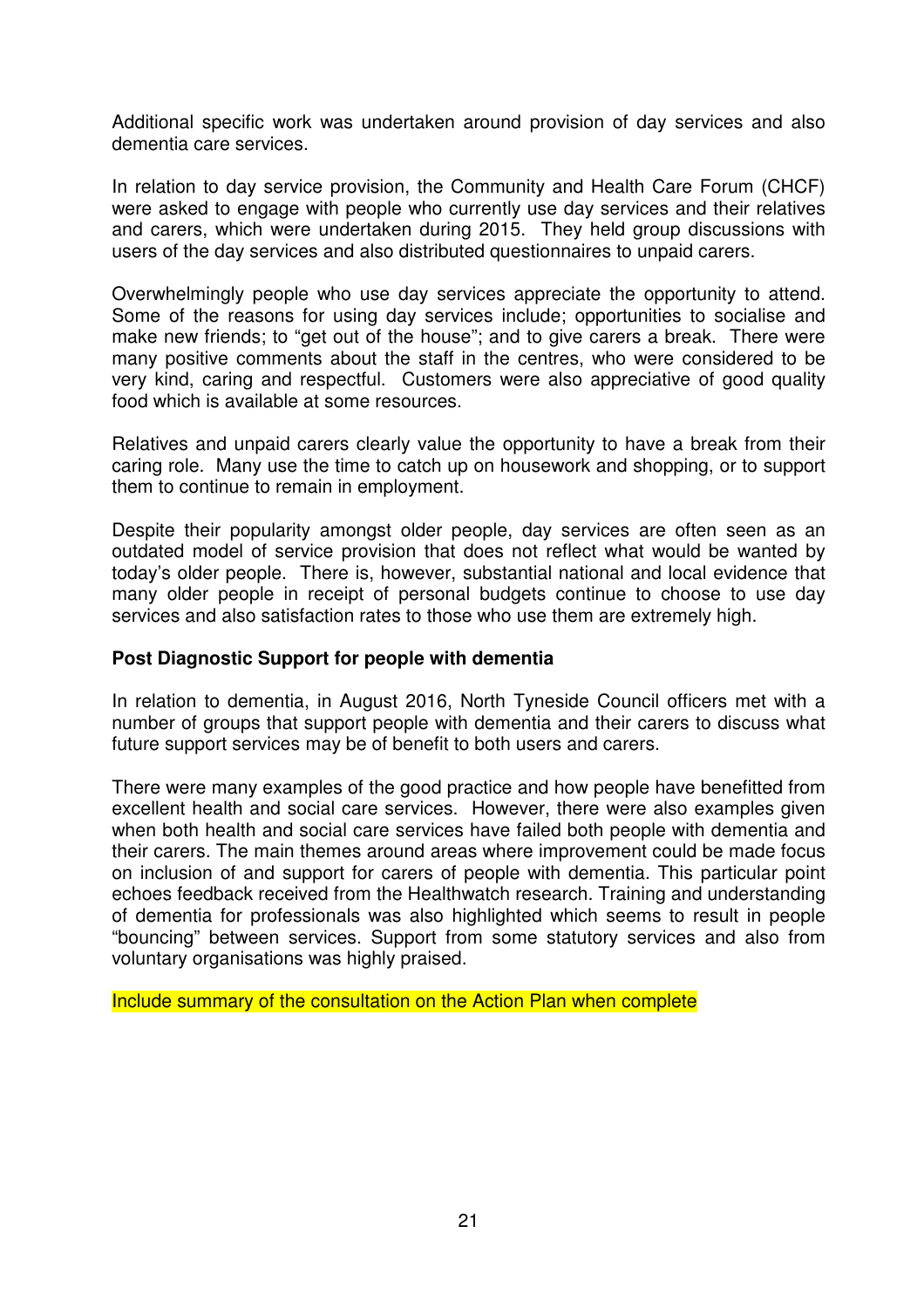Additional specific work was undertaken around provision of day services and also dementia care services.

In relation to day service provision, the Community and Health Care Forum (CHCF) were asked to engage with people who currently use day services and their relatives and carers, which were undertaken during 2015. They held group discussions with users of the day services and also distributed questionnaires to unpaid carers.

Overwhelmingly people who use day services appreciate the opportunity to attend. Some of the reasons for using day services include; opportunities to socialise and make new friends; to "get out of the house"; and to give carers a break. There were many positive comments about the staff in the centres, who were considered to be very kind, caring and respectful. Customers were also appreciative of good quality food which is available at some resources.

Relatives and unpaid carers clearly value the opportunity to have a break from their caring role. Many use the time to catch up on housework and shopping, or to support them to continue to remain in employment.

Despite their popularity amongst older people, day services are often seen as an outdated model of service provision that does not reflect what would be wanted by today's older people. There is, however, substantial national and local evidence that many older people in receipt of personal budgets continue to choose to use day services and also satisfaction rates to those who use them are extremely high.

**Post Diagnostic Support for people with dementia**

In relation to dementia, in August 2016, North Tyneside Council officers met with a number of groups that support people with dementia and their carers to discuss what future support services may be of benefit to both users and carers.

There were many examples of the good practice and how people have benefitted from excellent health and social care services. However, there were also examples given when both health and social care services have failed both people with dementia and their carers. The main themes around areas where improvement could be made focus on inclusion of and support for carers of people with dementia. This particular point echoes feedback received from the Healthwatch research. Training and understanding of dementia for professionals was also highlighted which seems to result in people "bouncing" between services. Support from some statutory services and also from voluntary organisations was highly praised.

Include summary of the consultation on the Action Plan when complete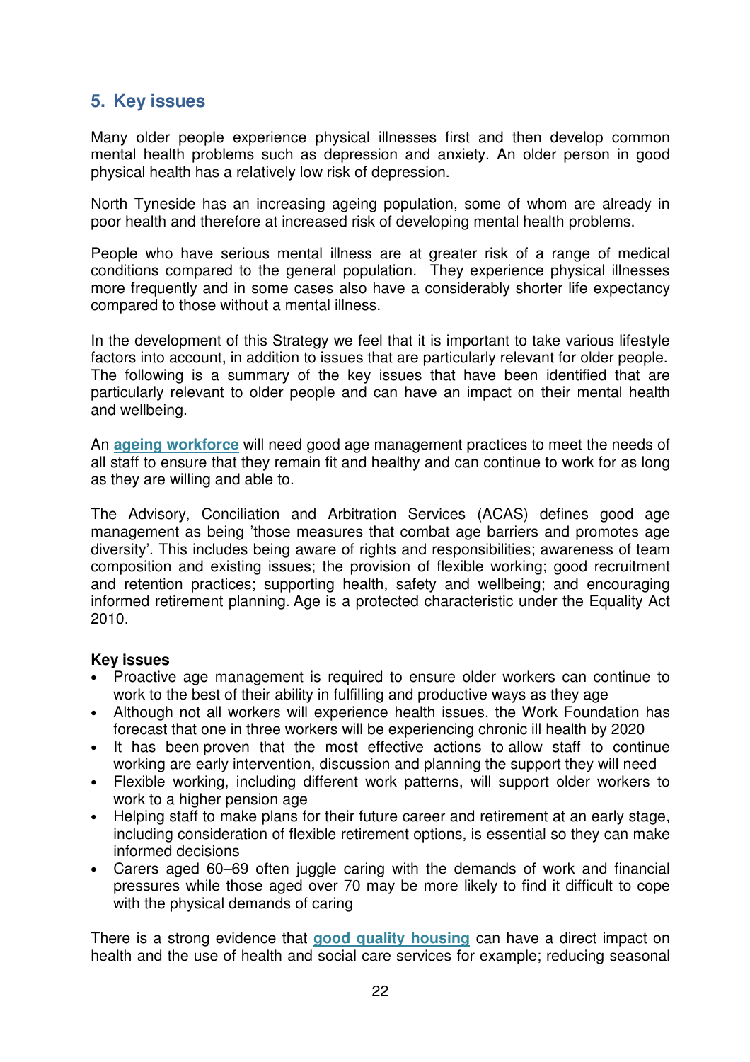## 5. Key issues

Many older people experience physical illnesses first and then develop common mental health problems such as depression and anxiety. An older person in good physical health has a relatively low risk of depression.

North Tyneside has an increasing ageing population, some of whom are already in poor health and therefore at increased risk of developing mental health problems.

People who have serious mental illness are at greater risk of a range of medical conditions compared to the general population. They experience physical illnesses more frequently and in some cases also have a considerably shorter life expectancy compared to those without a mental illness.

In the development of this Strategy we feel that it is important to take various lifestyle factors into account, in addition to issues that are particularly relevant for older people. The following is a summary of the key issues that have been identified that are particularly relevant to older people and can have an impact on their mental health and wellbeing.

An **ageing workforce** will need good age management practices to meet the needs of all staff to ensure that they remain fit and healthy and can continue to work for as long as they are willing and able to.

The Advisory, Conciliation and Arbitration Services (ACAS) defines good age management as being 'those measures that combat age barriers and promotes age diversity'. This includes being aware of rights and responsibilities; awareness of team composition and existing issues; the provision of flexible working; good recruitment and retention practices; supporting health, safety and wellbeing; and encouraging informed retirement planning. Age is a protected characteristic under the Equality Act 2010.

**Key issues**

- Proactive age management is required to ensure older workers can continue to work to the best of their ability in fulfilling and productive ways as they age
- Although not all workers will experience health issues, the Work Foundation has forecast that one in three workers will be experiencing chronic ill health by 2020
- It has been proven that the most effective actions to allow staff to continue working are early intervention, discussion and planning the support they will need
- Flexible working, including different work patterns, will support older workers to work to a higher pension age
- Helping staff to make plans for their future career and retirement at an early stage, including consideration of flexible retirement options, is essential so they can make informed decisions
- Carers aged 60–69 often juggle caring with the demands of work and financial pressures while those aged over 70 may be more likely to find it difficult to cope with the physical demands of caring

There is a strong evidence that **good quality housing** can have a direct impact on health and the use of health and social care services for example; reducing seasonal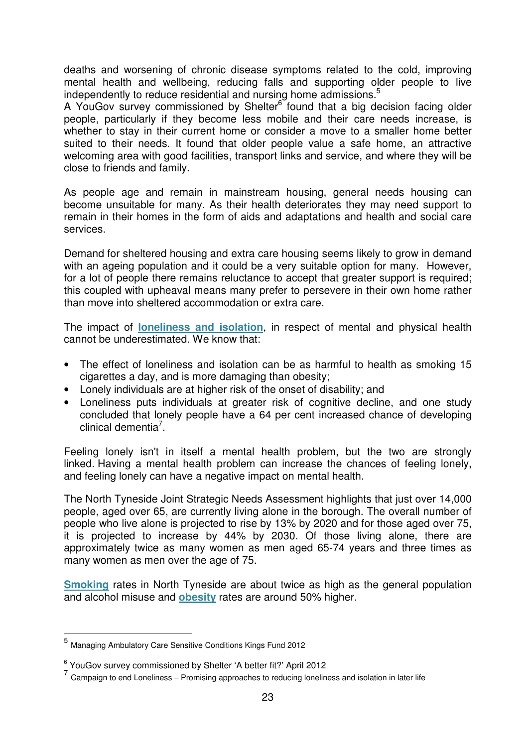deaths and worsening of chronic disease symptoms related to the cold, improving mental health and wellbeing, reducing falls and supporting older people to live independently to reduce residential and nursing home admissions.[5]

A YouGov survey commissioned by Shelter[6] found that a big decision facing older people, particularly if they become less mobile and their care needs increase, is whether to stay in their current home or consider a move to a smaller home better suited to their needs. It found that older people value a safe home, an attractive welcoming area with good facilities, transport links and service, and where they will be close to friends and family.

As people age and remain in mainstream housing, general needs housing can become unsuitable for many. As their health deteriorates they may need support to remain in their homes in the form of aids and adaptations and health and social care services.

Demand for sheltered housing and extra care housing seems likely to grow in demand with an ageing population and it could be a very suitable option for many. However, for a lot of people there remains reluctance to accept that greater support is required; this coupled with upheaval means many prefer to persevere in their own home rather than move into sheltered accommodation or extra care.

The impact of **loneliness and isolation**, in respect of mental and physical health cannot be underestimated. We know that:

- The effect of loneliness and isolation can be as harmful to health as smoking 15 cigarettes a day, and is more damaging than obesity;
- Lonely individuals are at higher risk of the onset of disability; and
- Loneliness puts individuals at greater risk of cognitive decline, and one study concluded that lonely people have a 64 per cent increased chance of developing clinical dementia[7].

Feeling lonely isn't in itself a mental health problem, but the two are strongly linked. Having a mental health problem can increase the chances of feeling lonely, and feeling lonely can have a negative impact on mental health.

The North Tyneside Joint Strategic Needs Assessment highlights that just over 14,000 people, aged over 65, are currently living alone in the borough. The overall number of people who live alone is projected to rise by 13% by 2020 and for those aged over 75, it is projected to increase by 44% by 2030. Of those living alone, there are approximately twice as many women as men aged 65-74 years and three times as many women as men over the age of 75.

**Smoking** rates in North Tyneside are about twice as high as the general population and alcohol misuse and **obesity** rates are around 50% higher.

---

[5] Managing Ambulatory Care Sensitive Conditions Kings Fund 2012

[6] YouGov survey commissioned by Shelter 'A better fit?' April 2012

[7] Campaign to end Loneliness – Promising approaches to reducing loneliness and isolation in later life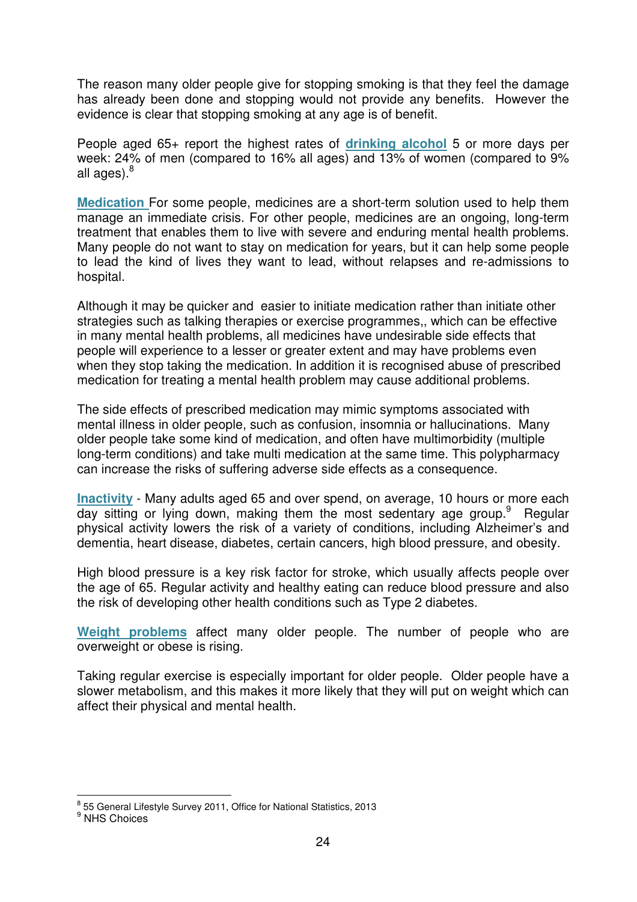The reason many older people give for stopping smoking is that they feel the damage has already been done and stopping would not provide any benefits. However the evidence is clear that stopping smoking at any age is of benefit.

People aged 65+ report the highest rates of **drinking alcohol** 5 or more days per week: 24% of men (compared to 16% all ages) and 13% of women (compared to 9% all ages).[8]

**Medication** For some people, medicines are a short-term solution used to help them manage an immediate crisis. For other people, medicines are an ongoing, long-term treatment that enables them to live with severe and enduring mental health problems. Many people do not want to stay on medication for years, but it can help some people to lead the kind of lives they want to lead, without relapses and re-admissions to hospital.

Although it may be quicker and easier to initiate medication rather than initiate other strategies such as talking therapies or exercise programmes,, which can be effective in many mental health problems, all medicines have undesirable side effects that people will experience to a lesser or greater extent and may have problems even when they stop taking the medication. In addition it is recognised abuse of prescribed medication for treating a mental health problem may cause additional problems.

The side effects of prescribed medication may mimic symptoms associated with mental illness in older people, such as confusion, insomnia or hallucinations. Many older people take some kind of medication, and often have multimorbidity (multiple long-term conditions) and take multi medication at the same time. This polypharmacy can increase the risks of suffering adverse side effects as a consequence.

**Inactivity** - Many adults aged 65 and over spend, on average, 10 hours or more each day sitting or lying down, making them the most sedentary age group.[9] Regular physical activity lowers the risk of a variety of conditions, including Alzheimer's and dementia, heart disease, diabetes, certain cancers, high blood pressure, and obesity.

High blood pressure is a key risk factor for stroke, which usually affects people over the age of 65. Regular activity and healthy eating can reduce blood pressure and also the risk of developing other health conditions such as Type 2 diabetes.

**Weight problems** affect many older people. The number of people who are overweight or obese is rising.

Taking regular exercise is especially important for older people. Older people have a slower metabolism, and this makes it more likely that they will put on weight which can affect their physical and mental health.

---

[8] 55 General Lifestyle Survey 2011, Office for National Statistics, 2013

[9] NHS Choices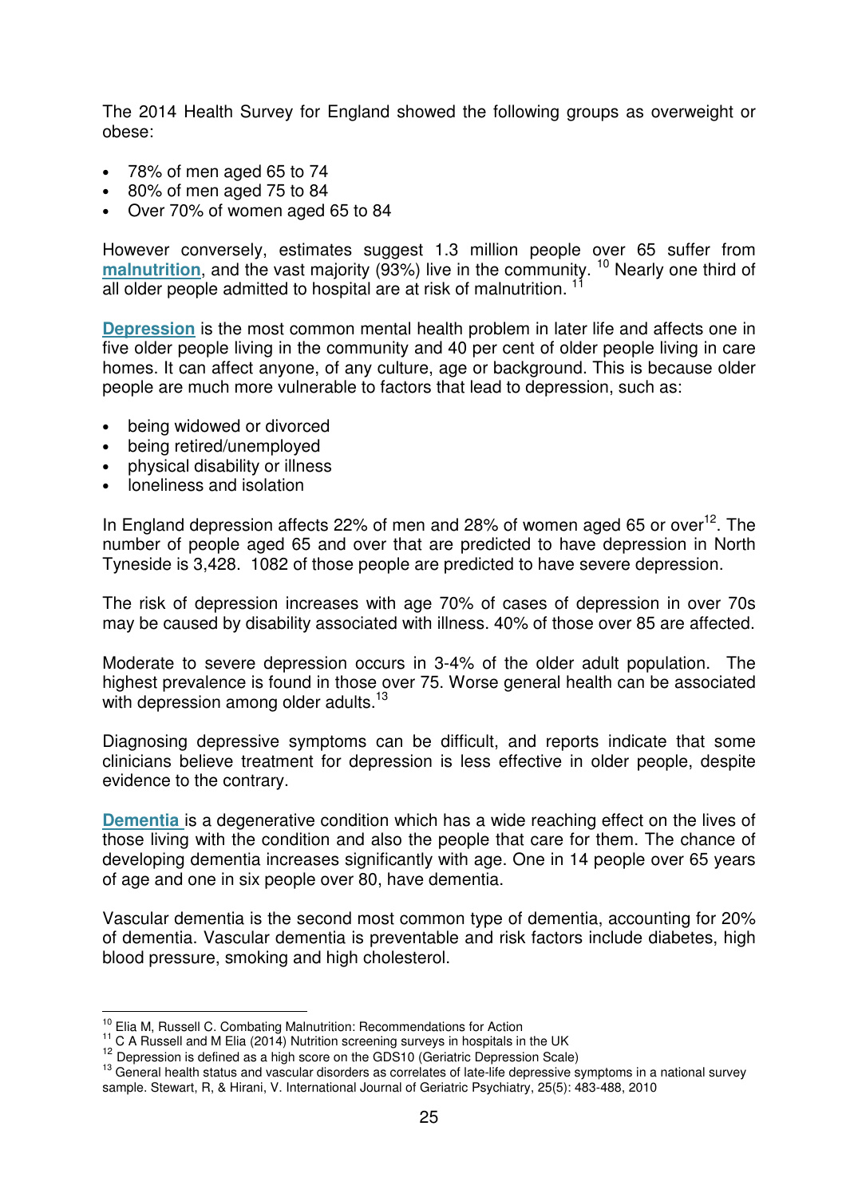The 2014 Health Survey for England showed the following groups as overweight or obese:

- 78% of men aged 65 to 74
- 80% of men aged 75 to 84
- Over 70% of women aged 65 to 84

However conversely, estimates suggest 1.3 million people over 65 suffer from **malnutrition**, and the vast majority (93%) live in the community. [10] Nearly one third of all older people admitted to hospital are at risk of malnutrition. [11]

**Depression** is the most common mental health problem in later life and affects one in five older people living in the community and 40 per cent of older people living in care homes. It can affect anyone, of any culture, age or background. This is because older people are much more vulnerable to factors that lead to depression, such as:

- being widowed or divorced
- being retired/unemployed
- physical disability or illness
- loneliness and isolation

In England depression affects 22% of men and 28% of women aged 65 or over[12]. The number of people aged 65 and over that are predicted to have depression in North Tyneside is 3,428. 1082 of those people are predicted to have severe depression.

The risk of depression increases with age 70% of cases of depression in over 70s may be caused by disability associated with illness. 40% of those over 85 are affected.

Moderate to severe depression occurs in 3-4% of the older adult population. The highest prevalence is found in those over 75. Worse general health can be associated with depression among older adults.[13]

Diagnosing depressive symptoms can be difficult, and reports indicate that some clinicians believe treatment for depression is less effective in older people, despite evidence to the contrary.

**Dementia** is a degenerative condition which has a wide reaching effect on the lives of those living with the condition and also the people that care for them. The chance of developing dementia increases significantly with age. One in 14 people over 65 years of age and one in six people over 80, have dementia.

Vascular dementia is the second most common type of dementia, accounting for 20% of dementia. Vascular dementia is preventable and risk factors include diabetes, high blood pressure, smoking and high cholesterol.

---

[10] Elia M, Russell C. Combating Malnutrition: Recommendations for Action

[11] C A Russell and M Elia (2014) Nutrition screening surveys in hospitals in the UK

[12] Depression is defined as a high score on the GDS10 (Geriatric Depression Scale)

[13] General health status and vascular disorders as correlates of late-life depressive symptoms in a national survey sample. Stewart, R, & Hirani, V. International Journal of Geriatric Psychiatry, 25(5): 483-488, 2010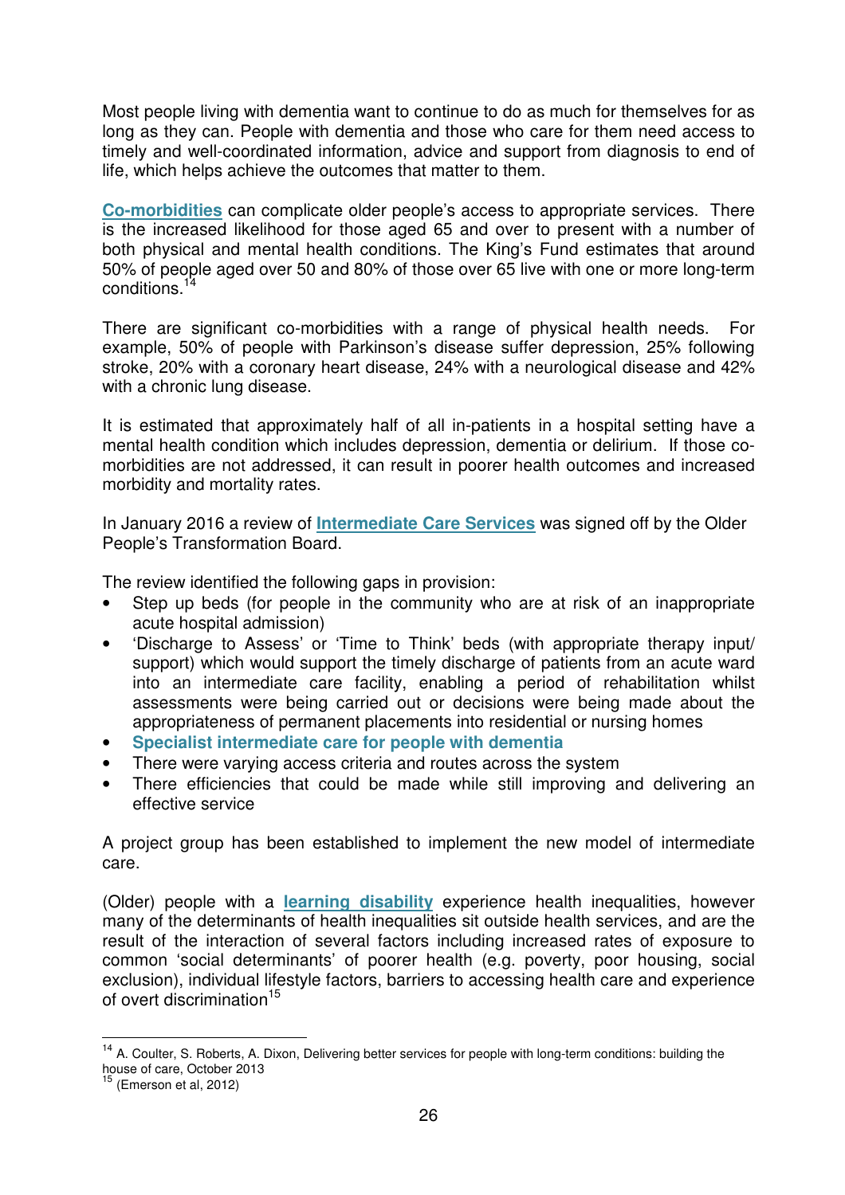Most people living with dementia want to continue to do as much for themselves for as long as they can. People with dementia and those who care for them need access to timely and well-coordinated information, advice and support from diagnosis to end of life, which helps achieve the outcomes that matter to them.

**Co-morbidities** can complicate older people's access to appropriate services. There is the increased likelihood for those aged 65 and over to present with a number of both physical and mental health conditions. The King's Fund estimates that around 50% of people aged over 50 and 80% of those over 65 live with one or more long-term conditions.[14]

There are significant co-morbidities with a range of physical health needs. For example, 50% of people with Parkinson's disease suffer depression, 25% following stroke, 20% with a coronary heart disease, 24% with a neurological disease and 42% with a chronic lung disease.

It is estimated that approximately half of all in-patients in a hospital setting have a mental health condition which includes depression, dementia or delirium. If those co-morbidities are not addressed, it can result in poorer health outcomes and increased morbidity and mortality rates.

In January 2016 a review of **Intermediate Care Services** was signed off by the Older People's Transformation Board.

The review identified the following gaps in provision:

- Step up beds (for people in the community who are at risk of an inappropriate acute hospital admission)
- 'Discharge to Assess' or 'Time to Think' beds (with appropriate therapy input/ support) which would support the timely discharge of patients from an acute ward into an intermediate care facility, enabling a period of rehabilitation whilst assessments were being carried out or decisions were being made about the appropriateness of permanent placements into residential or nursing homes
- **Specialist intermediate care for people with dementia**
- There were varying access criteria and routes across the system
- There efficiencies that could be made while still improving and delivering an effective service

A project group has been established to implement the new model of intermediate care.

(Older) people with a **learning disability** experience health inequalities, however many of the determinants of health inequalities sit outside health services, and are the result of the interaction of several factors including increased rates of exposure to common 'social determinants' of poorer health (e.g. poverty, poor housing, social exclusion), individual lifestyle factors, barriers to accessing health care and experience of overt discrimination[15]

---

[14] A. Coulter, S. Roberts, A. Dixon, Delivering better services for people with long-term conditions: building the house of care, October 2013

[15] (Emerson et al, 2012)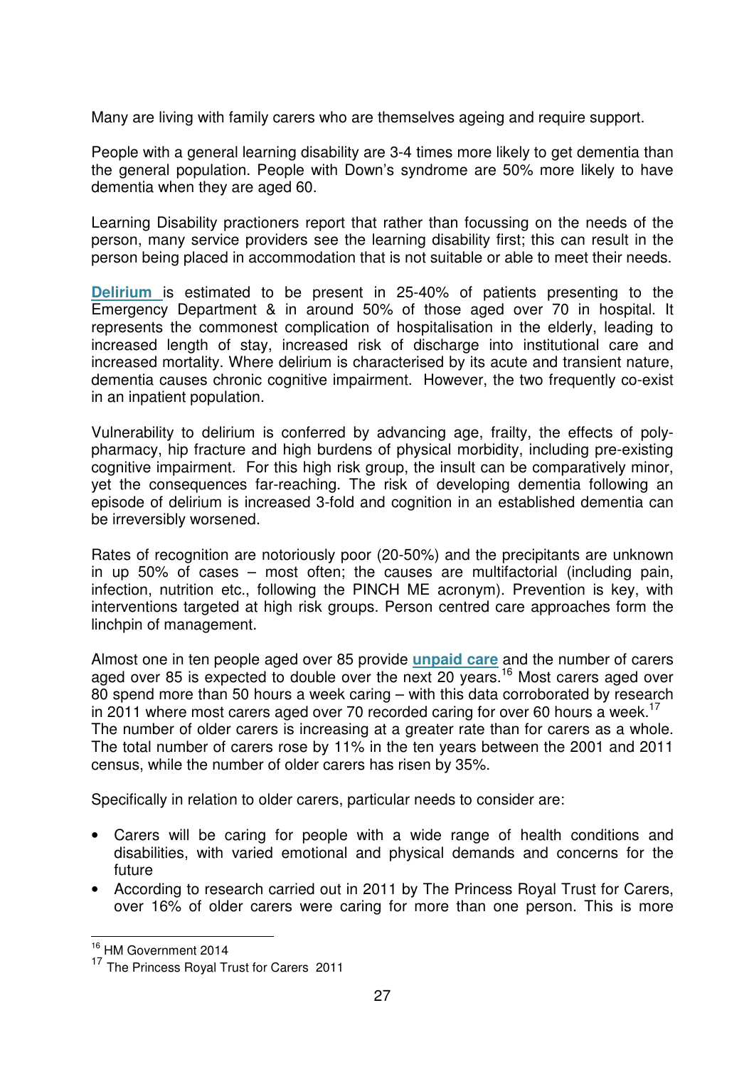Many are living with family carers who are themselves ageing and require support.

People with a general learning disability are 3-4 times more likely to get dementia than the general population. People with Down's syndrome are 50% more likely to have dementia when they are aged 60.

Learning Disability practioners report that rather than focussing on the needs of the person, many service providers see the learning disability first; this can result in the person being placed in accommodation that is not suitable or able to meet their needs.

**Delirium** is estimated to be present in 25-40% of patients presenting to the Emergency Department & in around 50% of those aged over 70 in hospital. It represents the commonest complication of hospitalisation in the elderly, leading to increased length of stay, increased risk of discharge into institutional care and increased mortality. Where delirium is characterised by its acute and transient nature, dementia causes chronic cognitive impairment. However, the two frequently co-exist in an inpatient population.

Vulnerability to delirium is conferred by advancing age, frailty, the effects of poly-pharmacy, hip fracture and high burdens of physical morbidity, including pre-existing cognitive impairment. For this high risk group, the insult can be comparatively minor, yet the consequences far-reaching. The risk of developing dementia following an episode of delirium is increased 3-fold and cognition in an established dementia can be irreversibly worsened.

Rates of recognition are notoriously poor (20-50%) and the precipitants are unknown in up 50% of cases – most often; the causes are multifactorial (including pain, infection, nutrition etc., following the PINCH ME acronym). Prevention is key, with interventions targeted at high risk groups. Person centred care approaches form the linchpin of management.

Almost one in ten people aged over 85 provide **unpaid care** and the number of carers aged over 85 is expected to double over the next 20 years.[16] Most carers aged over 80 spend more than 50 hours a week caring – with this data corroborated by research in 2011 where most carers aged over 70 recorded caring for over 60 hours a week.[17] The number of older carers is increasing at a greater rate than for carers as a whole. The total number of carers rose by 11% in the ten years between the 2001 and 2011 census, while the number of older carers has risen by 35%.

Specifically in relation to older carers, particular needs to consider are:

- Carers will be caring for people with a wide range of health conditions and disabilities, with varied emotional and physical demands and concerns for the future
- According to research carried out in 2011 by The Princess Royal Trust for Carers, over 16% of older carers were caring for more than one person. This is more

[16] HM Government 2014

[17] The Princess Royal Trust for Carers 2011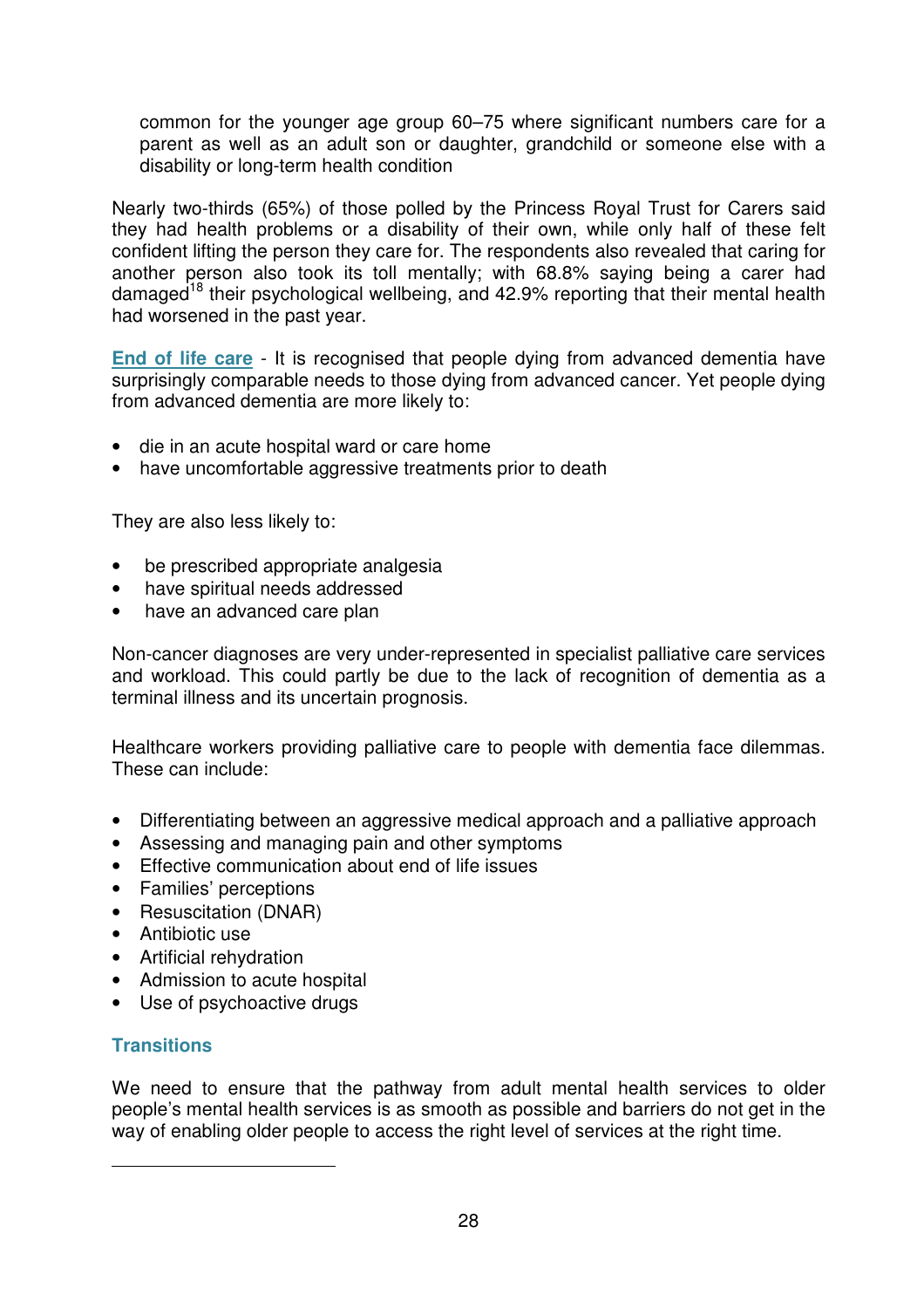common for the younger age group 60–75 where significant numbers care for a parent as well as an adult son or daughter, grandchild or someone else with a disability or long-term health condition

Nearly two-thirds (65%) of those polled by the Princess Royal Trust for Carers said they had health problems or a disability of their own, while only half of these felt confident lifting the person they care for. The respondents also revealed that caring for another person also took its toll mentally; with 68.8% saying being a carer had damaged[18] their psychological wellbeing, and 42.9% reporting that their mental health had worsened in the past year.

**End of life care** - It is recognised that people dying from advanced dementia have surprisingly comparable needs to those dying from advanced cancer. Yet people dying from advanced dementia are more likely to:

- die in an acute hospital ward or care home
- have uncomfortable aggressive treatments prior to death

They are also less likely to:

- be prescribed appropriate analgesia
- have spiritual needs addressed
- have an advanced care plan

Non-cancer diagnoses are very under-represented in specialist palliative care services and workload. This could partly be due to the lack of recognition of dementia as a terminal illness and its uncertain prognosis.

Healthcare workers providing palliative care to people with dementia face dilemmas. These can include:

- Differentiating between an aggressive medical approach and a palliative approach
- Assessing and managing pain and other symptoms
- Effective communication about end of life issues
- Families' perceptions
- Resuscitation (DNAR)
- Antibiotic use
- Artificial rehydration
- Admission to acute hospital
- Use of psychoactive drugs

## Transitions

We need to ensure that the pathway from adult mental health services to older people's mental health services is as smooth as possible and barriers do not get in the way of enabling older people to access the right level of services at the right time.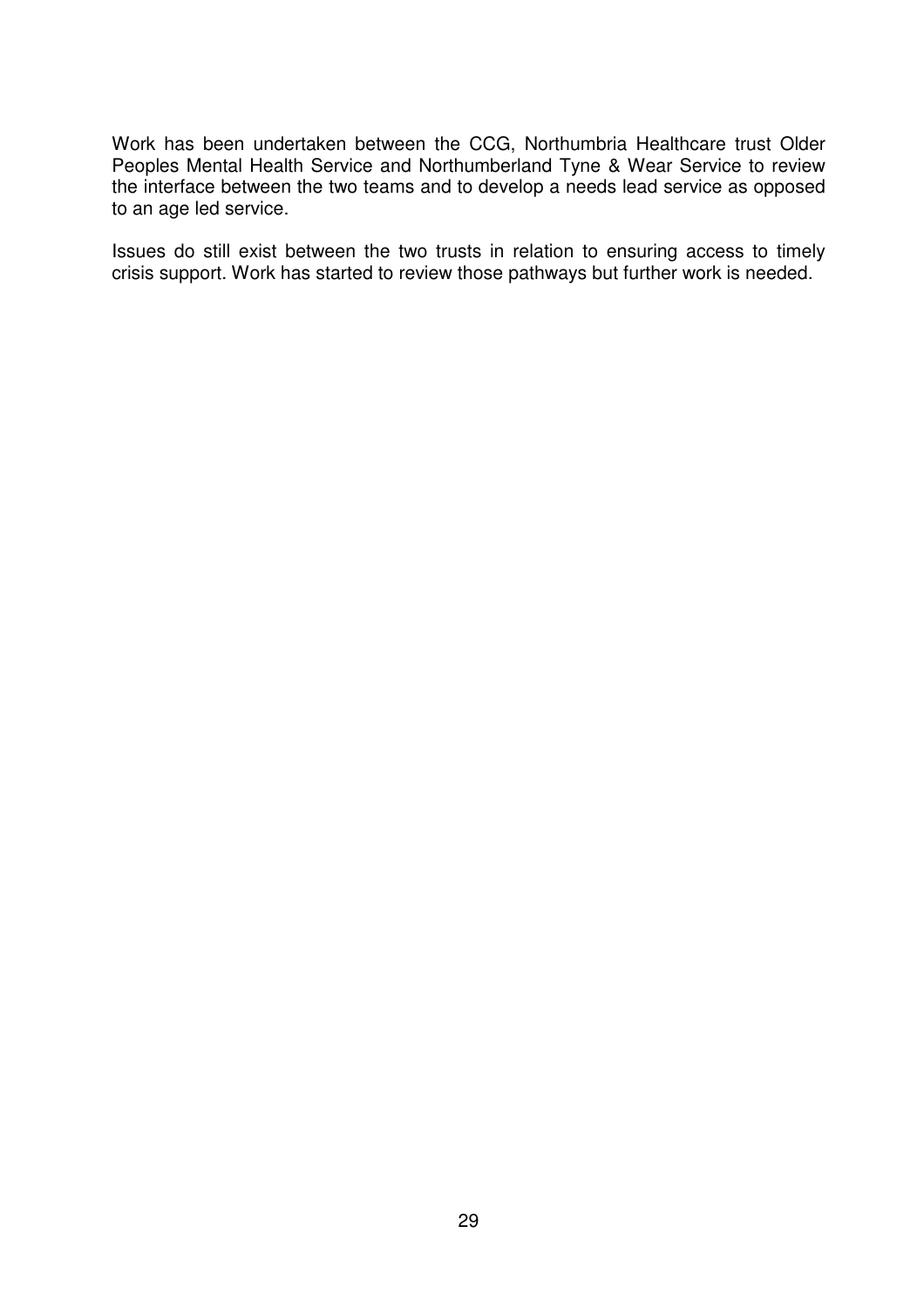Work has been undertaken between the CCG, Northumbria Healthcare trust Older Peoples Mental Health Service and Northumberland Tyne & Wear Service to review the interface between the two teams and to develop a needs lead service as opposed to an age led service.

Issues do still exist between the two trusts in relation to ensuring access to timely crisis support. Work has started to review those pathways but further work is needed.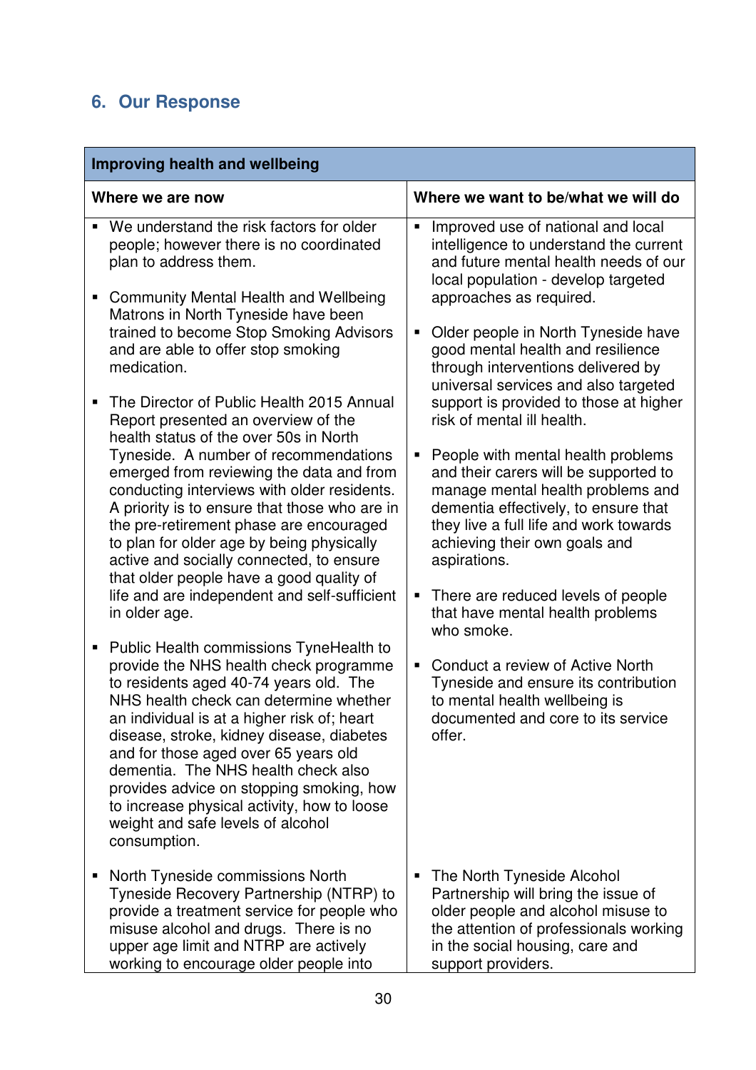## 6. Our Response

| Improving health and wellbeing | |
|---|---|
| **Where we are now** | **Where we want to be/what we will do** |
| ▪ We understand the risk factors for older people; however there is no coordinated plan to address them.<br><br>▪ Community Mental Health and Wellbeing Matrons in North Tyneside have been trained to become Stop Smoking Advisors and are able to offer stop smoking medication.<br><br>▪ The Director of Public Health 2015 Annual Report presented an overview of the health status of the over 50s in North Tyneside. A number of recommendations emerged from reviewing the data and from conducting interviews with older residents. A priority is to ensure that those who are in the pre-retirement phase are encouraged to plan for older age by being physically active and socially connected, to ensure that older people have a good quality of life and are independent and self-sufficient in older age.<br><br>▪ Public Health commissions TyneHealth to provide the NHS health check programme to residents aged 40-74 years old. The NHS health check can determine whether an individual is at a higher risk of; heart disease, stroke, kidney disease, diabetes and for those aged over 65 years old dementia. The NHS health check also provides advice on stopping smoking, how to increase physical activity, how to loose weight and safe levels of alcohol consumption. | ▪ Improved use of national and local intelligence to understand the current and future mental health needs of our local population - develop targeted approaches as required.<br><br>▪ Older people in North Tyneside have good mental health and resilience through interventions delivered by universal services and also targeted support is provided to those at higher risk of mental ill health.<br><br>▪ People with mental health problems and their carers will be supported to manage mental health problems and dementia effectively, to ensure that they live a full life and work towards achieving their own goals and aspirations.<br><br>▪ There are reduced levels of people that have mental health problems who smoke.<br><br>▪ Conduct a review of Active North Tyneside and ensure its contribution to mental health wellbeing is documented and core to its service offer. |
| ▪ North Tyneside commissions North Tyneside Recovery Partnership (NTRP) to provide a treatment service for people who misuse alcohol and drugs. There is no upper age limit and NTRP are actively working to encourage older people into | ▪ The North Tyneside Alcohol Partnership will bring the issue of older people and alcohol misuse to the attention of professionals working in the social housing, care and support providers. |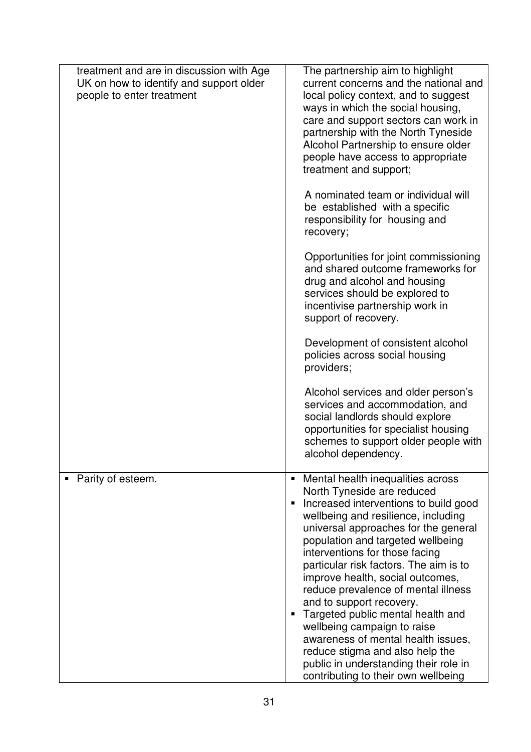| | |
|---|---|
| treatment and are in discussion with Age UK on how to identify and support older people to enter treatment | The partnership aim to highlight current concerns and the national and local policy context, and to suggest ways in which the social housing, care and support sectors can work in partnership with the North Tyneside Alcohol Partnership to ensure older people have access to appropriate treatment and support;<br><br>A nominated team or individual will be established with a specific responsibility for housing and recovery;<br><br>Opportunities for joint commissioning and shared outcome frameworks for drug and alcohol and housing services should be explored to incentivise partnership work in support of recovery.<br><br>Development of consistent alcohol policies across social housing providers;<br><br>Alcohol services and older person's services and accommodation, and social landlords should explore opportunities for specialist housing schemes to support older people with alcohol dependency. |
| ▪ Parity of esteem. | ▪ Mental health inequalities across North Tyneside are reduced<br>▪ Increased interventions to build good wellbeing and resilience, including universal approaches for the general population and targeted wellbeing interventions for those facing particular risk factors. The aim is to improve health, social outcomes, reduce prevalence of mental illness and to support recovery.<br>▪ Targeted public mental health and wellbeing campaign to raise awareness of mental health issues, reduce stigma and also help the public in understanding their role in contributing to their own wellbeing |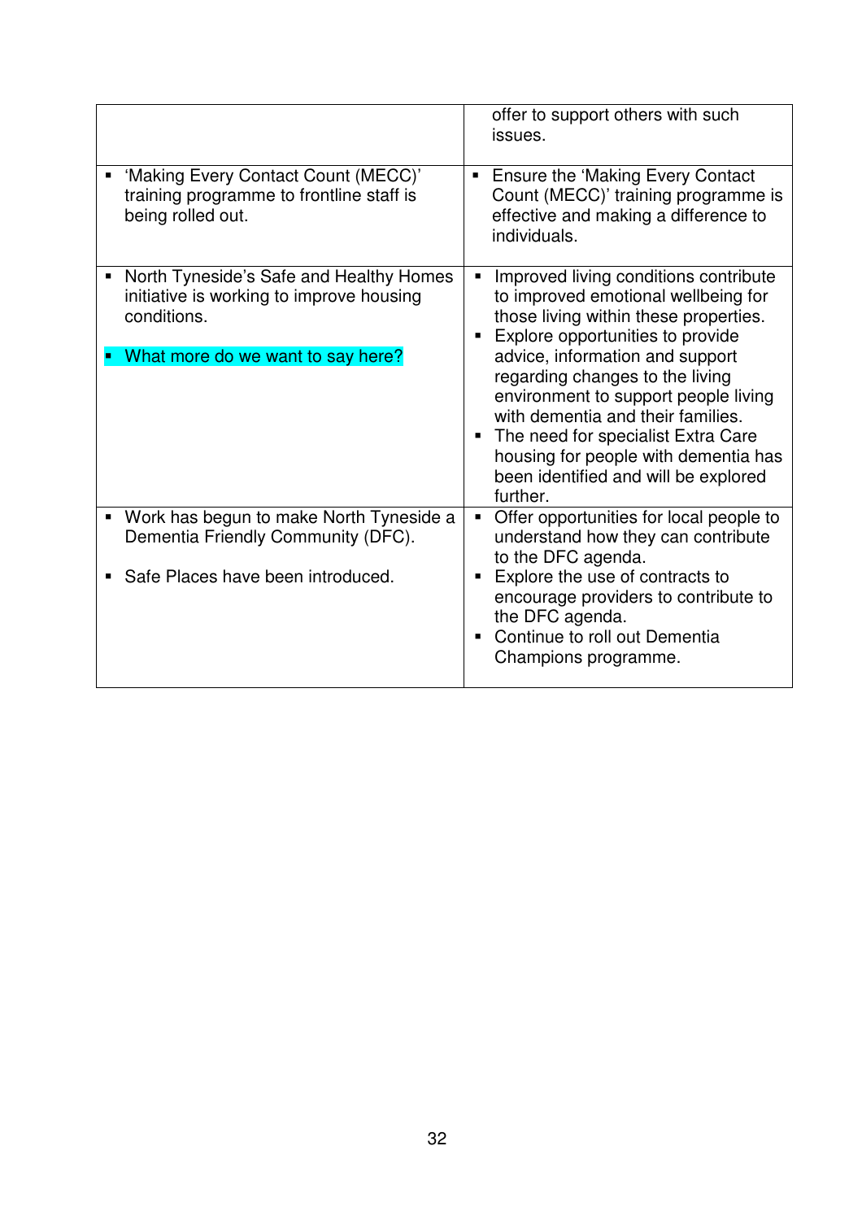| | |
|---|---|
| | offer to support others with such issues. |
| ▪ 'Making Every Contact Count (MECC)' training programme to frontline staff is being rolled out. | ▪ Ensure the 'Making Every Contact Count (MECC)' training programme is effective and making a difference to individuals. |
| ▪ North Tyneside's Safe and Healthy Homes initiative is working to improve housing conditions.<br><br>▪ What more do we want to say here? | ▪ Improved living conditions contribute to improved emotional wellbeing for those living within these properties.<br>▪ Explore opportunities to provide advice, information and support regarding changes to the living environment to support people living with dementia and their families.<br>▪ The need for specialist Extra Care housing for people with dementia has been identified and will be explored further. |
| ▪ Work has begun to make North Tyneside a Dementia Friendly Community (DFC).<br><br>▪ Safe Places have been introduced. | ▪ Offer opportunities for local people to understand how they can contribute to the DFC agenda.<br>▪ Explore the use of contracts to encourage providers to contribute to the DFC agenda.<br>▪ Continue to roll out Dementia Champions programme. |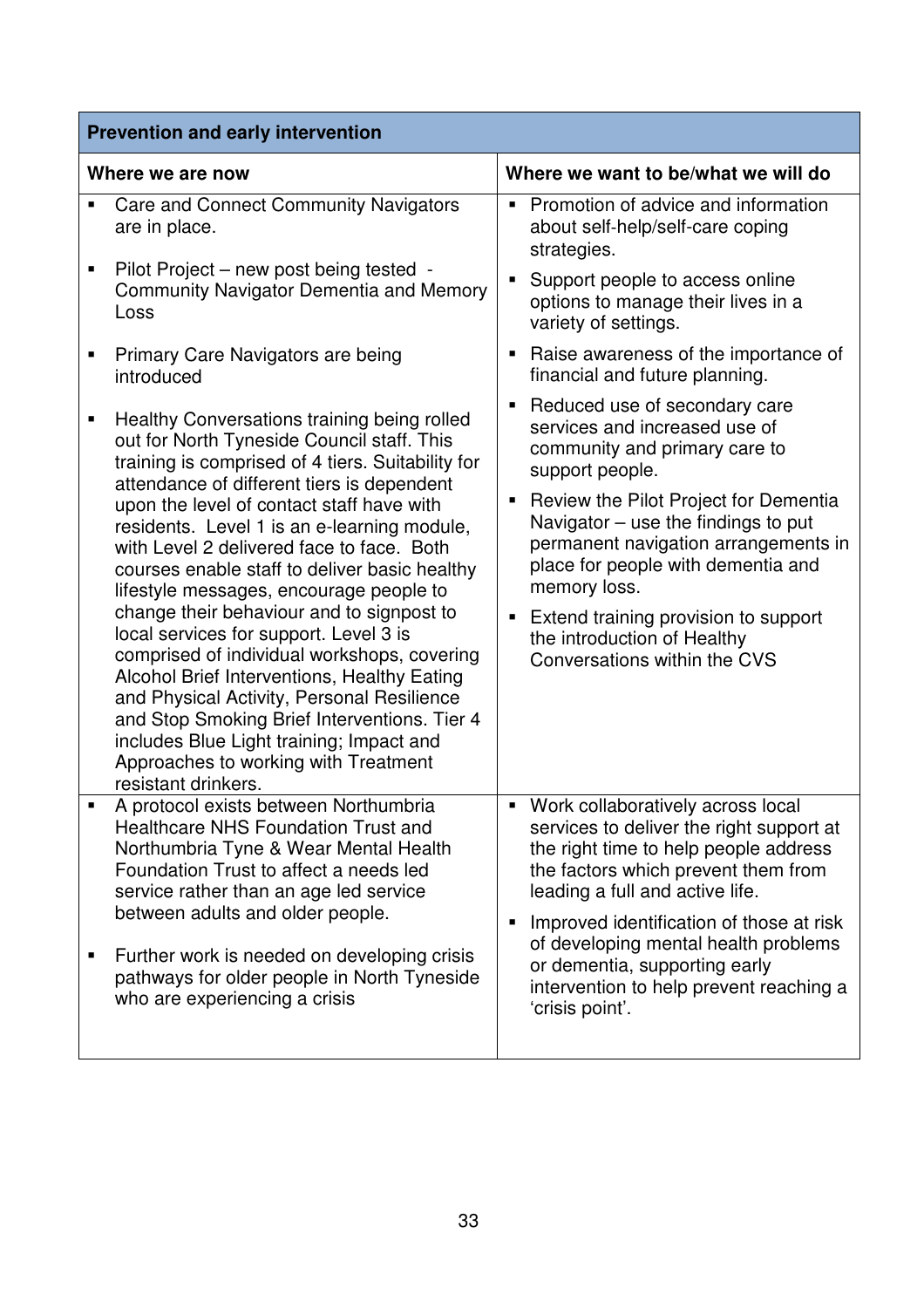| Prevention and early intervention | |
|---|---|
| **Where we are now** | **Where we want to be/what we will do** |
| ▪ Care and Connect Community Navigators are in place.<br><br>▪ Pilot Project – new post being tested - Community Navigator Dementia and Memory Loss<br><br>▪ Primary Care Navigators are being introduced<br><br>▪ Healthy Conversations training being rolled out for North Tyneside Council staff. This training is comprised of 4 tiers. Suitability for attendance of different tiers is dependent upon the level of contact staff have with residents. Level 1 is an e-learning module, with Level 2 delivered face to face. Both courses enable staff to deliver basic healthy lifestyle messages, encourage people to change their behaviour and to signpost to local services for support. Level 3 is comprised of individual workshops, covering Alcohol Brief Interventions, Healthy Eating and Physical Activity, Personal Resilience and Stop Smoking Brief Interventions. Tier 4 includes Blue Light training; Impact and Approaches to working with Treatment resistant drinkers. | ▪ Promotion of advice and information about self-help/self-care coping strategies.<br><br>▪ Support people to access online options to manage their lives in a variety of settings.<br><br>▪ Raise awareness of the importance of financial and future planning.<br><br>▪ Reduced use of secondary care services and increased use of community and primary care to support people.<br><br>▪ Review the Pilot Project for Dementia Navigator – use the findings to put permanent navigation arrangements in place for people with dementia and memory loss.<br><br>▪ Extend training provision to support the introduction of Healthy Conversations within the CVS |
| ▪ A protocol exists between Northumbria Healthcare NHS Foundation Trust and Northumbria Tyne & Wear Mental Health Foundation Trust to affect a needs led service rather than an age led service between adults and older people.<br><br>▪ Further work is needed on developing crisis pathways for older people in North Tyneside who are experiencing a crisis | ▪ Work collaboratively across local services to deliver the right support at the right time to help people address the factors which prevent them from leading a full and active life.<br><br>▪ Improved identification of those at risk of developing mental health problems or dementia, supporting early intervention to help prevent reaching a 'crisis point'. |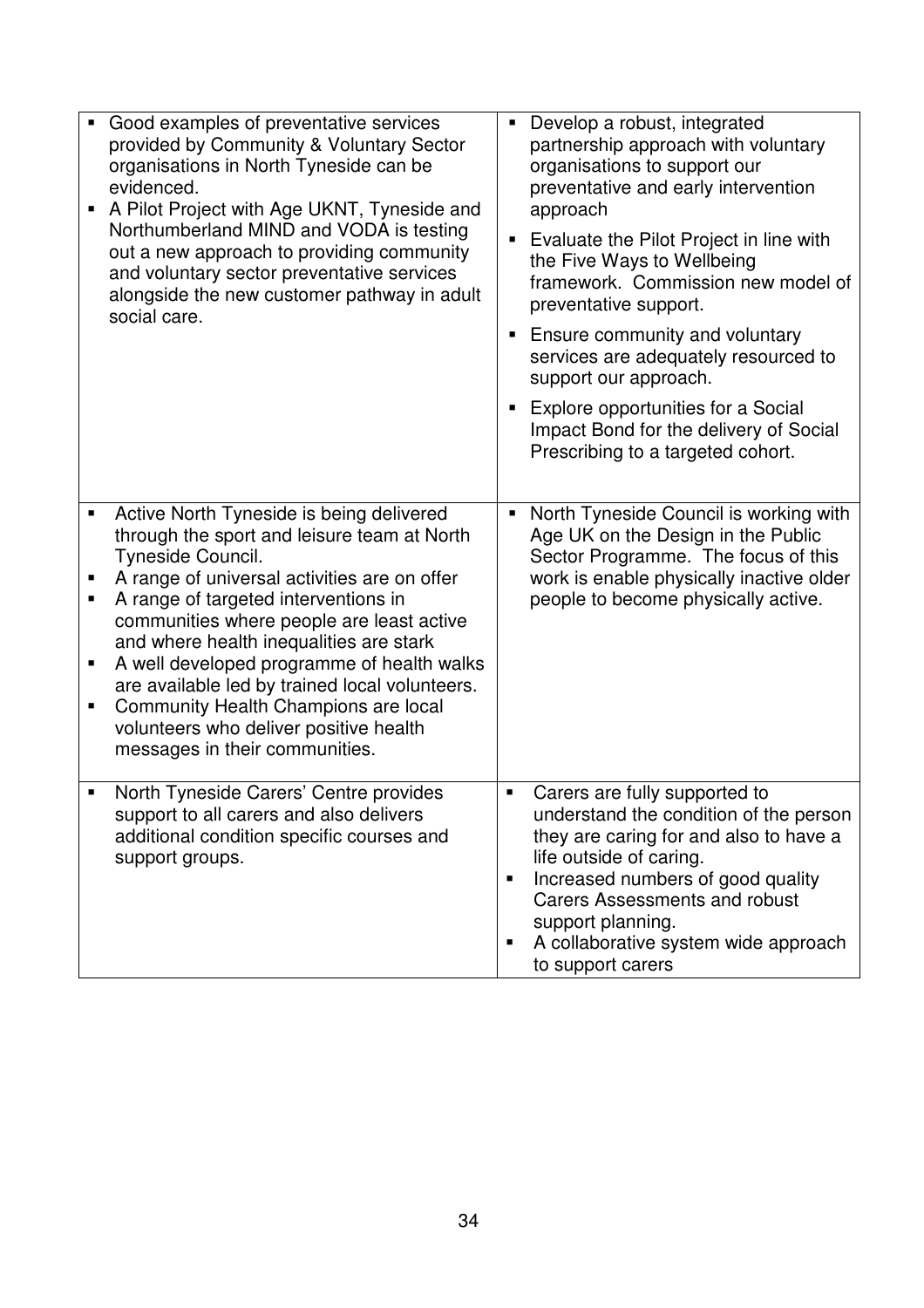| | |
|---|---|
| ▪ Good examples of preventative services provided by Community & Voluntary Sector organisations in North Tyneside can be evidenced.<br>▪ A Pilot Project with Age UKNT, Tyneside and Northumberland MIND and VODA is testing out a new approach to providing community and voluntary sector preventative services alongside the new customer pathway in adult social care. | ▪ Develop a robust, integrated partnership approach with voluntary organisations to support our preventative and early intervention approach<br>▪ Evaluate the Pilot Project in line with the Five Ways to Wellbeing framework. Commission new model of preventative support.<br>▪ Ensure community and voluntary services are adequately resourced to support our approach.<br>▪ Explore opportunities for a Social Impact Bond for the delivery of Social Prescribing to a targeted cohort. |
| ▪ Active North Tyneside is being delivered through the sport and leisure team at North Tyneside Council.<br>▪ A range of universal activities are on offer<br>▪ A range of targeted interventions in communities where people are least active and where health inequalities are stark<br>▪ A well developed programme of health walks are available led by trained local volunteers.<br>▪ Community Health Champions are local volunteers who deliver positive health messages in their communities. | ▪ North Tyneside Council is working with Age UK on the Design in the Public Sector Programme. The focus of this work is enable physically inactive older people to become physically active. |
| ▪ North Tyneside Carers' Centre provides support to all carers and also delivers additional condition specific courses and support groups. | ▪ Carers are fully supported to understand the condition of the person they are caring for and also to have a life outside of caring.<br>▪ Increased numbers of good quality Carers Assessments and robust support planning.<br>▪ A collaborative system wide approach to support carers |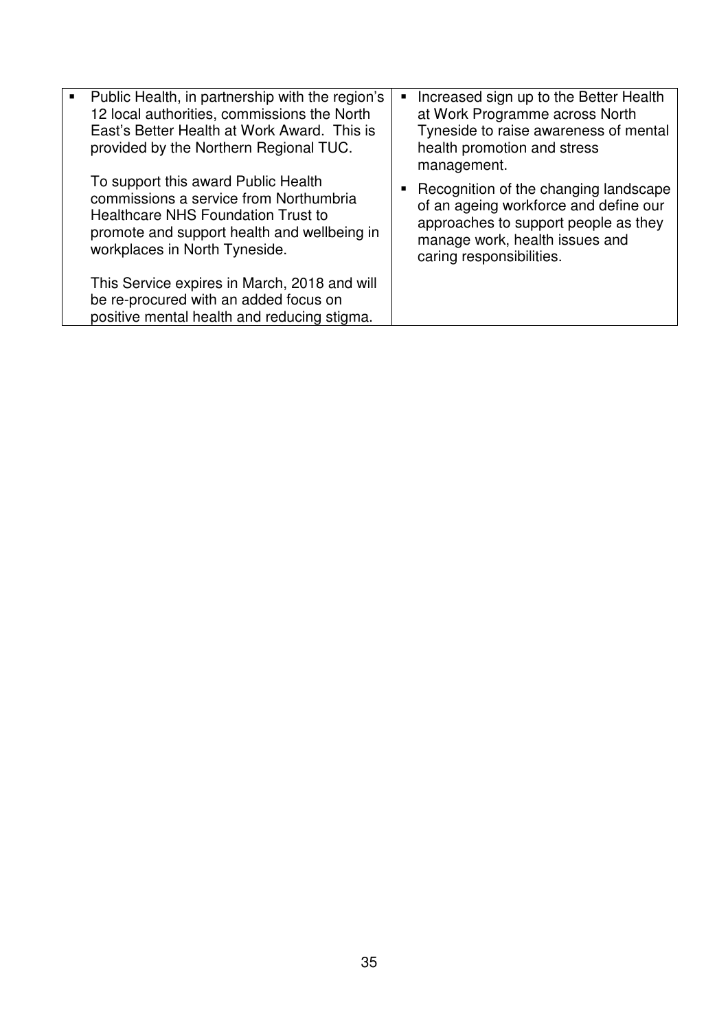| | |
|---|---|
| ▪ Public Health, in partnership with the region's 12 local authorities, commissions the North East's Better Health at Work Award. This is provided by the Northern Regional TUC.<br><br>To support this award Public Health commissions a service from Northumbria Healthcare NHS Foundation Trust to promote and support health and wellbeing in workplaces in North Tyneside.<br><br>This Service expires in March, 2018 and will be re-procured with an added focus on positive mental health and reducing stigma. | ▪ Increased sign up to the Better Health at Work Programme across North Tyneside to raise awareness of mental health promotion and stress management.<br><br>▪ Recognition of the changing landscape of an ageing workforce and define our approaches to support people as they manage work, health issues and caring responsibilities. |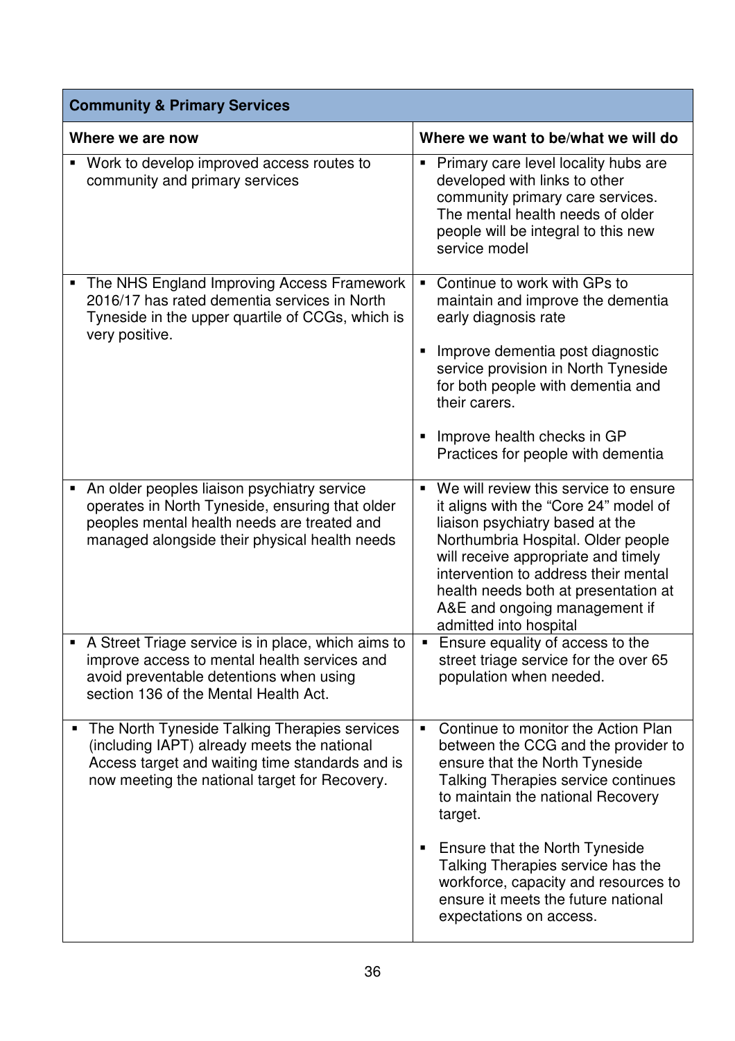| Community & Primary Services | |
|---|---|
| **Where we are now** | **Where we want to be/what we will do** |
| ▪ Work to develop improved access routes to community and primary services | ▪ Primary care level locality hubs are developed with links to other community primary care services. The mental health needs of older people will be integral to this new service model |
| ▪ The NHS England Improving Access Framework 2016/17 has rated dementia services in North Tyneside in the upper quartile of CCGs, which is very positive. | ▪ Continue to work with GPs to maintain and improve the dementia early diagnosis rate<br><br>▪ Improve dementia post diagnostic service provision in North Tyneside for both people with dementia and their carers.<br><br>▪ Improve health checks in GP Practices for people with dementia |
| ▪ An older peoples liaison psychiatry service operates in North Tyneside, ensuring that older peoples mental health needs are treated and managed alongside their physical health needs | ▪ We will review this service to ensure it aligns with the "Core 24" model of liaison psychiatry based at the Northumbria Hospital. Older people will receive appropriate and timely intervention to address their mental health needs both at presentation at A&E and ongoing management if admitted into hospital |
| ▪ A Street Triage service is in place, which aims to improve access to mental health services and avoid preventable detentions when using section 136 of the Mental Health Act. | ▪ Ensure equality of access to the street triage service for the over 65 population when needed. |
| ▪ The North Tyneside Talking Therapies services (including IAPT) already meets the national Access target and waiting time standards and is now meeting the national target for Recovery. | ▪ Continue to monitor the Action Plan between the CCG and the provider to ensure that the North Tyneside Talking Therapies service continues to maintain the national Recovery target.<br><br>▪ Ensure that the North Tyneside Talking Therapies service has the workforce, capacity and resources to ensure it meets the future national expectations on access. |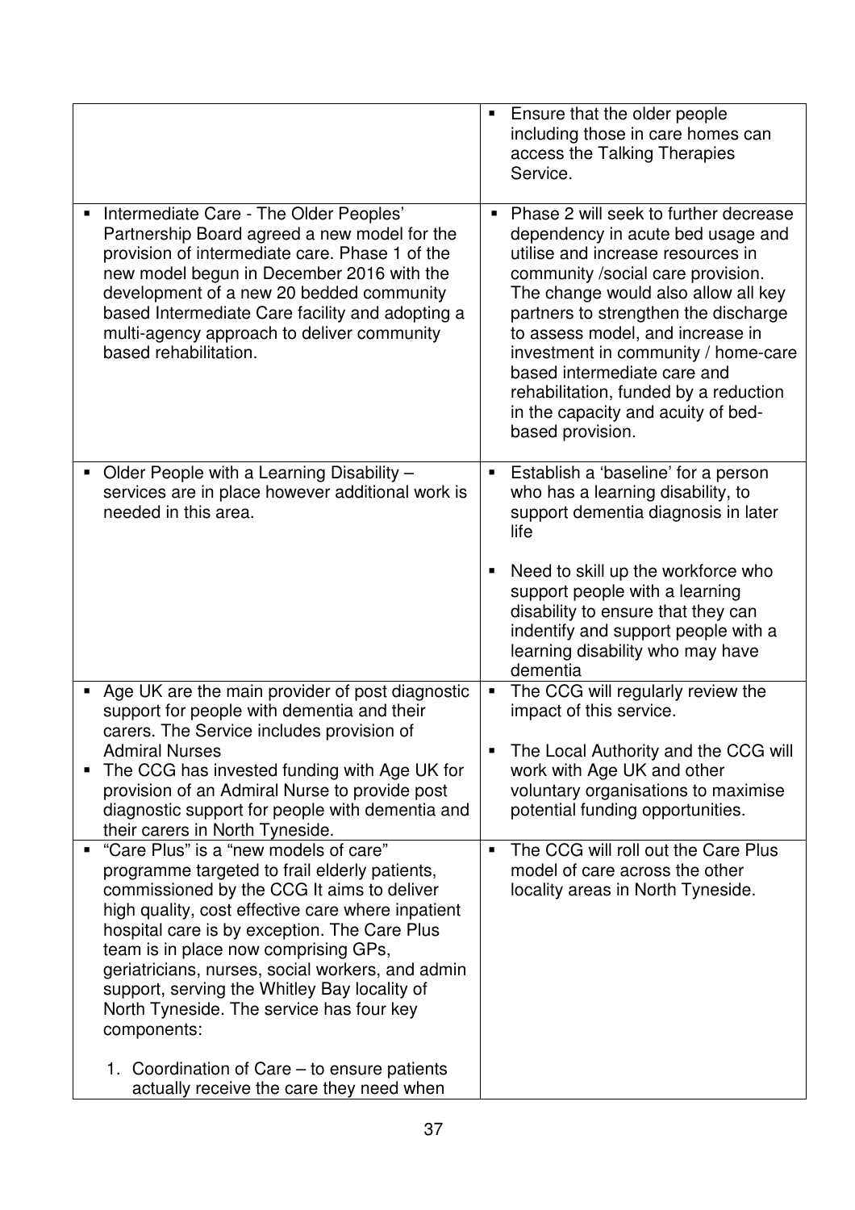| | |
|---|---|
| | ▪ Ensure that the older people including those in care homes can access the Talking Therapies Service. |
| ▪ Intermediate Care - The Older Peoples' Partnership Board agreed a new model for the provision of intermediate care. Phase 1 of the new model begun in December 2016 with the development of a new 20 bedded community based Intermediate Care facility and adopting a multi-agency approach to deliver community based rehabilitation. | ▪ Phase 2 will seek to further decrease dependency in acute bed usage and utilise and increase resources in community /social care provision. The change would also allow all key partners to strengthen the discharge to assess model, and increase in investment in community / home-care based intermediate care and rehabilitation, funded by a reduction in the capacity and acuity of bed-based provision. |
| ▪ Older People with a Learning Disability – services are in place however additional work is needed in this area. | ▪ Establish a 'baseline' for a person who has a learning disability, to support dementia diagnosis in later life<br><br>▪ Need to skill up the workforce who support people with a learning disability to ensure that they can indentify and support people with a learning disability who may have dementia |
| ▪ Age UK are the main provider of post diagnostic support for people with dementia and their carers. The Service includes provision of Admiral Nurses<br>▪ The CCG has invested funding with Age UK for provision of an Admiral Nurse to provide post diagnostic support for people with dementia and their carers in North Tyneside. | ▪ The CCG will regularly review the impact of this service.<br><br>▪ The Local Authority and the CCG will work with Age UK and other voluntary organisations to maximise potential funding opportunities. |
| ▪ "Care Plus" is a "new models of care" programme targeted to frail elderly patients, commissioned by the CCG It aims to deliver high quality, cost effective care where inpatient hospital care is by exception. The Care Plus team is in place now comprising GPs, geriatricians, nurses, social workers, and admin support, serving the Whitley Bay locality of North Tyneside. The service has four key components:<br><br>1. Coordination of Care – to ensure patients actually receive the care they need when | ▪ The CCG will roll out the Care Plus model of care across the other locality areas in North Tyneside. |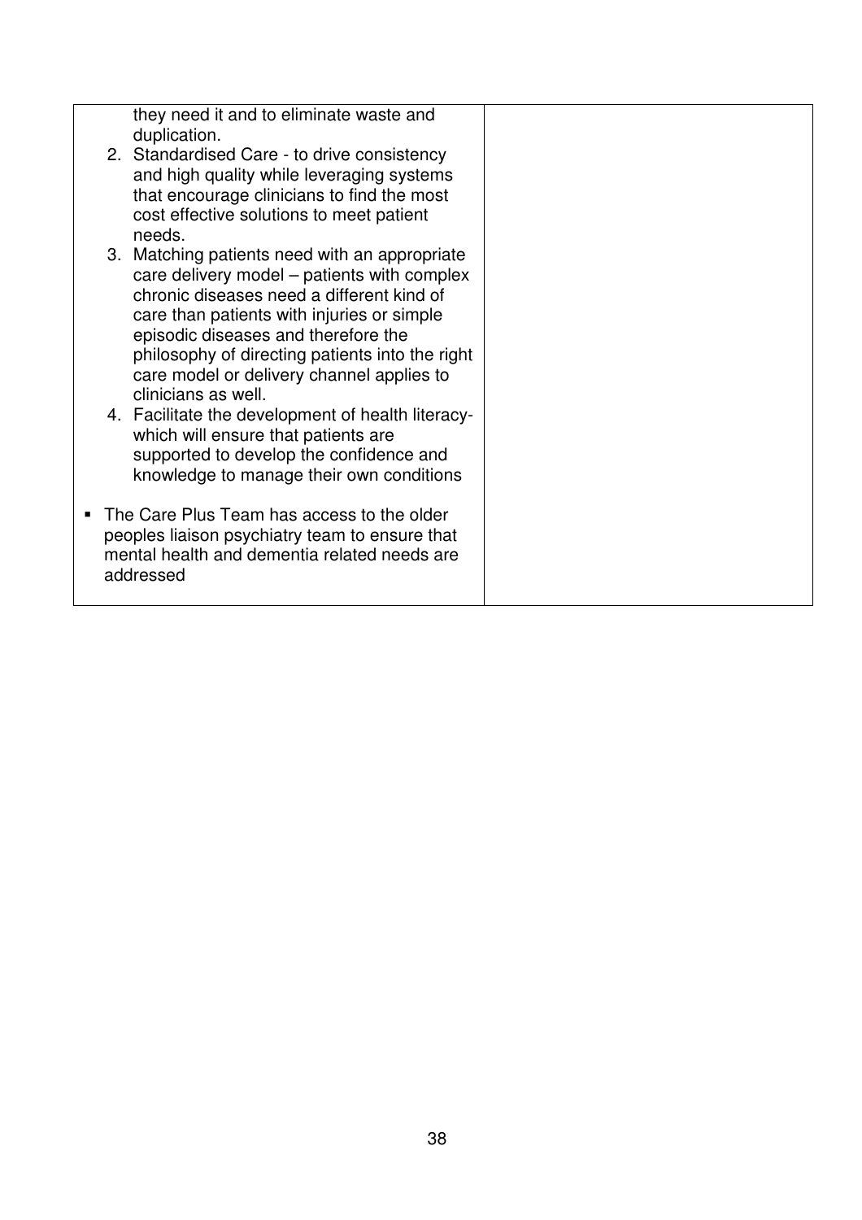| | |
|---|---|
| they need it and to eliminate waste and duplication.<br>2. Standardised Care - to drive consistency and high quality while leveraging systems that encourage clinicians to find the most cost effective solutions to meet patient needs.<br>3. Matching patients need with an appropriate care delivery model – patients with complex chronic diseases need a different kind of care than patients with injuries or simple episodic diseases and therefore the philosophy of directing patients into the right care model or delivery channel applies to clinicians as well.<br>4. Facilitate the development of health literacy- which will ensure that patients are supported to develop the confidence and knowledge to manage their own conditions<br><br>▪ The Care Plus Team has access to the older peoples liaison psychiatry team to ensure that mental health and dementia related needs are addressed | |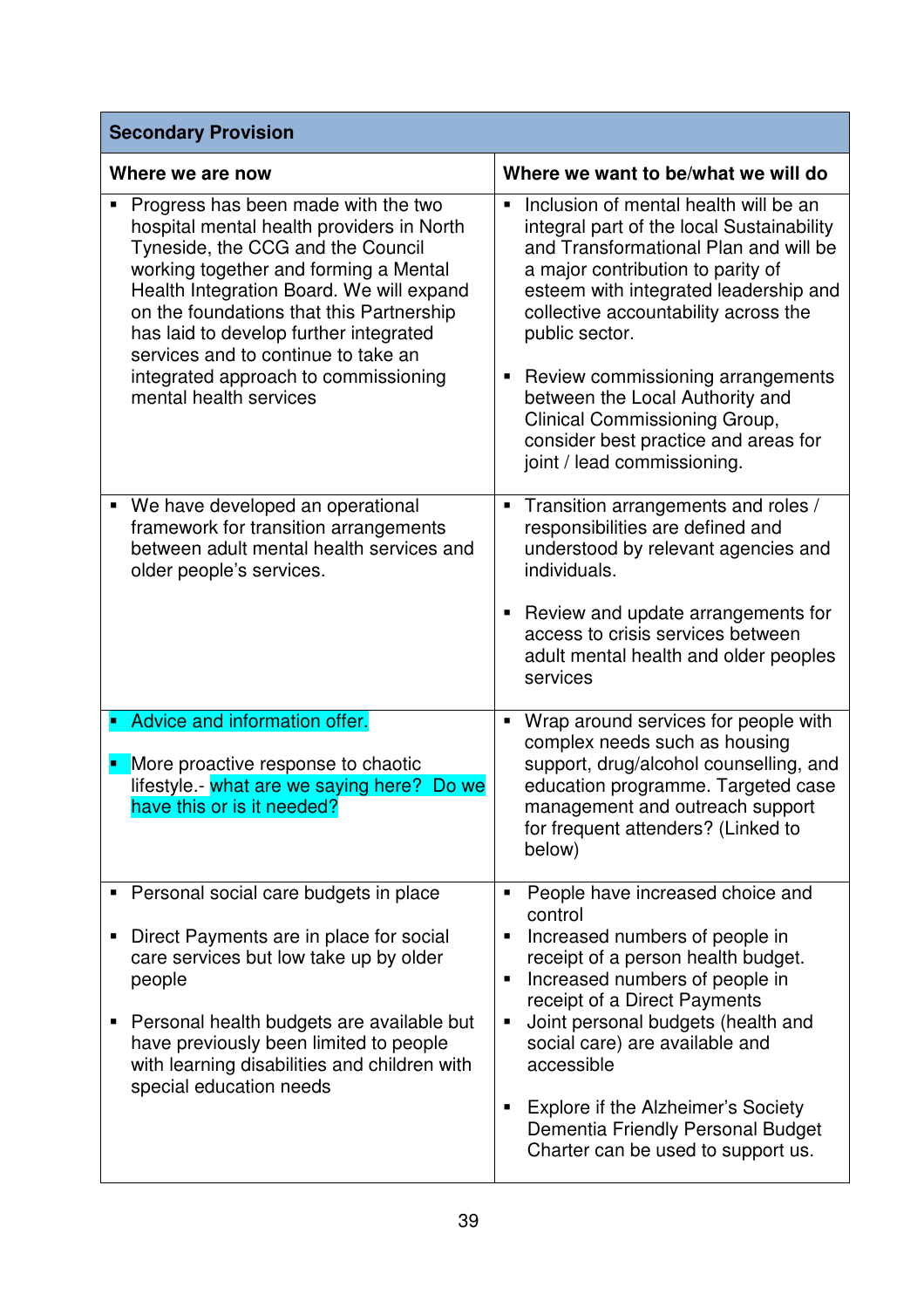| Secondary Provision | |
|---|---|
| **Where we are now** | **Where we want to be/what we will do** |
| ▪ Progress has been made with the two hospital mental health providers in North Tyneside, the CCG and the Council working together and forming a Mental Health Integration Board. We will expand on the foundations that this Partnership has laid to develop further integrated services and to continue to take an integrated approach to commissioning mental health services | ▪ Inclusion of mental health will be an integral part of the local Sustainability and Transformational Plan and will be a major contribution to parity of esteem with integrated leadership and collective accountability across the public sector.<br><br>▪ Review commissioning arrangements between the Local Authority and Clinical Commissioning Group, consider best practice and areas for joint / lead commissioning. |
| ▪ We have developed an operational framework for transition arrangements between adult mental health services and older people's services. | ▪ Transition arrangements and roles / responsibilities are defined and understood by relevant agencies and individuals.<br><br>▪ Review and update arrangements for access to crisis services between adult mental health and older peoples services |
| ▪ Advice and information offer.<br><br>▪ More proactive response to chaotic lifestyle.- what are we saying here? Do we have this or is it needed? | ▪ Wrap around services for people with complex needs such as housing support, drug/alcohol counselling, and education programme. Targeted case management and outreach support for frequent attenders? (Linked to below) |
| ▪ Personal social care budgets in place<br><br>▪ Direct Payments are in place for social care services but low take up by older people<br><br>▪ Personal health budgets are available but have previously been limited to people with learning disabilities and children with special education needs | ▪ People have increased choice and control<br>▪ Increased numbers of people in receipt of a person health budget.<br>▪ Increased numbers of people in receipt of a Direct Payments<br>▪ Joint personal budgets (health and social care) are available and accessible<br><br>▪ Explore if the Alzheimer's Society Dementia Friendly Personal Budget Charter can be used to support us. |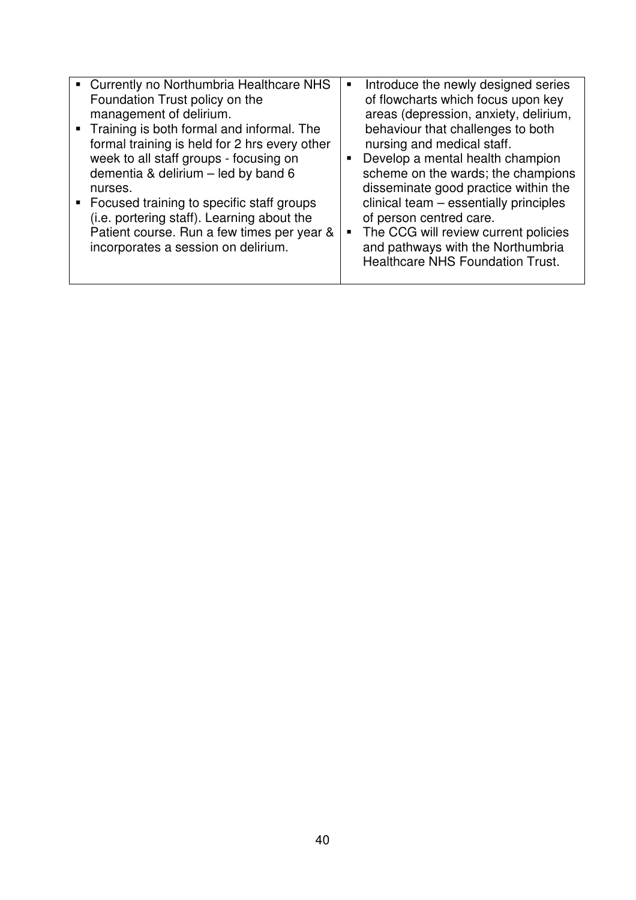| | |
|---|---|
| ▪ Currently no Northumbria Healthcare NHS Foundation Trust policy on the management of delirium.<br>▪ Training is both formal and informal. The formal training is held for 2 hrs every other week to all staff groups - focusing on dementia & delirium – led by band 6 nurses.<br>▪ Focused training to specific staff groups (i.e. portering staff). Learning about the Patient course. Run a few times per year & incorporates a session on delirium. | ▪ Introduce the newly designed series of flowcharts which focus upon key areas (depression, anxiety, delirium, behaviour that challenges to both nursing and medical staff.<br>▪ Develop a mental health champion scheme on the wards; the champions disseminate good practice within the clinical team – essentially principles of person centred care.<br>▪ The CCG will review current policies and pathways with the Northumbria Healthcare NHS Foundation Trust. |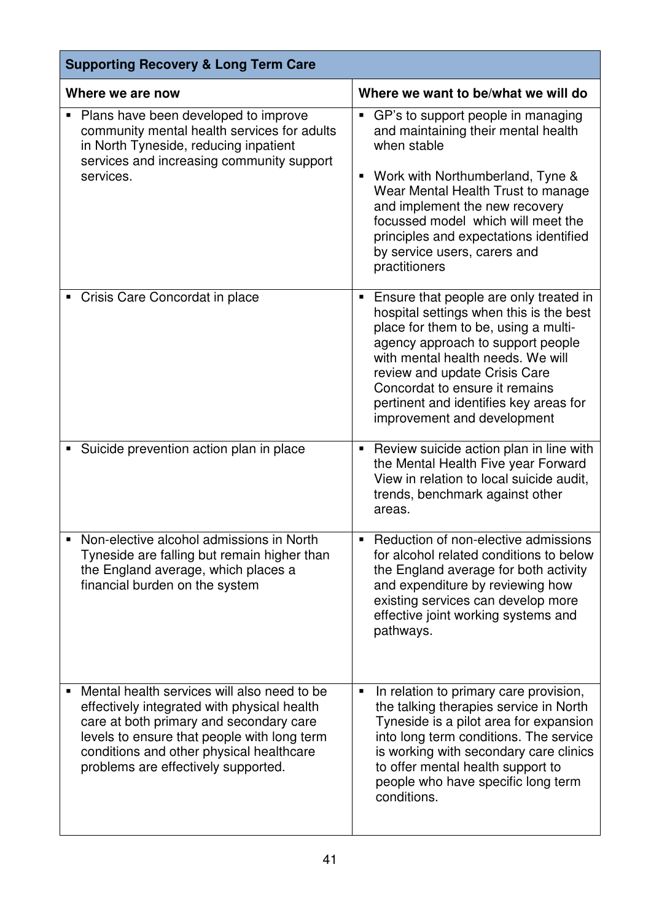<table>
<thead>
<tr><th colspan="2">Supporting Recovery &amp; Long Term Care</th></tr>
<tr><th>Where we are now</th><th>Where we want to be/what we will do</th></tr>
</thead>
<tbody>
<tr><td>▪ Plans have been developed to improve community mental health services for adults in North Tyneside, reducing inpatient services and increasing community support services.</td><td>▪ GP’s to support people in managing and maintaining their mental health when stable<br><br>▪ Work with Northumberland, Tyne &amp; Wear Mental Health Trust to manage and implement the new recovery focussed model which will meet the principles and expectations identified by service users, carers and practitioners</td></tr>
<tr><td>▪ Crisis Care Concordat in place</td><td>▪ Ensure that people are only treated in hospital settings when this is the best place for them to be, using a multi-agency approach to support people with mental health needs. We will review and update Crisis Care Concordat to ensure it remains pertinent and identifies key areas for improvement and development</td></tr>
<tr><td>▪ Suicide prevention action plan in place</td><td>▪ Review suicide action plan in line with the Mental Health Five year Forward View in relation to local suicide audit, trends, benchmark against other areas.</td></tr>
<tr><td>▪ Non-elective alcohol admissions in North Tyneside are falling but remain higher than the England average, which places a financial burden on the system</td><td>▪ Reduction of non-elective admissions for alcohol related conditions to below the England average for both activity and expenditure by reviewing how existing services can develop more effective joint working systems and pathways.</td></tr>
<tr><td>▪ Mental health services will also need to be effectively integrated with physical health care at both primary and secondary care levels to ensure that people with long term conditions and other physical healthcare problems are effectively supported.</td><td>▪ In relation to primary care provision, the talking therapies service in North Tyneside is a pilot area for expansion into long term conditions. The service is working with secondary care clinics to offer mental health support to people who have specific long term conditions.</td></tr>
</tbody>
</table>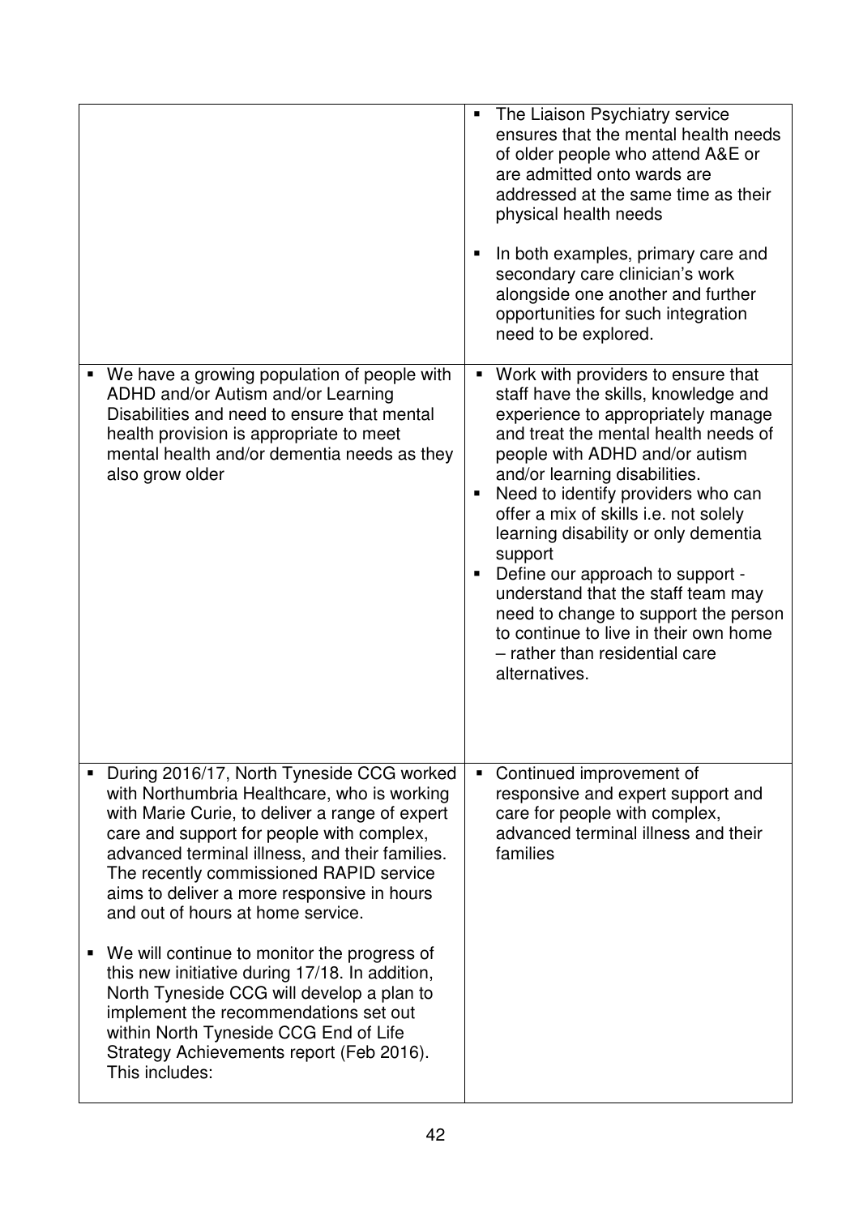| | |
|---|---|
| | ▪ The Liaison Psychiatry service ensures that the mental health needs of older people who attend A&E or are admitted onto wards are addressed at the same time as their physical health needs<br><br>▪ In both examples, primary care and secondary care clinician's work alongside one another and further opportunities for such integration need to be explored. |
| ▪ We have a growing population of people with ADHD and/or Autism and/or Learning Disabilities and need to ensure that mental health provision is appropriate to meet mental health and/or dementia needs as they also grow older | ▪ Work with providers to ensure that staff have the skills, knowledge and experience to appropriately manage and treat the mental health needs of people with ADHD and/or autism and/or learning disabilities.<br>▪ Need to identify providers who can offer a mix of skills i.e. not solely learning disability or only dementia support<br>▪ Define our approach to support - understand that the staff team may need to change to support the person to continue to live in their own home – rather than residential care alternatives. |
| ▪ During 2016/17, North Tyneside CCG worked with Northumbria Healthcare, who is working with Marie Curie, to deliver a range of expert care and support for people with complex, advanced terminal illness, and their families. The recently commissioned RAPID service aims to deliver a more responsive in hours and out of hours at home service.<br><br>▪ We will continue to monitor the progress of this new initiative during 17/18. In addition, North Tyneside CCG will develop a plan to implement the recommendations set out within North Tyneside CCG End of Life Strategy Achievements report (Feb 2016). This includes: | ▪ Continued improvement of responsive and expert support and care for people with complex, advanced terminal illness and their families |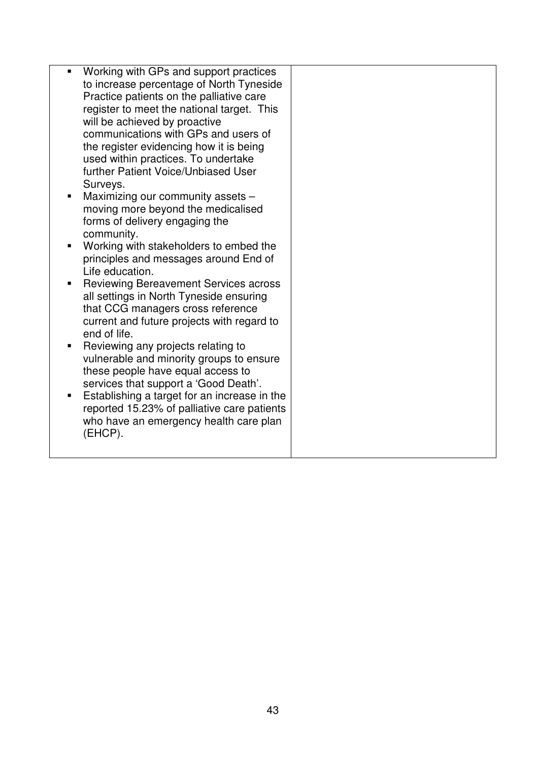| | |
|---|---|
| ▪ Working with GPs and support practices to increase percentage of North Tyneside Practice patients on the palliative care register to meet the national target. This will be achieved by proactive communications with GPs and users of the register evidencing how it is being used within practices. To undertake further Patient Voice/Unbiased User Surveys.<br>▪ Maximizing our community assets – moving more beyond the medicalised forms of delivery engaging the community.<br>▪ Working with stakeholders to embed the principles and messages around End of Life education.<br>▪ Reviewing Bereavement Services across all settings in North Tyneside ensuring that CCG managers cross reference current and future projects with regard to end of life.<br>▪ Reviewing any projects relating to vulnerable and minority groups to ensure these people have equal access to services that support a 'Good Death'.<br>▪ Establishing a target for an increase in the reported 15.23% of palliative care patients who have an emergency health care plan (EHCP). | |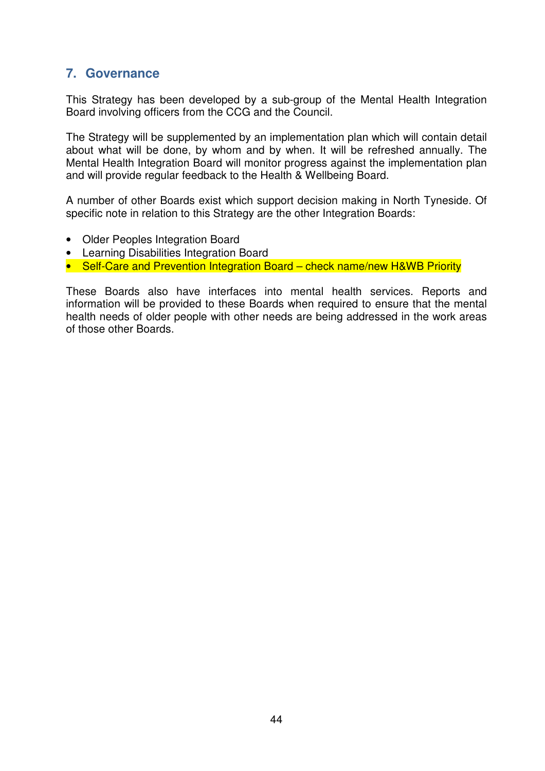## 7. Governance

This Strategy has been developed by a sub-group of the Mental Health Integration Board involving officers from the CCG and the Council.

The Strategy will be supplemented by an implementation plan which will contain detail about what will be done, by whom and by when. It will be refreshed annually. The Mental Health Integration Board will monitor progress against the implementation plan and will provide regular feedback to the Health & Wellbeing Board.

A number of other Boards exist which support decision making in North Tyneside. Of specific note in relation to this Strategy are the other Integration Boards:

- Older Peoples Integration Board
- Learning Disabilities Integration Board
- Self-Care and Prevention Integration Board – check name/new H&WB Priority

These Boards also have interfaces into mental health services. Reports and information will be provided to these Boards when required to ensure that the mental health needs of older people with other needs are being addressed in the work areas of those other Boards.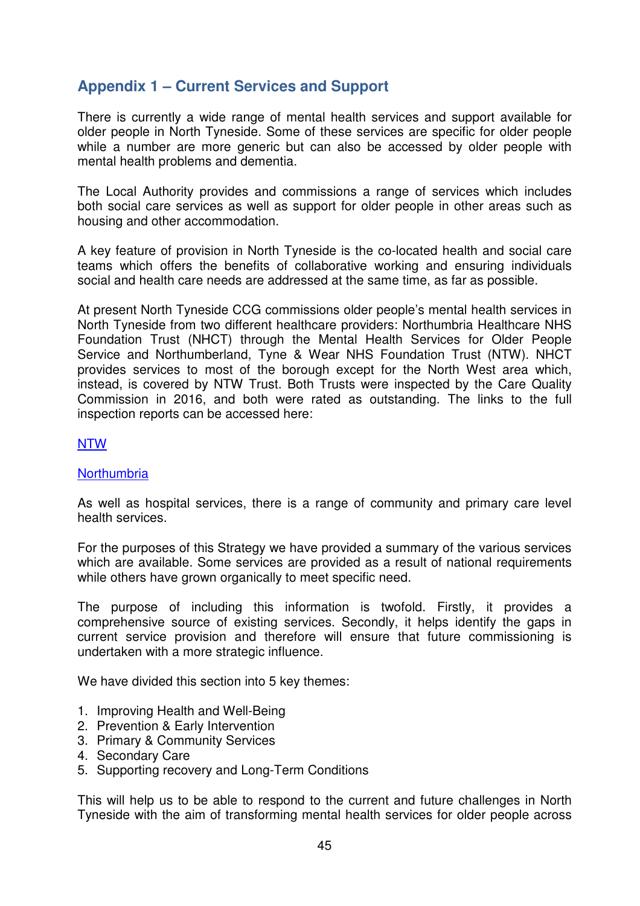## Appendix 1 – Current Services and Support

There is currently a wide range of mental health services and support available for older people in North Tyneside. Some of these services are specific for older people while a number are more generic but can also be accessed by older people with mental health problems and dementia.

The Local Authority provides and commissions a range of services which includes both social care services as well as support for older people in other areas such as housing and other accommodation.

A key feature of provision in North Tyneside is the co-located health and social care teams which offers the benefits of collaborative working and ensuring individuals social and health care needs are addressed at the same time, as far as possible.

At present North Tyneside CCG commissions older people's mental health services in North Tyneside from two different healthcare providers: Northumbria Healthcare NHS Foundation Trust (NHCT) through the Mental Health Services for Older People Service and Northumberland, Tyne & Wear NHS Foundation Trust (NTW). NHCT provides services to most of the borough except for the North West area which, instead, is covered by NTW Trust. Both Trusts were inspected by the Care Quality Commission in 2016, and both were rated as outstanding. The links to the full inspection reports can be accessed here:

NTW

Northumbria

As well as hospital services, there is a range of community and primary care level health services.

For the purposes of this Strategy we have provided a summary of the various services which are available. Some services are provided as a result of national requirements while others have grown organically to meet specific need.

The purpose of including this information is twofold. Firstly, it provides a comprehensive source of existing services. Secondly, it helps identify the gaps in current service provision and therefore will ensure that future commissioning is undertaken with a more strategic influence.

We have divided this section into 5 key themes:

1. Improving Health and Well-Being
2. Prevention & Early Intervention
3. Primary & Community Services
4. Secondary Care
5. Supporting recovery and Long-Term Conditions

This will help us to be able to respond to the current and future challenges in North Tyneside with the aim of transforming mental health services for older people across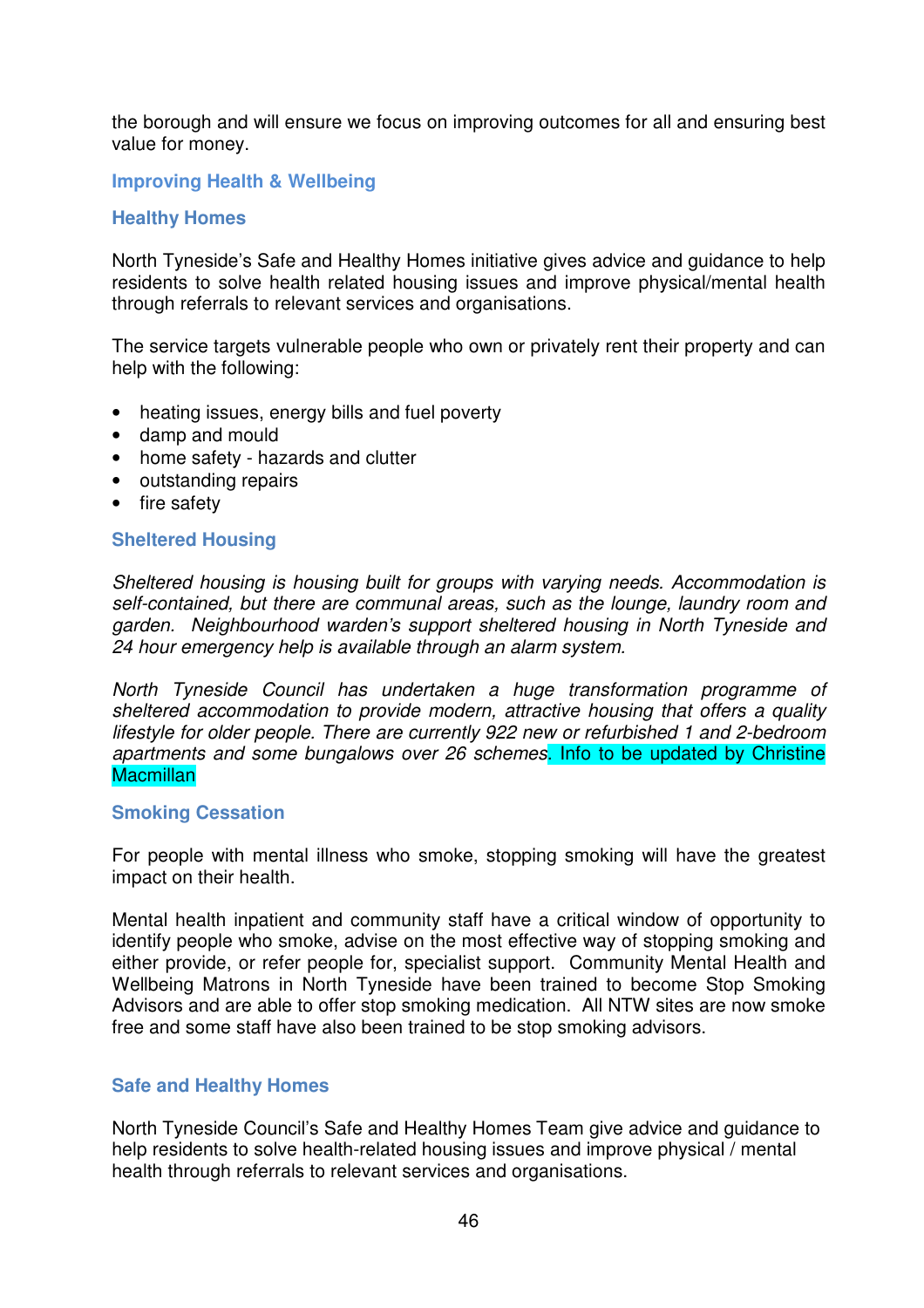the borough and will ensure we focus on improving outcomes for all and ensuring best value for money.

## Improving Health & Wellbeing

### Healthy Homes

North Tyneside's Safe and Healthy Homes initiative gives advice and guidance to help residents to solve health related housing issues and improve physical/mental health through referrals to relevant services and organisations.

The service targets vulnerable people who own or privately rent their property and can help with the following:

- heating issues, energy bills and fuel poverty
- damp and mould
- home safety - hazards and clutter
- outstanding repairs
- fire safety

### Sheltered Housing

*Sheltered housing is housing built for groups with varying needs. Accommodation is self-contained, but there are communal areas, such as the lounge, laundry room and garden. Neighbourhood warden's support sheltered housing in North Tyneside and 24 hour emergency help is available through an alarm system.*

*North Tyneside Council has undertaken a huge transformation programme of sheltered accommodation to provide modern, attractive housing that offers a quality lifestyle for older people. There are currently 922 new or refurbished 1 and 2-bedroom apartments and some bungalows over 26 schemes*. Info to be updated by Christine Macmillan

### Smoking Cessation

For people with mental illness who smoke, stopping smoking will have the greatest impact on their health.

Mental health inpatient and community staff have a critical window of opportunity to identify people who smoke, advise on the most effective way of stopping smoking and either provide, or refer people for, specialist support. Community Mental Health and Wellbeing Matrons in North Tyneside have been trained to become Stop Smoking Advisors and are able to offer stop smoking medication. All NTW sites are now smoke free and some staff have also been trained to be stop smoking advisors.

### Safe and Healthy Homes

North Tyneside Council's Safe and Healthy Homes Team give advice and guidance to help residents to solve health-related housing issues and improve physical / mental health through referrals to relevant services and organisations.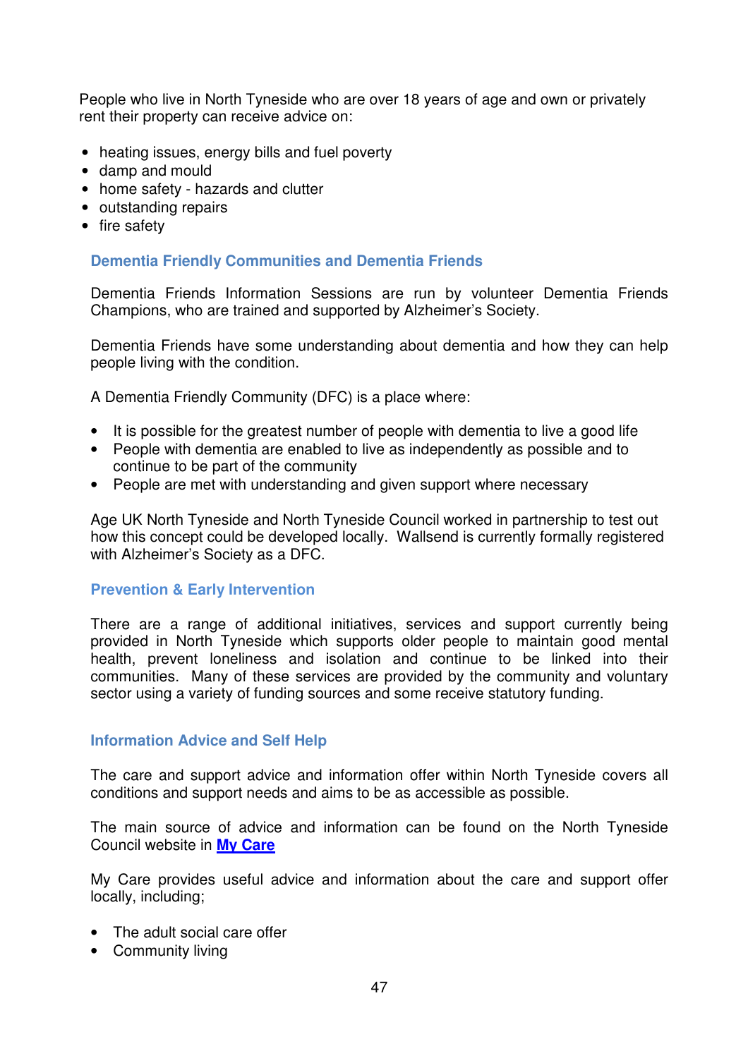People who live in North Tyneside who are over 18 years of age and own or privately rent their property can receive advice on:

- heating issues, energy bills and fuel poverty
- damp and mould
- home safety - hazards and clutter
- outstanding repairs
- fire safety

### Dementia Friendly Communities and Dementia Friends

Dementia Friends Information Sessions are run by volunteer Dementia Friends Champions, who are trained and supported by Alzheimer's Society.

Dementia Friends have some understanding about dementia and how they can help people living with the condition.

A Dementia Friendly Community (DFC) is a place where:

- It is possible for the greatest number of people with dementia to live a good life
- People with dementia are enabled to live as independently as possible and to continue to be part of the community
- People are met with understanding and given support where necessary

Age UK North Tyneside and North Tyneside Council worked in partnership to test out how this concept could be developed locally. Wallsend is currently formally registered with Alzheimer's Society as a DFC.

### Prevention & Early Intervention

There are a range of additional initiatives, services and support currently being provided in North Tyneside which supports older people to maintain good mental health, prevent loneliness and isolation and continue to be linked into their communities. Many of these services are provided by the community and voluntary sector using a variety of funding sources and some receive statutory funding.

### Information Advice and Self Help

The care and support advice and information offer within North Tyneside covers all conditions and support needs and aims to be as accessible as possible.

The main source of advice and information can be found on the North Tyneside Council website in **My Care**

My Care provides useful advice and information about the care and support offer locally, including;

- The adult social care offer
- Community living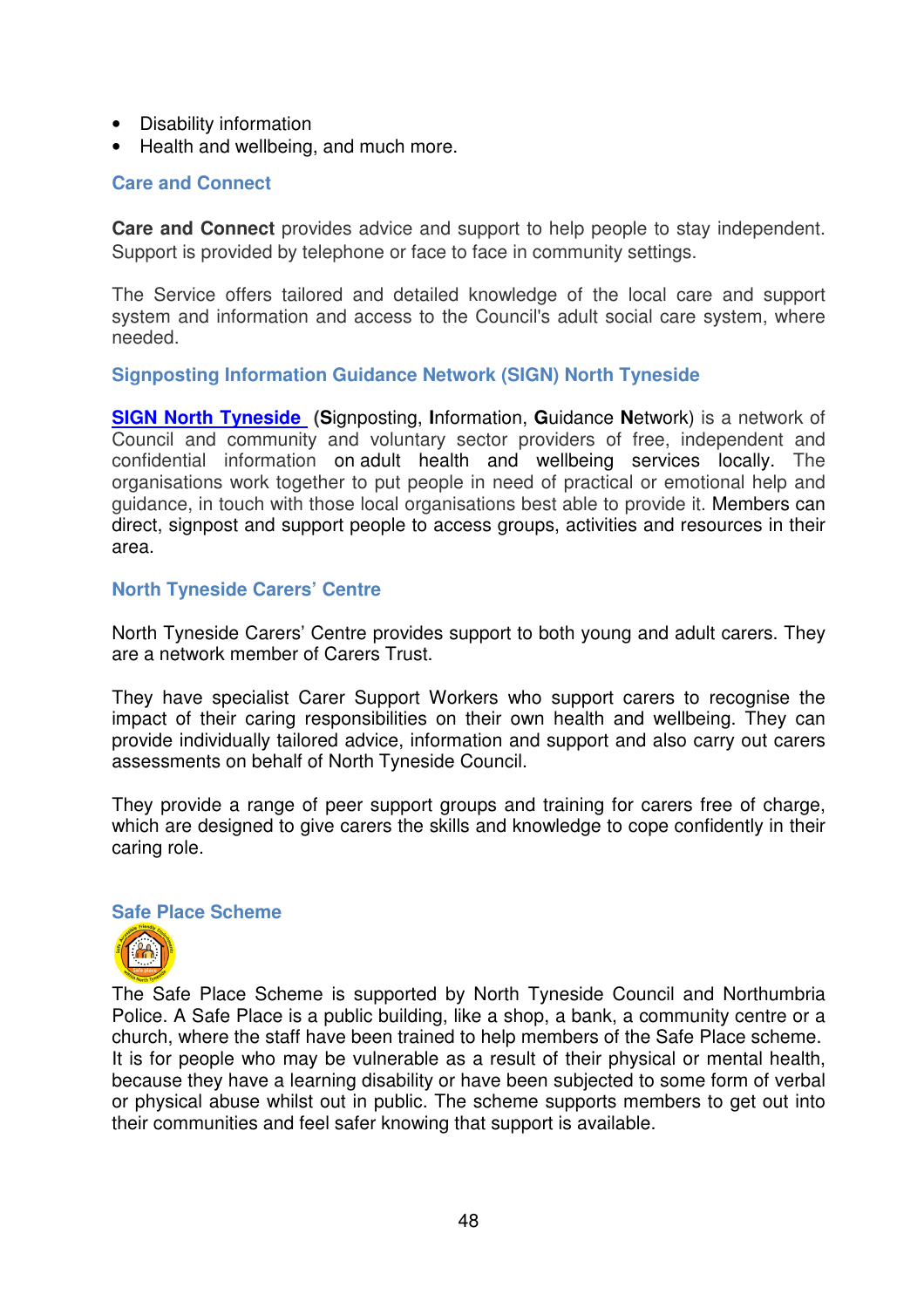- Disability information
- Health and wellbeing, and much more.

### Care and Connect

**Care and Connect** provides advice and support to help people to stay independent. Support is provided by telephone or face to face in community settings.

The Service offers tailored and detailed knowledge of the local care and support system and information and access to the Council's adult social care system, where needed.

### Signposting Information Guidance Network (SIGN) North Tyneside

**SIGN North Tyneside** (**S**ignposting, **I**nformation, **G**uidance **N**etwork) is a network of Council and community and voluntary sector providers of free, independent and confidential information on adult health and wellbeing services locally. The organisations work together to put people in need of practical or emotional help and guidance, in touch with those local organisations best able to provide it. Members can direct, signpost and support people to access groups, activities and resources in their area.

### North Tyneside Carers' Centre

North Tyneside Carers' Centre provides support to both young and adult carers. They are a network member of Carers Trust.

They have specialist Carer Support Workers who support carers to recognise the impact of their caring responsibilities on their own health and wellbeing. They can provide individually tailored advice, information and support and also carry out carers assessments on behalf of North Tyneside Council.

They provide a range of peer support groups and training for carers free of charge, which are designed to give carers the skills and knowledge to cope confidently in their caring role.

### Safe Place Scheme

The Safe Place Scheme is supported by North Tyneside Council and Northumbria Police. A Safe Place is a public building, like a shop, a bank, a community centre or a church, where the staff have been trained to help members of the Safe Place scheme. It is for people who may be vulnerable as a result of their physical or mental health, because they have a learning disability or have been subjected to some form of verbal or physical abuse whilst out in public. The scheme supports members to get out into their communities and feel safer knowing that support is available.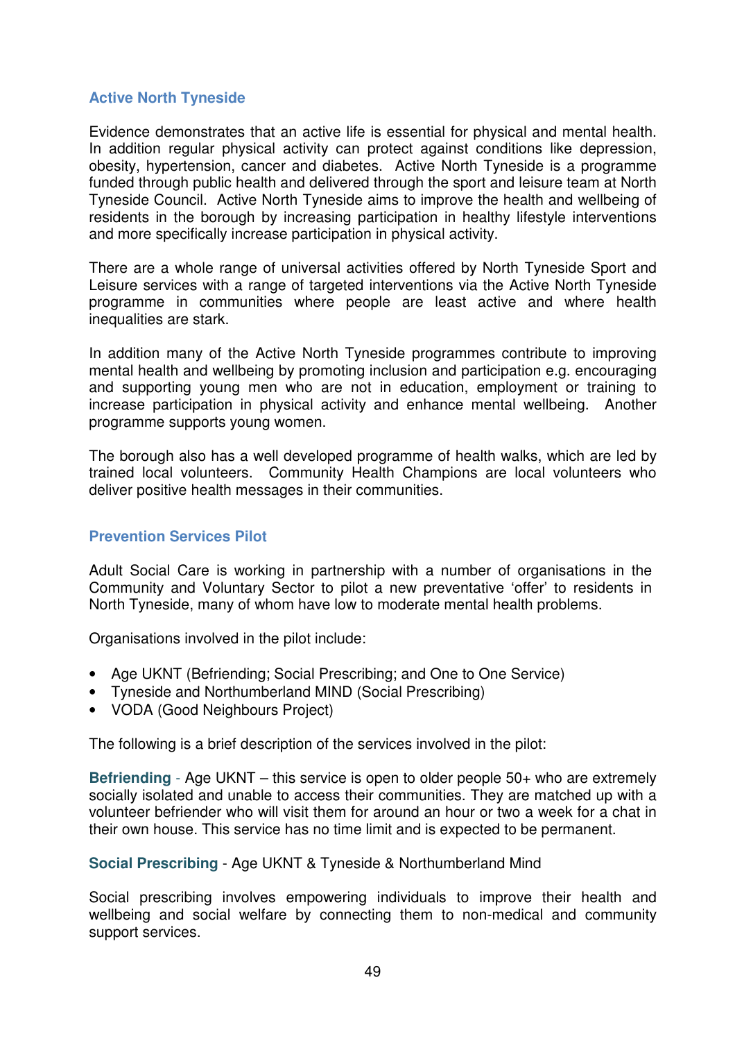## Active North Tyneside

Evidence demonstrates that an active life is essential for physical and mental health. In addition regular physical activity can protect against conditions like depression, obesity, hypertension, cancer and diabetes. Active North Tyneside is a programme funded through public health and delivered through the sport and leisure team at North Tyneside Council. Active North Tyneside aims to improve the health and wellbeing of residents in the borough by increasing participation in healthy lifestyle interventions and more specifically increase participation in physical activity.

There are a whole range of universal activities offered by North Tyneside Sport and Leisure services with a range of targeted interventions via the Active North Tyneside programme in communities where people are least active and where health inequalities are stark.

In addition many of the Active North Tyneside programmes contribute to improving mental health and wellbeing by promoting inclusion and participation e.g. encouraging and supporting young men who are not in education, employment or training to increase participation in physical activity and enhance mental wellbeing. Another programme supports young women.

The borough also has a well developed programme of health walks, which are led by trained local volunteers. Community Health Champions are local volunteers who deliver positive health messages in their communities.

## Prevention Services Pilot

Adult Social Care is working in partnership with a number of organisations in the Community and Voluntary Sector to pilot a new preventative 'offer' to residents in North Tyneside, many of whom have low to moderate mental health problems.

Organisations involved in the pilot include:

- Age UKNT (Befriending; Social Prescribing; and One to One Service)
- Tyneside and Northumberland MIND (Social Prescribing)
- VODA (Good Neighbours Project)

The following is a brief description of the services involved in the pilot:

**Befriending** - Age UKNT – this service is open to older people 50+ who are extremely socially isolated and unable to access their communities. They are matched up with a volunteer befriender who will visit them for around an hour or two a week for a chat in their own house. This service has no time limit and is expected to be permanent.

**Social Prescribing** - Age UKNT & Tyneside & Northumberland Mind

Social prescribing involves empowering individuals to improve their health and wellbeing and social welfare by connecting them to non-medical and community support services.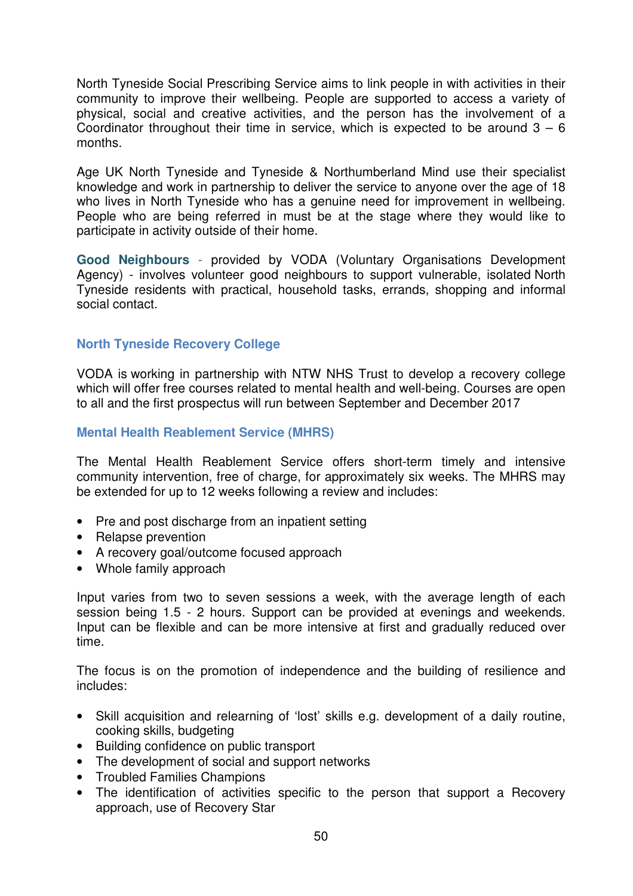North Tyneside Social Prescribing Service aims to link people in with activities in their community to improve their wellbeing. People are supported to access a variety of physical, social and creative activities, and the person has the involvement of a Coordinator throughout their time in service, which is expected to be around 3 – 6 months.

Age UK North Tyneside and Tyneside & Northumberland Mind use their specialist knowledge and work in partnership to deliver the service to anyone over the age of 18 who lives in North Tyneside who has a genuine need for improvement in wellbeing. People who are being referred in must be at the stage where they would like to participate in activity outside of their home.

**Good Neighbours** - provided by VODA (Voluntary Organisations Development Agency) - involves volunteer good neighbours to support vulnerable, isolated North Tyneside residents with practical, household tasks, errands, shopping and informal social contact.

### North Tyneside Recovery College

VODA is working in partnership with NTW NHS Trust to develop a recovery college which will offer free courses related to mental health and well-being. Courses are open to all and the first prospectus will run between September and December 2017

### Mental Health Reablement Service (MHRS)

The Mental Health Reablement Service offers short-term timely and intensive community intervention, free of charge, for approximately six weeks. The MHRS may be extended for up to 12 weeks following a review and includes:

- Pre and post discharge from an inpatient setting
- Relapse prevention
- A recovery goal/outcome focused approach
- Whole family approach

Input varies from two to seven sessions a week, with the average length of each session being 1.5 - 2 hours. Support can be provided at evenings and weekends. Input can be flexible and can be more intensive at first and gradually reduced over time.

The focus is on the promotion of independence and the building of resilience and includes:

- Skill acquisition and relearning of 'lost' skills e.g. development of a daily routine, cooking skills, budgeting
- Building confidence on public transport
- The development of social and support networks
- Troubled Families Champions
- The identification of activities specific to the person that support a Recovery approach, use of Recovery Star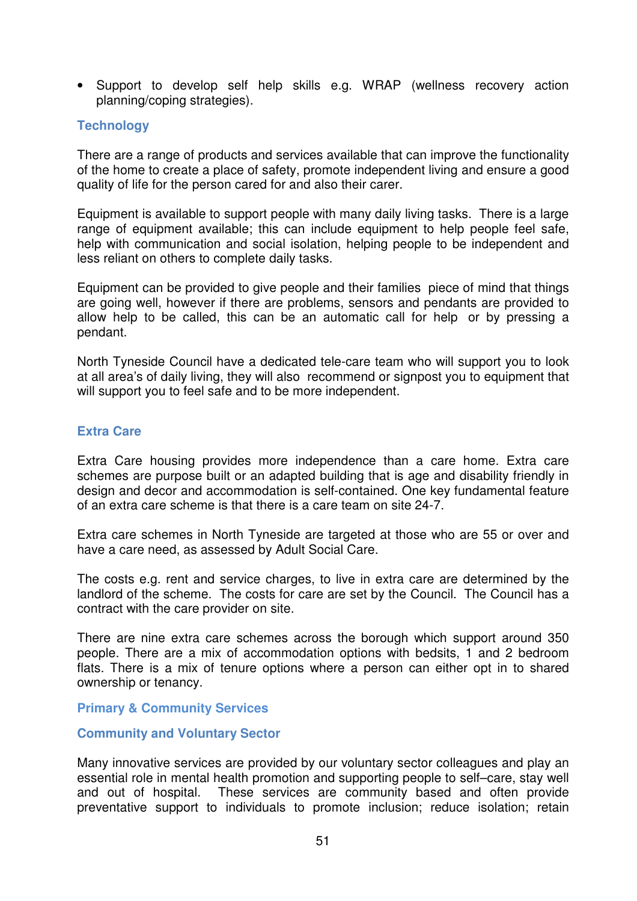- Support to develop self help skills e.g. WRAP (wellness recovery action planning/coping strategies).

### Technology

There are a range of products and services available that can improve the functionality of the home to create a place of safety, promote independent living and ensure a good quality of life for the person cared for and also their carer.

Equipment is available to support people with many daily living tasks. There is a large range of equipment available; this can include equipment to help people feel safe, help with communication and social isolation, helping people to be independent and less reliant on others to complete daily tasks.

Equipment can be provided to give people and their families piece of mind that things are going well, however if there are problems, sensors and pendants are provided to allow help to be called, this can be an automatic call for help or by pressing a pendant.

North Tyneside Council have a dedicated tele-care team who will support you to look at all area's of daily living, they will also recommend or signpost you to equipment that will support you to feel safe and to be more independent.

### Extra Care

Extra Care housing provides more independence than a care home. Extra care schemes are purpose built or an adapted building that is age and disability friendly in design and decor and accommodation is self-contained. One key fundamental feature of an extra care scheme is that there is a care team on site 24-7.

Extra care schemes in North Tyneside are targeted at those who are 55 or over and have a care need, as assessed by Adult Social Care.

The costs e.g. rent and service charges, to live in extra care are determined by the landlord of the scheme. The costs for care are set by the Council. The Council has a contract with the care provider on site.

There are nine extra care schemes across the borough which support around 350 people. There are a mix of accommodation options with bedsits, 1 and 2 bedroom flats. There is a mix of tenure options where a person can either opt in to shared ownership or tenancy.

### Primary & Community Services

### Community and Voluntary Sector

Many innovative services are provided by our voluntary sector colleagues and play an essential role in mental health promotion and supporting people to self–care, stay well and out of hospital. These services are community based and often provide preventative support to individuals to promote inclusion; reduce isolation; retain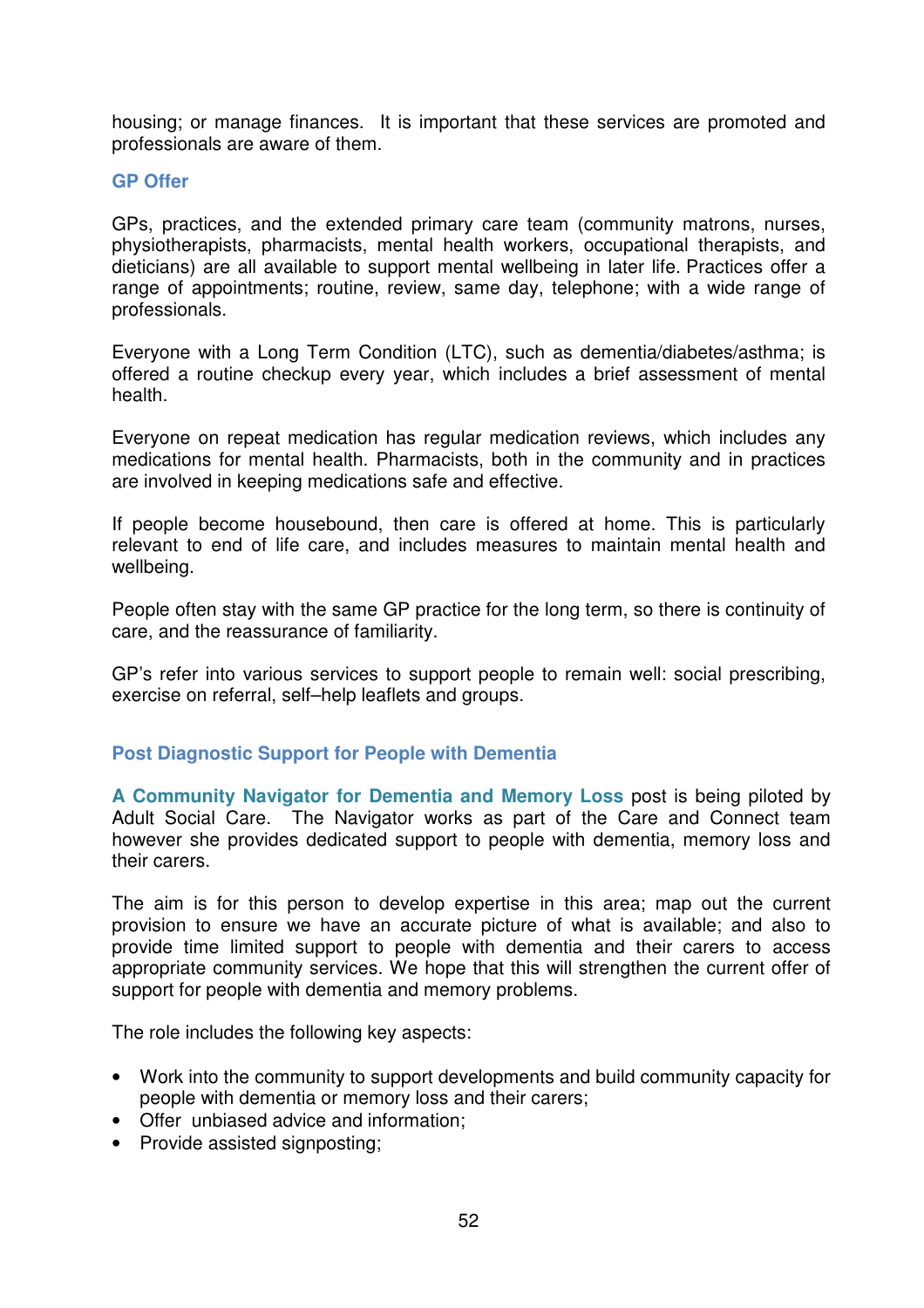housing; or manage finances. It is important that these services are promoted and professionals are aware of them.

### GP Offer

GPs, practices, and the extended primary care team (community matrons, nurses, physiotherapists, pharmacists, mental health workers, occupational therapists, and dieticians) are all available to support mental wellbeing in later life. Practices offer a range of appointments; routine, review, same day, telephone; with a wide range of professionals.

Everyone with a Long Term Condition (LTC), such as dementia/diabetes/asthma; is offered a routine checkup every year, which includes a brief assessment of mental health.

Everyone on repeat medication has regular medication reviews, which includes any medications for mental health. Pharmacists, both in the community and in practices are involved in keeping medications safe and effective.

If people become housebound, then care is offered at home. This is particularly relevant to end of life care, and includes measures to maintain mental health and wellbeing.

People often stay with the same GP practice for the long term, so there is continuity of care, and the reassurance of familiarity.

GP's refer into various services to support people to remain well: social prescribing, exercise on referral, self–help leaflets and groups.

### Post Diagnostic Support for People with Dementia

**A Community Navigator for Dementia and Memory Loss** post is being piloted by Adult Social Care. The Navigator works as part of the Care and Connect team however she provides dedicated support to people with dementia, memory loss and their carers.

The aim is for this person to develop expertise in this area; map out the current provision to ensure we have an accurate picture of what is available; and also to provide time limited support to people with dementia and their carers to access appropriate community services. We hope that this will strengthen the current offer of support for people with dementia and memory problems.

The role includes the following key aspects:

- Work into the community to support developments and build community capacity for people with dementia or memory loss and their carers;
- Offer unbiased advice and information;
- Provide assisted signposting;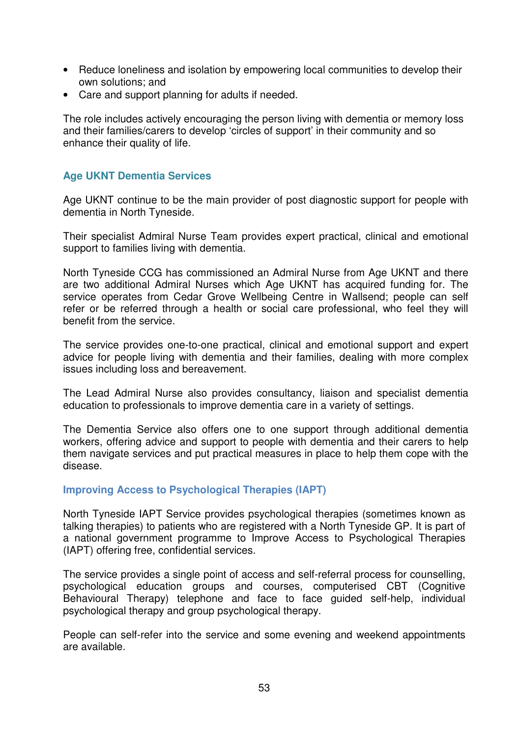- Reduce loneliness and isolation by empowering local communities to develop their own solutions; and
- Care and support planning for adults if needed.

The role includes actively encouraging the person living with dementia or memory loss and their families/carers to develop 'circles of support' in their community and so enhance their quality of life.

### Age UKNT Dementia Services

Age UKNT continue to be the main provider of post diagnostic support for people with dementia in North Tyneside.

Their specialist Admiral Nurse Team provides expert practical, clinical and emotional support to families living with dementia.

North Tyneside CCG has commissioned an Admiral Nurse from Age UKNT and there are two additional Admiral Nurses which Age UKNT has acquired funding for. The service operates from Cedar Grove Wellbeing Centre in Wallsend; people can self refer or be referred through a health or social care professional, who feel they will benefit from the service.

The service provides one-to-one practical, clinical and emotional support and expert advice for people living with dementia and their families, dealing with more complex issues including loss and bereavement.

The Lead Admiral Nurse also provides consultancy, liaison and specialist dementia education to professionals to improve dementia care in a variety of settings.

The Dementia Service also offers one to one support through additional dementia workers, offering advice and support to people with dementia and their carers to help them navigate services and put practical measures in place to help them cope with the disease.

### Improving Access to Psychological Therapies (IAPT)

North Tyneside IAPT Service provides psychological therapies (sometimes known as talking therapies) to patients who are registered with a North Tyneside GP. It is part of a national government programme to Improve Access to Psychological Therapies (IAPT) offering free, confidential services.

The service provides a single point of access and self-referral process for counselling, psychological education groups and courses, computerised CBT (Cognitive Behavioural Therapy) telephone and face to face guided self-help, individual psychological therapy and group psychological therapy.

People can self-refer into the service and some evening and weekend appointments are available.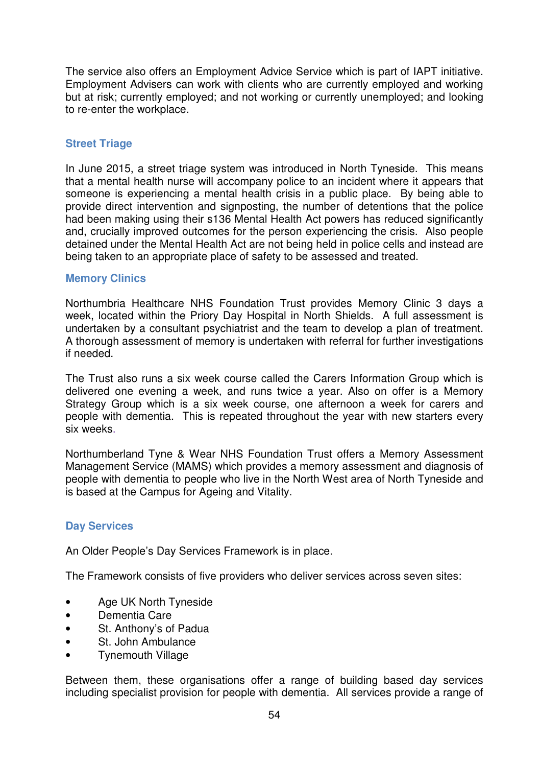The service also offers an Employment Advice Service which is part of IAPT initiative. Employment Advisers can work with clients who are currently employed and working but at risk; currently employed; and not working or currently unemployed; and looking to re-enter the workplace.

### Street Triage

In June 2015, a street triage system was introduced in North Tyneside. This means that a mental health nurse will accompany police to an incident where it appears that someone is experiencing a mental health crisis in a public place. By being able to provide direct intervention and signposting, the number of detentions that the police had been making using their s136 Mental Health Act powers has reduced significantly and, crucially improved outcomes for the person experiencing the crisis. Also people detained under the Mental Health Act are not being held in police cells and instead are being taken to an appropriate place of safety to be assessed and treated.

### Memory Clinics

Northumbria Healthcare NHS Foundation Trust provides Memory Clinic 3 days a week, located within the Priory Day Hospital in North Shields. A full assessment is undertaken by a consultant psychiatrist and the team to develop a plan of treatment. A thorough assessment of memory is undertaken with referral for further investigations if needed.

The Trust also runs a six week course called the Carers Information Group which is delivered one evening a week, and runs twice a year. Also on offer is a Memory Strategy Group which is a six week course, one afternoon a week for carers and people with dementia. This is repeated throughout the year with new starters every six weeks.

Northumberland Tyne & Wear NHS Foundation Trust offers a Memory Assessment Management Service (MAMS) which provides a memory assessment and diagnosis of people with dementia to people who live in the North West area of North Tyneside and is based at the Campus for Ageing and Vitality.

### Day Services

An Older People's Day Services Framework is in place.

The Framework consists of five providers who deliver services across seven sites:

- Age UK North Tyneside
- Dementia Care
- St. Anthony's of Padua
- St. John Ambulance
- Tynemouth Village

Between them, these organisations offer a range of building based day services including specialist provision for people with dementia. All services provide a range of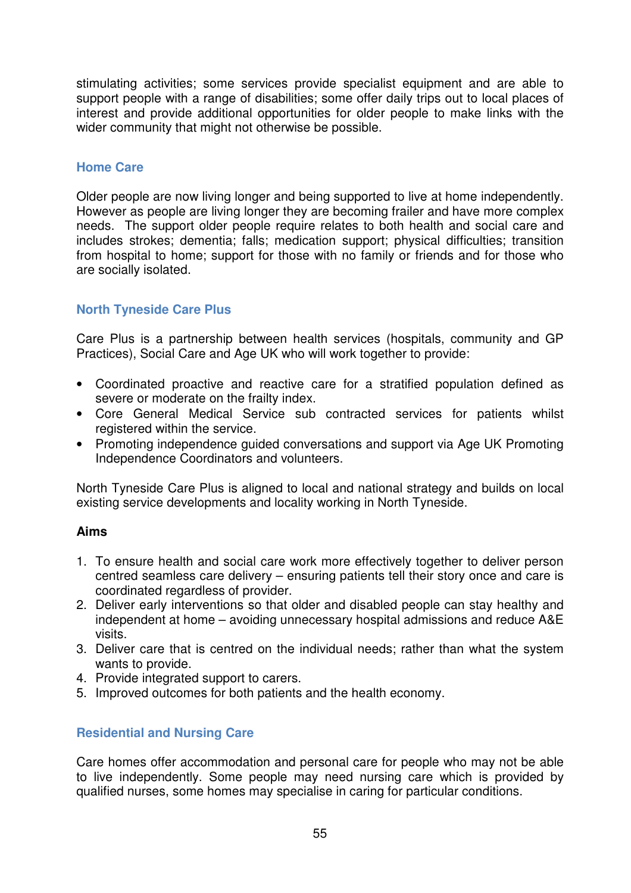stimulating activities; some services provide specialist equipment and are able to support people with a range of disabilities; some offer daily trips out to local places of interest and provide additional opportunities for older people to make links with the wider community that might not otherwise be possible.

## Home Care

Older people are now living longer and being supported to live at home independently. However as people are living longer they are becoming frailer and have more complex needs. The support older people require relates to both health and social care and includes strokes; dementia; falls; medication support; physical difficulties; transition from hospital to home; support for those with no family or friends and for those who are socially isolated.

## North Tyneside Care Plus

Care Plus is a partnership between health services (hospitals, community and GP Practices), Social Care and Age UK who will work together to provide:

- Coordinated proactive and reactive care for a stratified population defined as severe or moderate on the frailty index.
- Core General Medical Service sub contracted services for patients whilst registered within the service.
- Promoting independence guided conversations and support via Age UK Promoting Independence Coordinators and volunteers.

North Tyneside Care Plus is aligned to local and national strategy and builds on local existing service developments and locality working in North Tyneside.

**Aims**

1. To ensure health and social care work more effectively together to deliver person centred seamless care delivery – ensuring patients tell their story once and care is coordinated regardless of provider.
2. Deliver early interventions so that older and disabled people can stay healthy and independent at home – avoiding unnecessary hospital admissions and reduce A&E visits.
3. Deliver care that is centred on the individual needs; rather than what the system wants to provide.
4. Provide integrated support to carers.
5. Improved outcomes for both patients and the health economy.

## Residential and Nursing Care

Care homes offer accommodation and personal care for people who may not be able to live independently. Some people may need nursing care which is provided by qualified nurses, some homes may specialise in caring for particular conditions.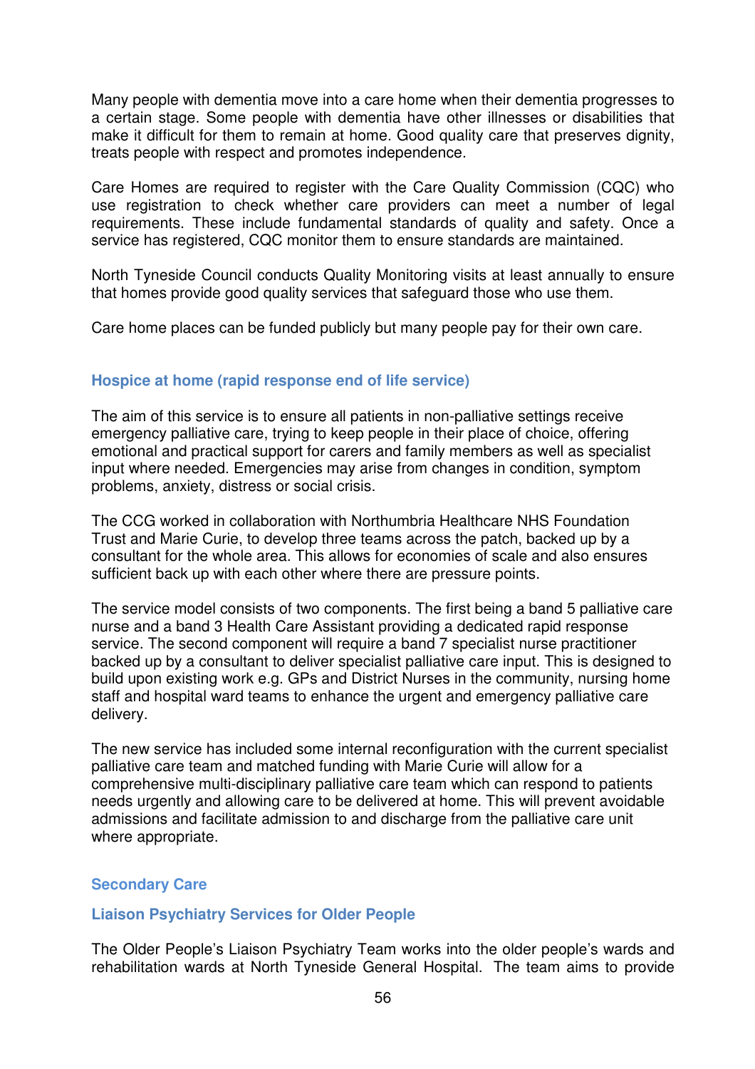Many people with dementia move into a care home when their dementia progresses to a certain stage. Some people with dementia have other illnesses or disabilities that make it difficult for them to remain at home. Good quality care that preserves dignity, treats people with respect and promotes independence.

Care Homes are required to register with the Care Quality Commission (CQC) who use registration to check whether care providers can meet a number of legal requirements. These include fundamental standards of quality and safety. Once a service has registered, CQC monitor them to ensure standards are maintained.

North Tyneside Council conducts Quality Monitoring visits at least annually to ensure that homes provide good quality services that safeguard those who use them.

Care home places can be funded publicly but many people pay for their own care.

### Hospice at home (rapid response end of life service)

The aim of this service is to ensure all patients in non-palliative settings receive emergency palliative care, trying to keep people in their place of choice, offering emotional and practical support for carers and family members as well as specialist input where needed. Emergencies may arise from changes in condition, symptom problems, anxiety, distress or social crisis.

The CCG worked in collaboration with Northumbria Healthcare NHS Foundation Trust and Marie Curie, to develop three teams across the patch, backed up by a consultant for the whole area. This allows for economies of scale and also ensures sufficient back up with each other where there are pressure points.

The service model consists of two components. The first being a band 5 palliative care nurse and a band 3 Health Care Assistant providing a dedicated rapid response service. The second component will require a band 7 specialist nurse practitioner backed up by a consultant to deliver specialist palliative care input. This is designed to build upon existing work e.g. GPs and District Nurses in the community, nursing home staff and hospital ward teams to enhance the urgent and emergency palliative care delivery.

The new service has included some internal reconfiguration with the current specialist palliative care team and matched funding with Marie Curie will allow for a comprehensive multi-disciplinary palliative care team which can respond to patients needs urgently and allowing care to be delivered at home. This will prevent avoidable admissions and facilitate admission to and discharge from the palliative care unit where appropriate.

## Secondary Care

### Liaison Psychiatry Services for Older People

The Older People's Liaison Psychiatry Team works into the older people's wards and rehabilitation wards at North Tyneside General Hospital. The team aims to provide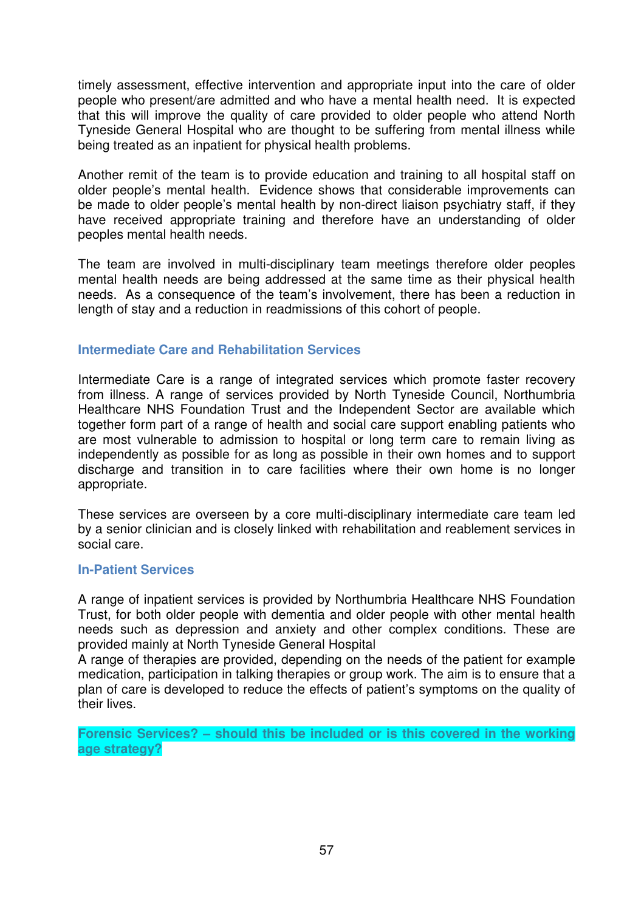timely assessment, effective intervention and appropriate input into the care of older people who present/are admitted and who have a mental health need. It is expected that this will improve the quality of care provided to older people who attend North Tyneside General Hospital who are thought to be suffering from mental illness while being treated as an inpatient for physical health problems.

Another remit of the team is to provide education and training to all hospital staff on older people's mental health. Evidence shows that considerable improvements can be made to older people's mental health by non-direct liaison psychiatry staff, if they have received appropriate training and therefore have an understanding of older peoples mental health needs.

The team are involved in multi-disciplinary team meetings therefore older peoples mental health needs are being addressed at the same time as their physical health needs. As a consequence of the team's involvement, there has been a reduction in length of stay and a reduction in readmissions of this cohort of people.

### Intermediate Care and Rehabilitation Services

Intermediate Care is a range of integrated services which promote faster recovery from illness. A range of services provided by North Tyneside Council, Northumbria Healthcare NHS Foundation Trust and the Independent Sector are available which together form part of a range of health and social care support enabling patients who are most vulnerable to admission to hospital or long term care to remain living as independently as possible for as long as possible in their own homes and to support discharge and transition in to care facilities where their own home is no longer appropriate.

These services are overseen by a core multi-disciplinary intermediate care team led by a senior clinician and is closely linked with rehabilitation and reablement services in social care.

### In-Patient Services

A range of inpatient services is provided by Northumbria Healthcare NHS Foundation Trust, for both older people with dementia and older people with other mental health needs such as depression and anxiety and other complex conditions. These are provided mainly at North Tyneside General Hospital
A range of therapies are provided, depending on the needs of the patient for example medication, participation in talking therapies or group work. The aim is to ensure that a plan of care is developed to reduce the effects of patient's symptoms on the quality of their lives.

**Forensic Services? – should this be included or is this covered in the working age strategy?**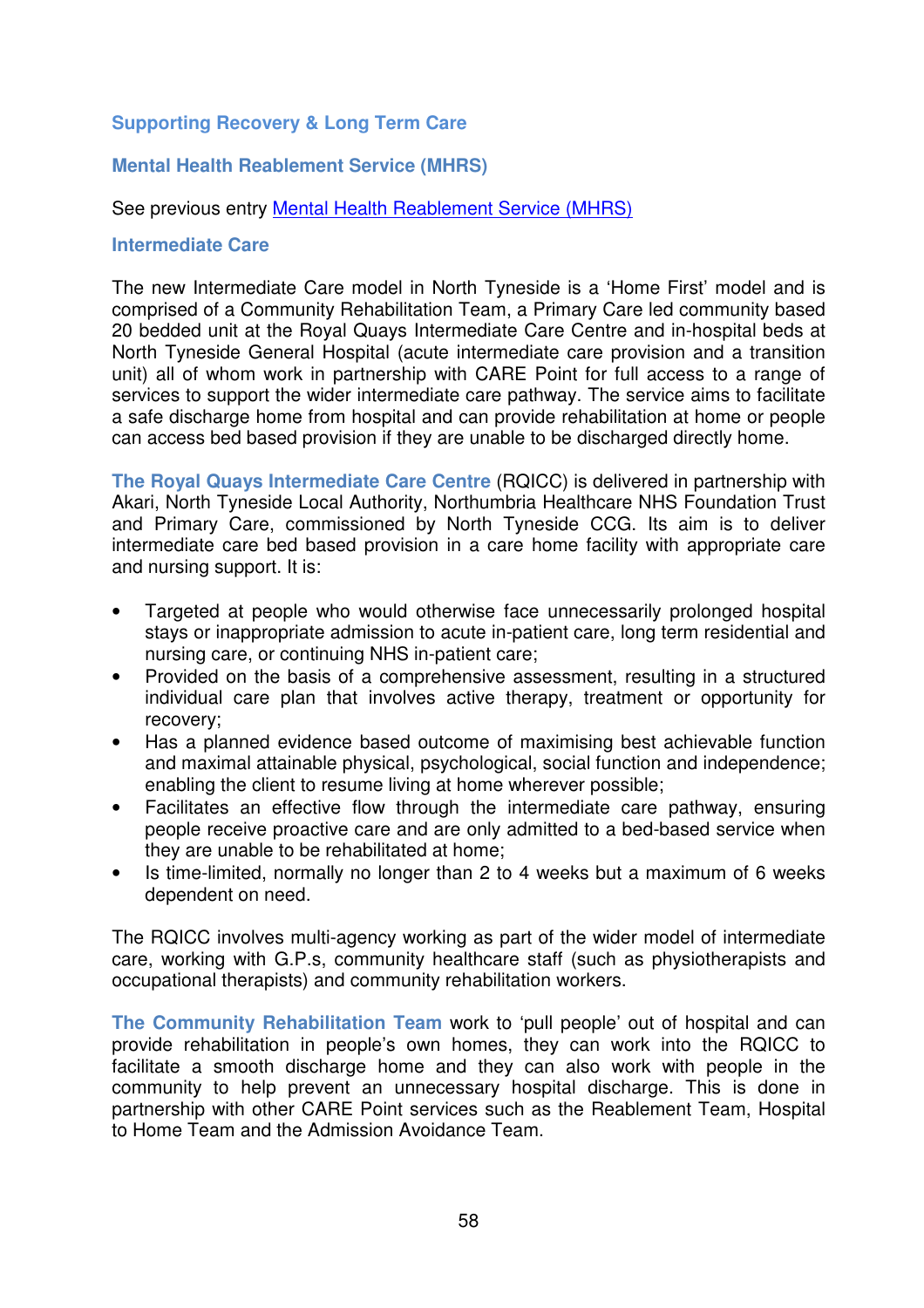## Supporting Recovery & Long Term Care

### Mental Health Reablement Service (MHRS)

See previous entry [Mental Health Reablement Service (MHRS)]

### Intermediate Care

The new Intermediate Care model in North Tyneside is a 'Home First' model and is comprised of a Community Rehabilitation Team, a Primary Care led community based 20 bedded unit at the Royal Quays Intermediate Care Centre and in-hospital beds at North Tyneside General Hospital (acute intermediate care provision and a transition unit) all of whom work in partnership with CARE Point for full access to a range of services to support the wider intermediate care pathway. The service aims to facilitate a safe discharge home from hospital and can provide rehabilitation at home or people can access bed based provision if they are unable to be discharged directly home.

**The Royal Quays Intermediate Care Centre** (RQICC) is delivered in partnership with Akari, North Tyneside Local Authority, Northumbria Healthcare NHS Foundation Trust and Primary Care, commissioned by North Tyneside CCG. Its aim is to deliver intermediate care bed based provision in a care home facility with appropriate care and nursing support. It is:

- Targeted at people who would otherwise face unnecessarily prolonged hospital stays or inappropriate admission to acute in-patient care, long term residential and nursing care, or continuing NHS in-patient care;
- Provided on the basis of a comprehensive assessment, resulting in a structured individual care plan that involves active therapy, treatment or opportunity for recovery;
- Has a planned evidence based outcome of maximising best achievable function and maximal attainable physical, psychological, social function and independence; enabling the client to resume living at home wherever possible;
- Facilitates an effective flow through the intermediate care pathway, ensuring people receive proactive care and are only admitted to a bed-based service when they are unable to be rehabilitated at home;
- Is time-limited, normally no longer than 2 to 4 weeks but a maximum of 6 weeks dependent on need.

The RQICC involves multi-agency working as part of the wider model of intermediate care, working with G.P.s, community healthcare staff (such as physiotherapists and occupational therapists) and community rehabilitation workers.

**The Community Rehabilitation Team** work to 'pull people' out of hospital and can provide rehabilitation in people's own homes, they can work into the RQICC to facilitate a smooth discharge home and they can also work with people in the community to help prevent an unnecessary hospital discharge. This is done in partnership with other CARE Point services such as the Reablement Team, Hospital to Home Team and the Admission Avoidance Team.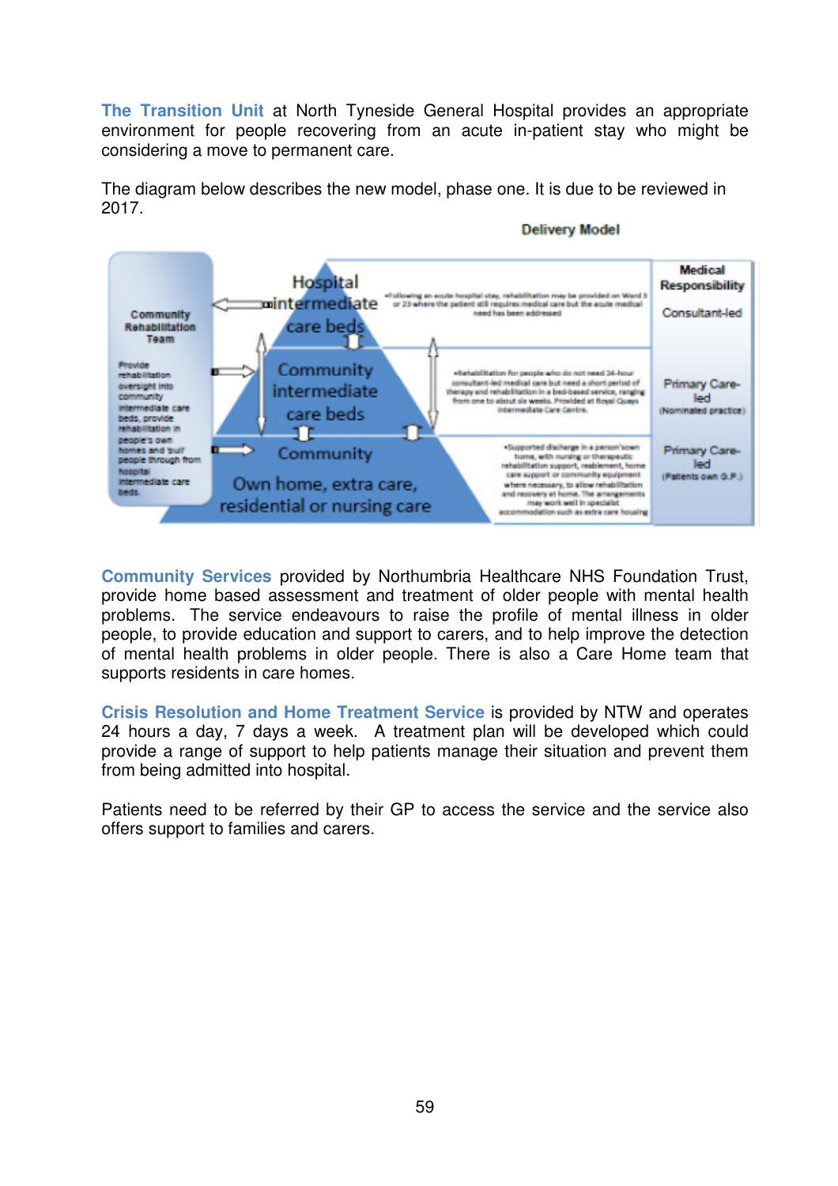**The Transition Unit** at North Tyneside General Hospital provides an appropriate environment for people recovering from an acute in-patient stay who might be considering a move to permanent care.

The diagram below describes the new model, phase one. It is due to be reviewed in 2017.

Delivery Model

Community Rehabilitation Team

Provide rehabilitation oversight into community intermediate care beds, provide rehabilitation in people's own homes and 'pull' people through from hospital intermediate care beds.

Hospital intermediate care beds

•Following an acute hospital stay, rehabilitation may be provided on Ward 3 or 23 where the patient still requires medical care but the acute medical need has been addressed

Community intermediate care beds

•Rehabilitation for people who do not need 24-hour consultant-led medical care but need a short period of therapy and rehabilitation in a bed-based service, ranging from one to about six weeks. Provided at Royal Quays Intermediate Care Centre.

Community

Own home, extra care, residential or nursing care

•Supported discharge in a person's own home, with nursing or therapeutic rehabilitation support, reablement, home care support or community equipment where necessary, to allow rehabilitation and recovery at home. The arrangements may work well in specialist accommodation such as extra care housing

Medical Responsibility

Consultant-led

Primary Care-led (Nominated practice)

Primary Care-led (Patients own G.P.)

**Community Services** provided by Northumbria Healthcare NHS Foundation Trust, provide home based assessment and treatment of older people with mental health problems. The service endeavours to raise the profile of mental illness in older people, to provide education and support to carers, and to help improve the detection of mental health problems in older people. There is also a Care Home team that supports residents in care homes.

**Crisis Resolution and Home Treatment Service** is provided by NTW and operates 24 hours a day, 7 days a week. A treatment plan will be developed which could provide a range of support to help patients manage their situation and prevent them from being admitted into hospital.

Patients need to be referred by their GP to access the service and the service also offers support to families and carers.